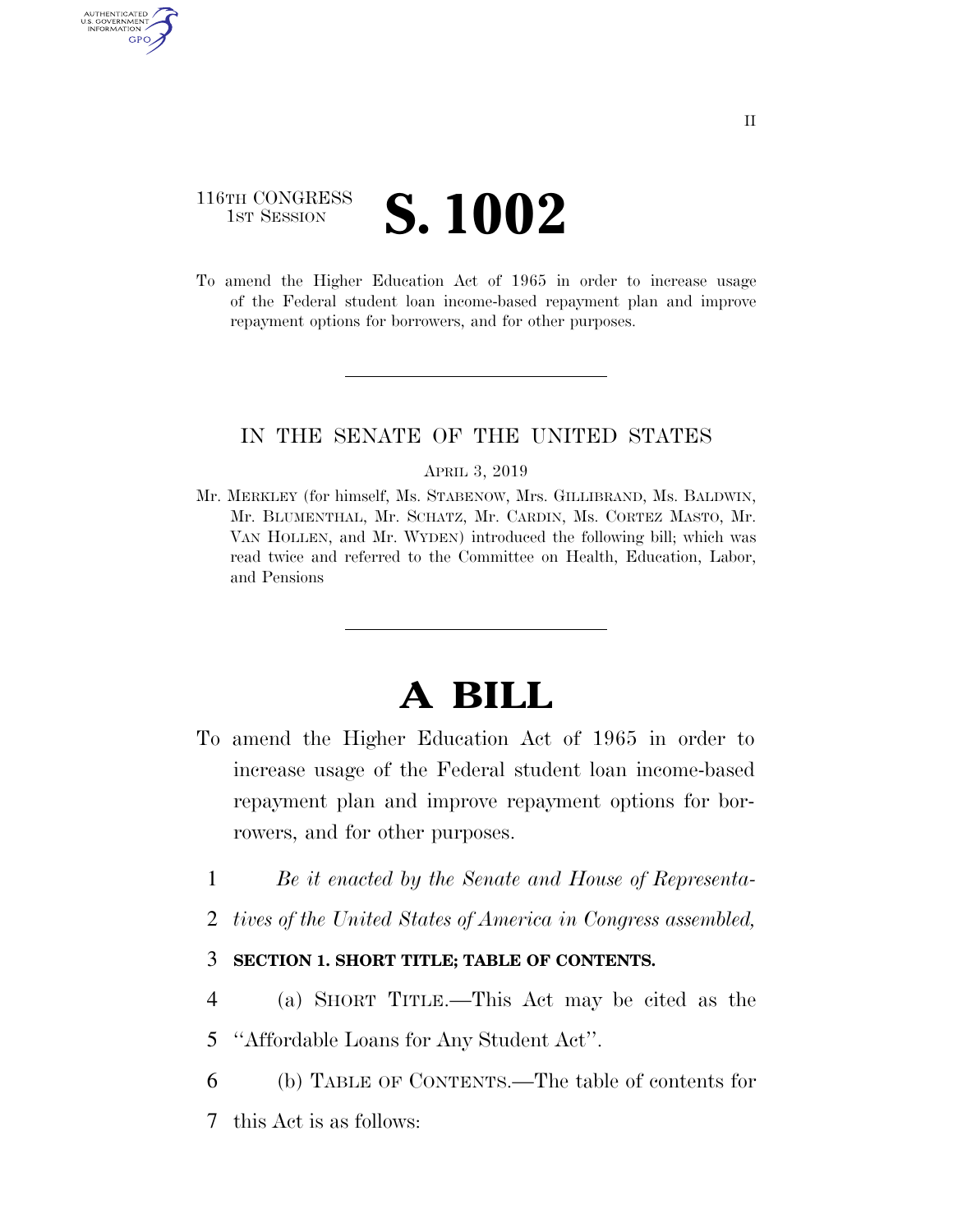116TH CONGRESS
1ST SESSION

# S. 1002

To amend the Higher Education Act of 1965 in order to increase usage of the Federal student loan income-based repayment plan and improve repayment options for borrowers, and for other purposes.

---

IN THE SENATE OF THE UNITED STATES

APRIL 3, 2019

Mr. MERKLEY (for himself, Ms. STABENOW, Mrs. GILLIBRAND, Ms. BALDWIN, Mr. BLUMENTHAL, Mr. SCHATZ, Mr. CARDIN, Ms. CORTEZ MASTO, Mr. VAN HOLLEN, and Mr. WYDEN) introduced the following bill; which was read twice and referred to the Committee on Health, Education, Labor, and Pensions

---

# A BILL

To amend the Higher Education Act of 1965 in order to increase usage of the Federal student loan income-based repayment plan and improve repayment options for borrowers, and for other purposes.

1 *Be it enacted by the Senate and House of Representa-*
2 *tives of the United States of America in Congress assembled,*

3 **SECTION 1. SHORT TITLE; TABLE OF CONTENTS.**

4 (a) SHORT TITLE.—This Act may be cited as the
5 ''Affordable Loans for Any Student Act''.

6 (b) TABLE OF CONTENTS.—The table of contents for
7 this Act is as follows: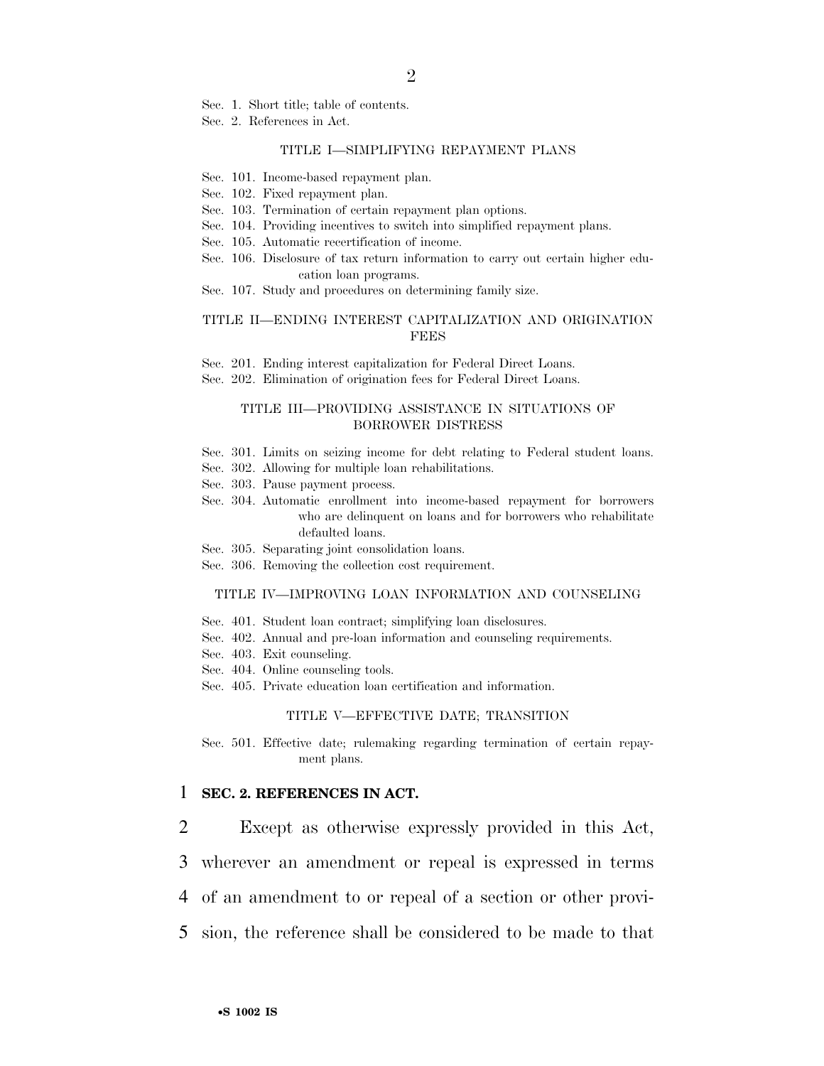Sec. 1. Short title; table of contents.
Sec. 2. References in Act.

TITLE I—SIMPLIFYING REPAYMENT PLANS

Sec. 101. Income-based repayment plan.
Sec. 102. Fixed repayment plan.
Sec. 103. Termination of certain repayment plan options.
Sec. 104. Providing incentives to switch into simplified repayment plans.
Sec. 105. Automatic recertification of income.
Sec. 106. Disclosure of tax return information to carry out certain higher education loan programs.
Sec. 107. Study and procedures on determining family size.

TITLE II—ENDING INTEREST CAPITALIZATION AND ORIGINATION FEES

Sec. 201. Ending interest capitalization for Federal Direct Loans.
Sec. 202. Elimination of origination fees for Federal Direct Loans.

TITLE III—PROVIDING ASSISTANCE IN SITUATIONS OF BORROWER DISTRESS

Sec. 301. Limits on seizing income for debt relating to Federal student loans.
Sec. 302. Allowing for multiple loan rehabilitations.
Sec. 303. Pause payment process.
Sec. 304. Automatic enrollment into income-based repayment for borrowers who are delinquent on loans and for borrowers who rehabilitate defaulted loans.
Sec. 305. Separating joint consolidation loans.
Sec. 306. Removing the collection cost requirement.

TITLE IV—IMPROVING LOAN INFORMATION AND COUNSELING

Sec. 401. Student loan contract; simplifying loan disclosures.
Sec. 402. Annual and pre-loan information and counseling requirements.
Sec. 403. Exit counseling.
Sec. 404. Online counseling tools.
Sec. 405. Private education loan certification and information.

TITLE V—EFFECTIVE DATE; TRANSITION

Sec. 501. Effective date; rulemaking regarding termination of certain repayment plans.

1 **SEC. 2. REFERENCES IN ACT.**

2 Except as otherwise expressly provided in this Act,
3 wherever an amendment or repeal is expressed in terms
4 of an amendment to or repeal of a section or other provi-
5 sion, the reference shall be considered to be made to that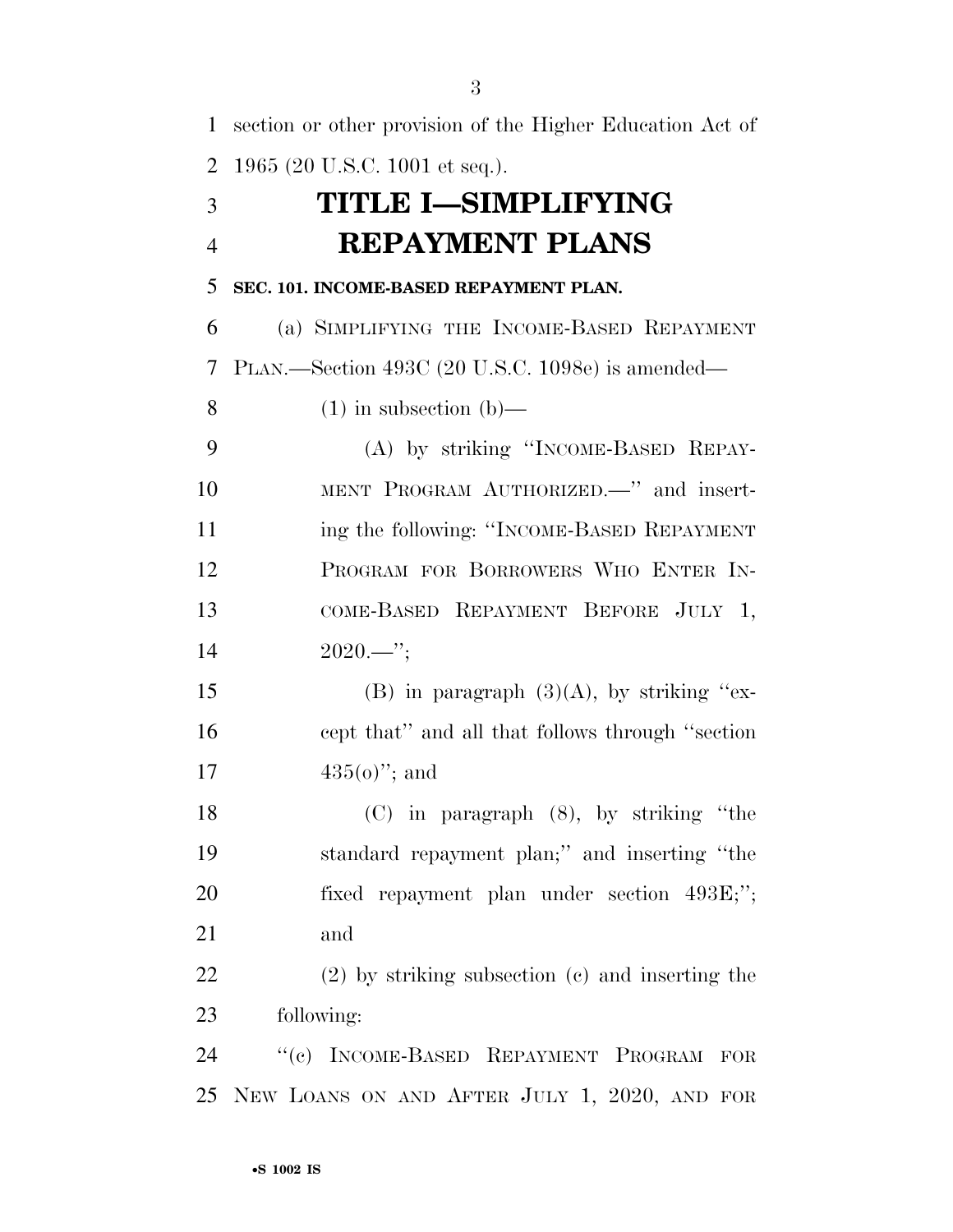section or other provision of the Higher Education Act of 1965 (20 U.S.C. 1001 et seq.).

# TITLE I—SIMPLIFYING REPAYMENT PLANS

### SEC. 101. INCOME-BASED REPAYMENT PLAN.

(a) SIMPLIFYING THE INCOME-BASED REPAYMENT PLAN.—Section 493C (20 U.S.C. 1098e) is amended—

(1) in subsection (b)—

(A) by striking ''INCOME-BASED REPAYMENT PROGRAM AUTHORIZED.—'' and inserting the following: ''INCOME-BASED REPAYMENT PROGRAM FOR BORROWERS WHO ENTER INCOME-BASED REPAYMENT BEFORE JULY 1, 2020.—'';

(B) in paragraph (3)(A), by striking ''except that'' and all that follows through ''section 435(o)''; and

(C) in paragraph (8), by striking ''the standard repayment plan;'' and inserting ''the fixed repayment plan under section 493E;''; and

(2) by striking subsection (c) and inserting the following:

''(c) INCOME-BASED REPAYMENT PROGRAM FOR NEW LOANS ON AND AFTER JULY 1, 2020, AND FOR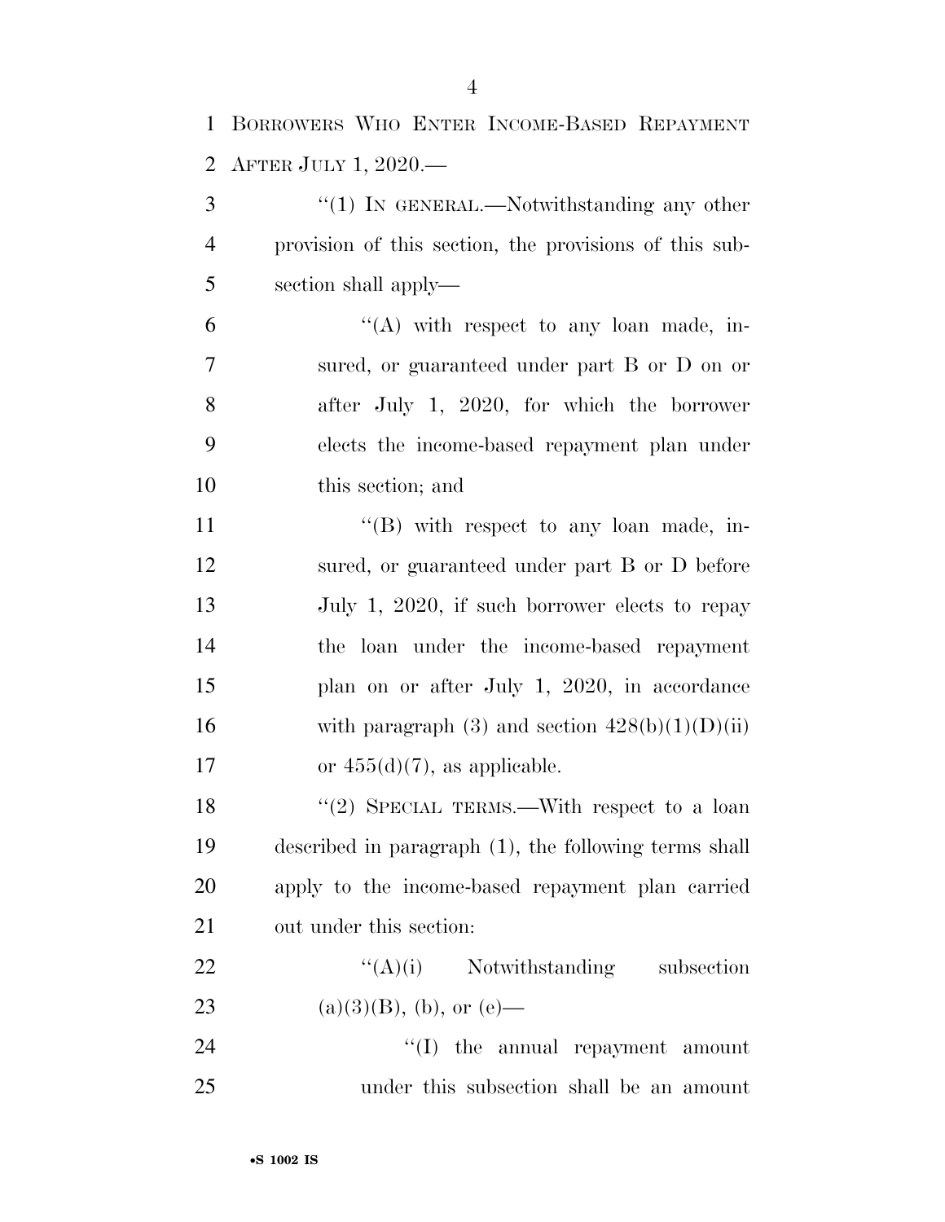BORROWERS WHO ENTER INCOME-BASED REPAYMENT AFTER JULY 1, 2020.—

"(1) IN GENERAL.—Notwithstanding any other provision of this section, the provisions of this subsection shall apply—

"(A) with respect to any loan made, insured, or guaranteed under part B or D on or after July 1, 2020, for which the borrower elects the income-based repayment plan under this section; and

"(B) with respect to any loan made, insured, or guaranteed under part B or D before July 1, 2020, if such borrower elects to repay the loan under the income-based repayment plan on or after July 1, 2020, in accordance with paragraph (3) and section 428(b)(1)(D)(ii) or 455(d)(7), as applicable.

"(2) SPECIAL TERMS.—With respect to a loan described in paragraph (1), the following terms shall apply to the income-based repayment plan carried out under this section:

"(A)(i) Notwithstanding subsection (a)(3)(B), (b), or (e)—

"(I) the annual repayment amount under this subsection shall be an amount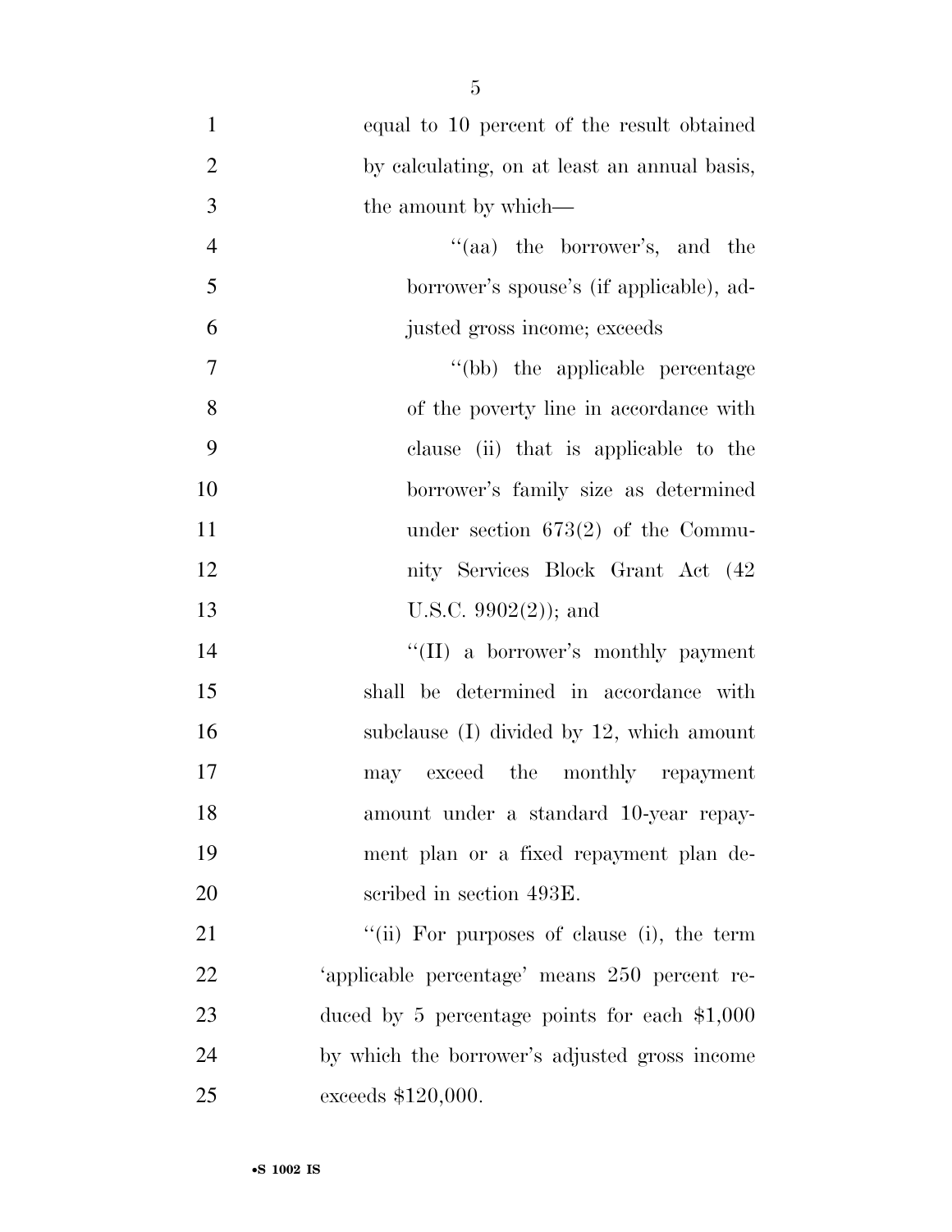equal to 10 percent of the result obtained by calculating, on at least an annual basis, the amount by which—

''(aa) the borrower's, and the borrower's spouse's (if applicable), adjusted gross income; exceeds

''(bb) the applicable percentage of the poverty line in accordance with clause (ii) that is applicable to the borrower's family size as determined under section 673(2) of the Community Services Block Grant Act (42 U.S.C. 9902(2)); and

''(II) a borrower's monthly payment shall be determined in accordance with subclause (I) divided by 12, which amount may exceed the monthly repayment amount under a standard 10-year repayment plan or a fixed repayment plan described in section 493E.

''(ii) For purposes of clause (i), the term 'applicable percentage' means 250 percent reduced by 5 percentage points for each $1,000 by which the borrower's adjusted gross income exceeds $120,000.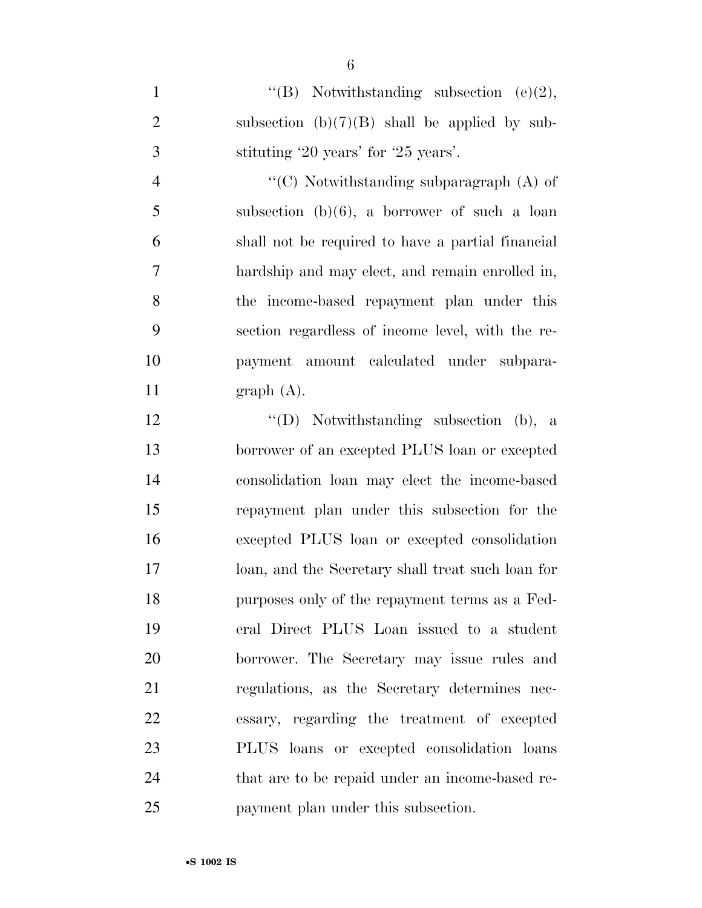''(B) Notwithstanding subsection (e)(2), subsection (b)(7)(B) shall be applied by substituting '20 years' for '25 years'.

''(C) Notwithstanding subparagraph (A) of subsection (b)(6), a borrower of such a loan shall not be required to have a partial financial hardship and may elect, and remain enrolled in, the income-based repayment plan under this section regardless of income level, with the repayment amount calculated under subparagraph (A).

''(D) Notwithstanding subsection (b), a borrower of an excepted PLUS loan or excepted consolidation loan may elect the income-based repayment plan under this subsection for the excepted PLUS loan or excepted consolidation loan, and the Secretary shall treat such loan for purposes only of the repayment terms as a Federal Direct PLUS Loan issued to a student borrower. The Secretary may issue rules and regulations, as the Secretary determines necessary, regarding the treatment of excepted PLUS loans or excepted consolidation loans that are to be repaid under an income-based repayment plan under this subsection.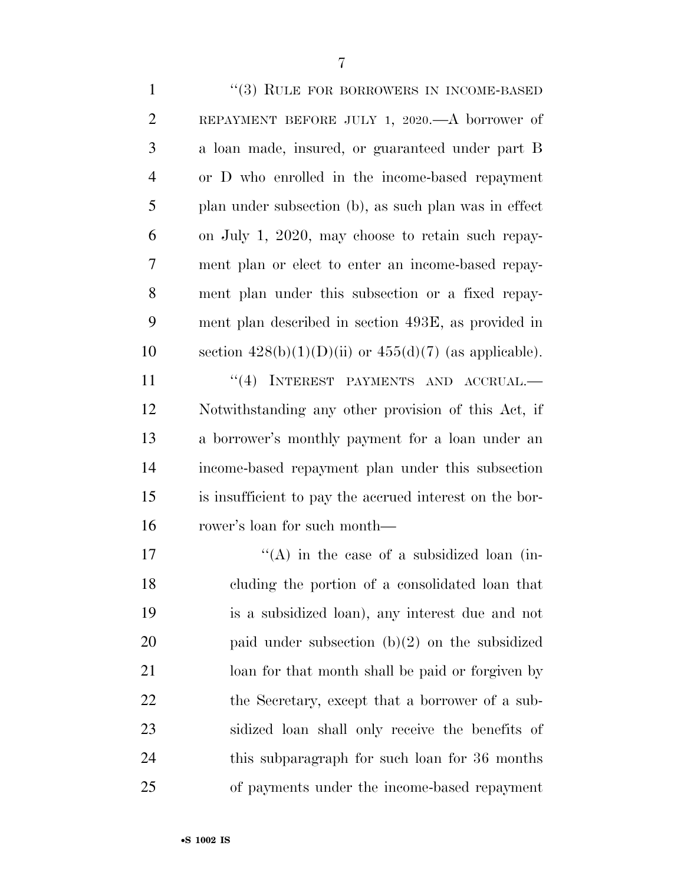"(3) RULE FOR BORROWERS IN INCOME-BASED REPAYMENT BEFORE JULY 1, 2020.—A borrower of a loan made, insured, or guaranteed under part B or D who enrolled in the income-based repayment plan under subsection (b), as such plan was in effect on July 1, 2020, may choose to retain such repayment plan or elect to enter an income-based repayment plan under this subsection or a fixed repayment plan described in section 493E, as provided in section 428(b)(1)(D)(ii) or 455(d)(7) (as applicable).

"(4) INTEREST PAYMENTS AND ACCRUAL.—Notwithstanding any other provision of this Act, if a borrower's monthly payment for a loan under an income-based repayment plan under this subsection is insufficient to pay the accrued interest on the borrower's loan for such month—

"(A) in the case of a subsidized loan (including the portion of a consolidated loan that is a subsidized loan), any interest due and not paid under subsection (b)(2) on the subsidized loan for that month shall be paid or forgiven by the Secretary, except that a borrower of a subsidized loan shall only receive the benefits of this subparagraph for such loan for 36 months of payments under the income-based repayment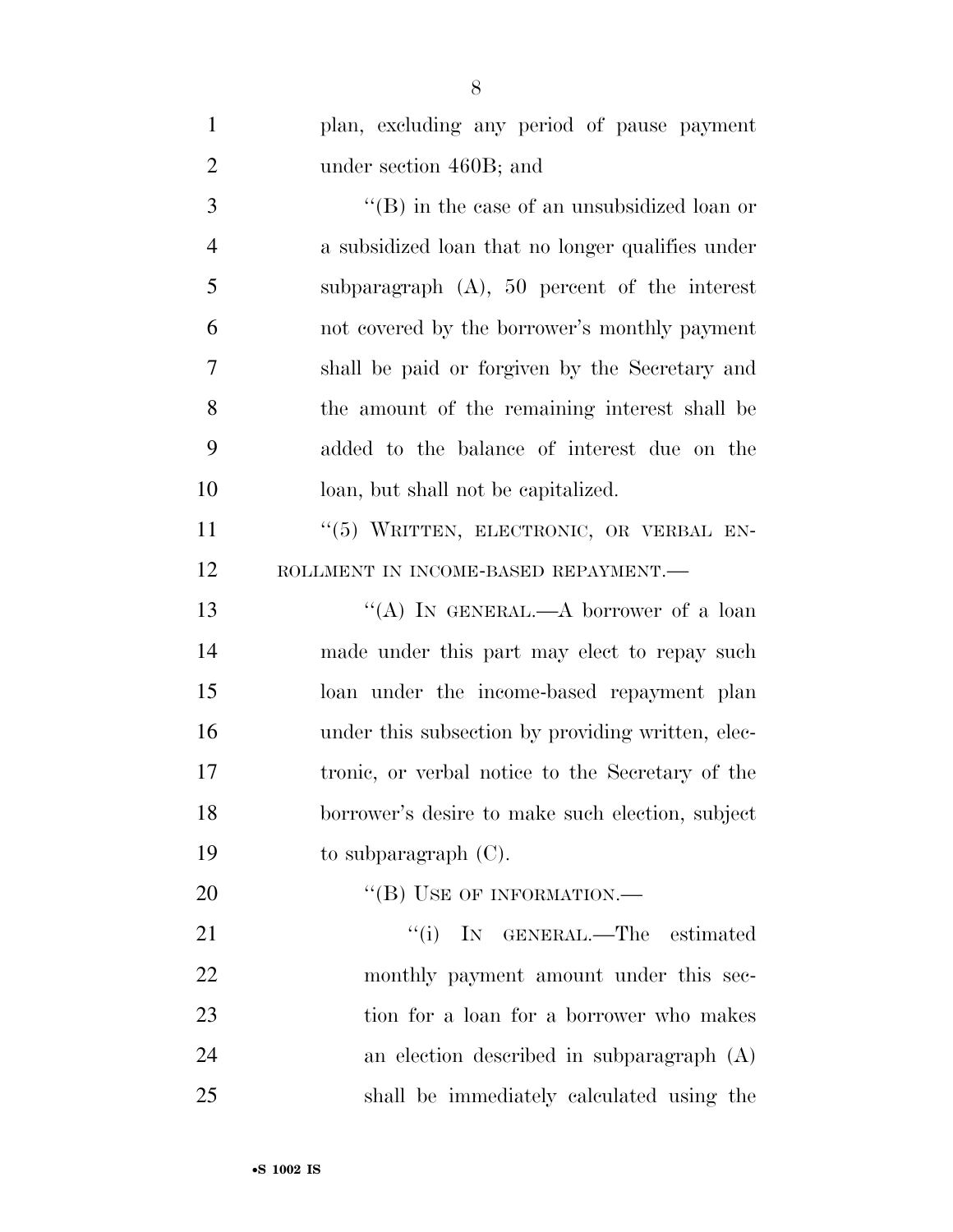plan, excluding any period of pause payment under section 460B; and

''(B) in the case of an unsubsidized loan or a subsidized loan that no longer qualifies under subparagraph (A), 50 percent of the interest not covered by the borrower's monthly payment shall be paid or forgiven by the Secretary and the amount of the remaining interest shall be added to the balance of interest due on the loan, but shall not be capitalized.

''(5) WRITTEN, ELECTRONIC, OR VERBAL ENROLLMENT IN INCOME-BASED REPAYMENT.—

''(A) IN GENERAL.—A borrower of a loan made under this part may elect to repay such loan under the income-based repayment plan under this subsection by providing written, electronic, or verbal notice to the Secretary of the borrower's desire to make such election, subject to subparagraph (C).

''(B) USE OF INFORMATION.—

''(i) IN GENERAL.—The estimated monthly payment amount under this section for a loan for a borrower who makes an election described in subparagraph (A) shall be immediately calculated using the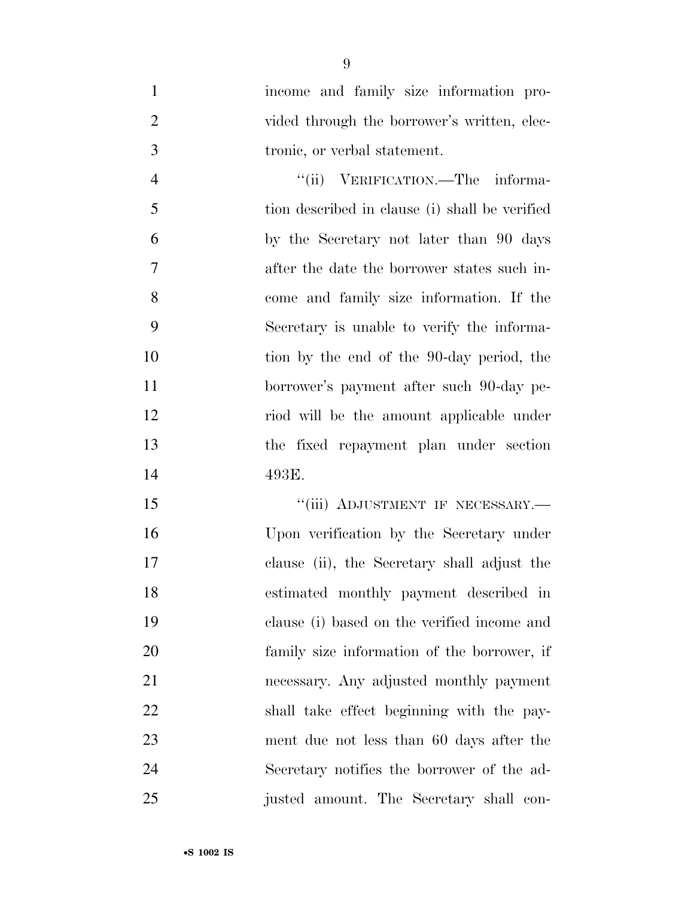income and family size information provided through the borrower's written, electronic, or verbal statement.

"(ii) VERIFICATION.—The information described in clause (i) shall be verified by the Secretary not later than 90 days after the date the borrower states such income and family size information. If the Secretary is unable to verify the information by the end of the 90-day period, the borrower's payment after such 90-day period will be the amount applicable under the fixed repayment plan under section 493E.

"(iii) ADJUSTMENT IF NECESSARY.—Upon verification by the Secretary under clause (ii), the Secretary shall adjust the estimated monthly payment described in clause (i) based on the verified income and family size information of the borrower, if necessary. Any adjusted monthly payment shall take effect beginning with the payment due not less than 60 days after the Secretary notifies the borrower of the adjusted amount. The Secretary shall con-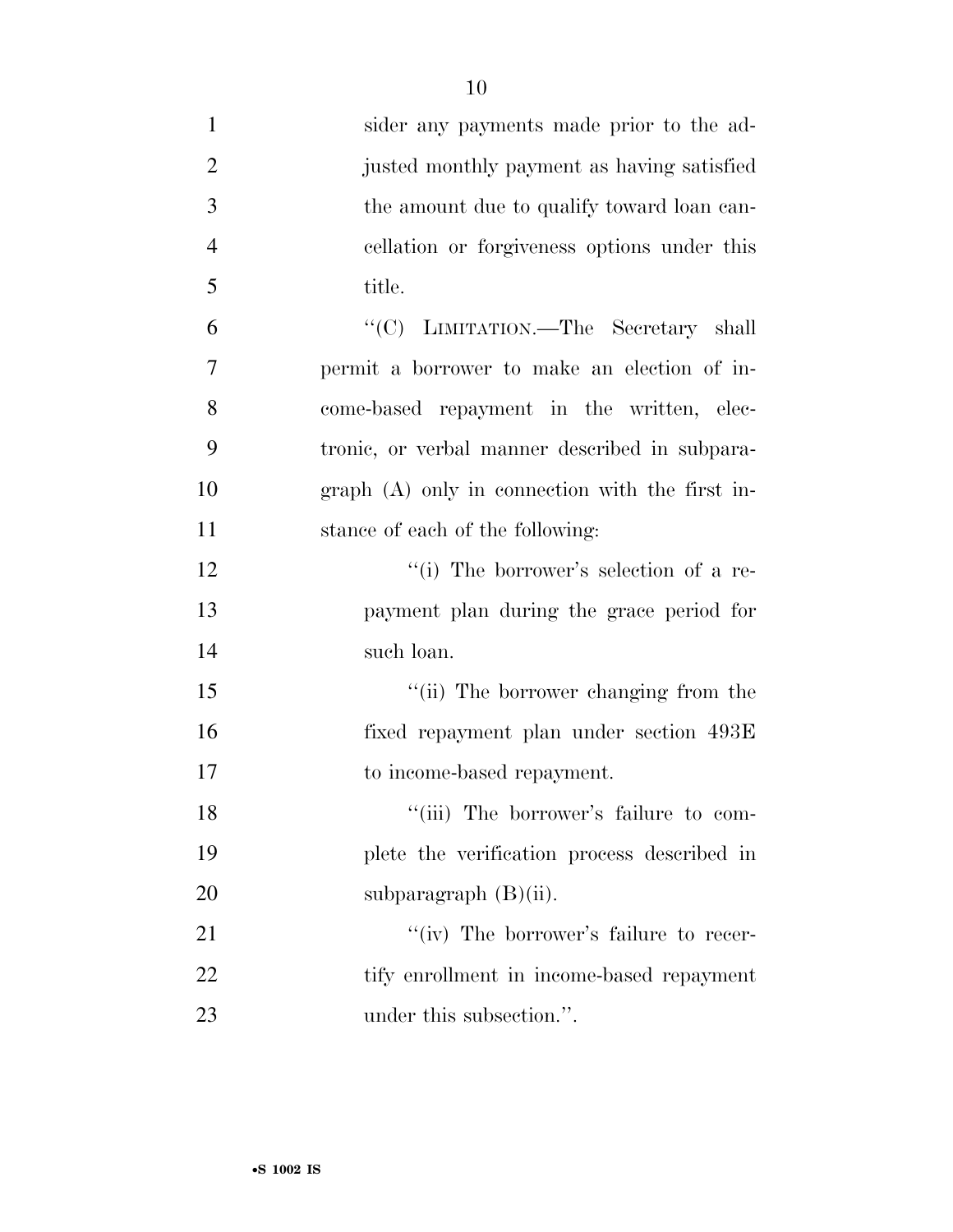sider any payments made prior to the adjusted monthly payment as having satisfied the amount due to qualify toward loan cancellation or forgiveness options under this title.

"(C) LIMITATION.—The Secretary shall permit a borrower to make an election of income-based repayment in the written, electronic, or verbal manner described in subparagraph (A) only in connection with the first instance of each of the following:

"(i) The borrower's selection of a repayment plan during the grace period for such loan.

"(ii) The borrower changing from the fixed repayment plan under section 493E to income-based repayment.

"(iii) The borrower's failure to complete the verification process described in subparagraph (B)(ii).

"(iv) The borrower's failure to recertify enrollment in income-based repayment under this subsection.".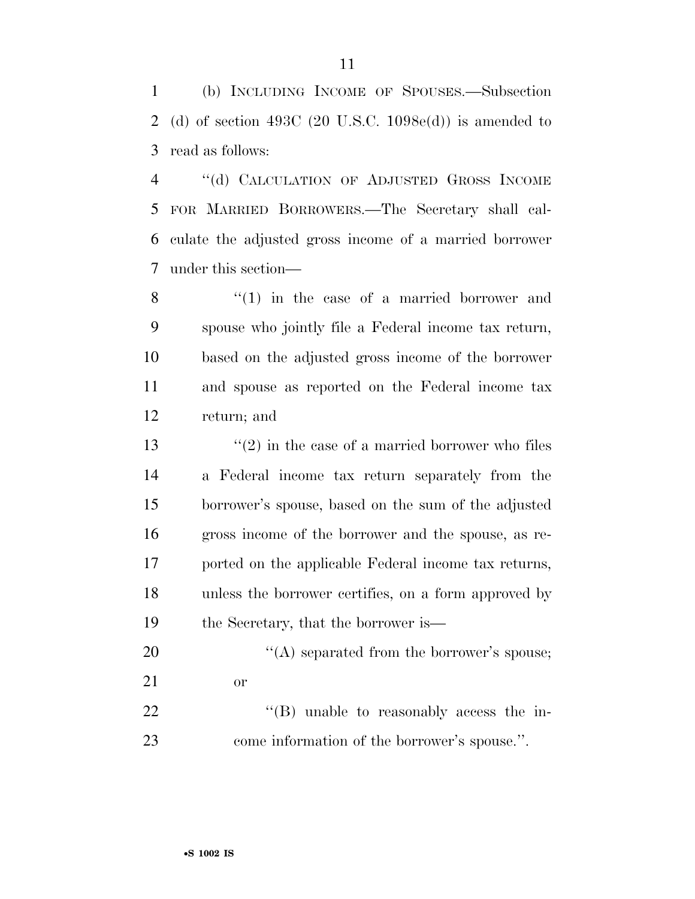(b) INCLUDING INCOME OF SPOUSES.—Subsection (d) of section 493C (20 U.S.C. 1098e(d)) is amended to read as follows:

"(d) CALCULATION OF ADJUSTED GROSS INCOME FOR MARRIED BORROWERS.—The Secretary shall calculate the adjusted gross income of a married borrower under this section—

"(1) in the case of a married borrower and spouse who jointly file a Federal income tax return, based on the adjusted gross income of the borrower and spouse as reported on the Federal income tax return; and

"(2) in the case of a married borrower who files a Federal income tax return separately from the borrower's spouse, based on the sum of the adjusted gross income of the borrower and the spouse, as reported on the applicable Federal income tax returns, unless the borrower certifies, on a form approved by the Secretary, that the borrower is—

"(A) separated from the borrower's spouse; or

"(B) unable to reasonably access the income information of the borrower's spouse.".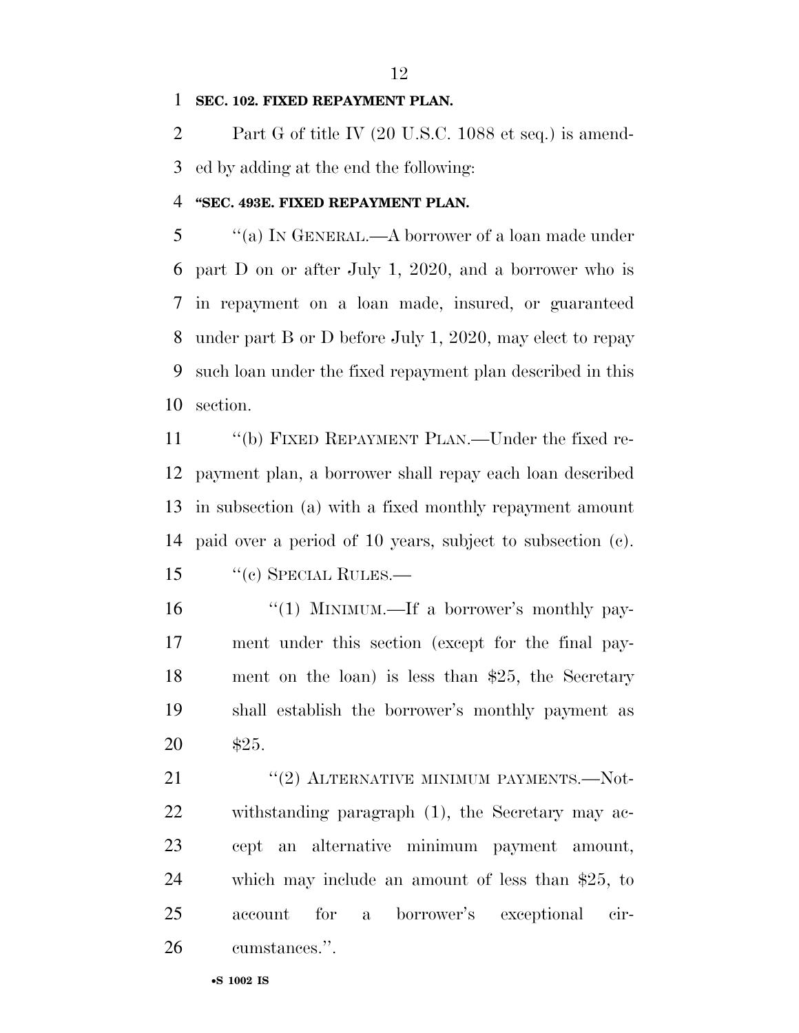**SEC. 102. FIXED REPAYMENT PLAN.**

Part G of title IV (20 U.S.C. 1088 et seq.) is amended by adding at the end the following:

**"SEC. 493E. FIXED REPAYMENT PLAN.**

"(a) IN GENERAL.—A borrower of a loan made under part D on or after July 1, 2020, and a borrower who is in repayment on a loan made, insured, or guaranteed under part B or D before July 1, 2020, may elect to repay such loan under the fixed repayment plan described in this section.

"(b) FIXED REPAYMENT PLAN.—Under the fixed repayment plan, a borrower shall repay each loan described in subsection (a) with a fixed monthly repayment amount paid over a period of 10 years, subject to subsection (c).

"(c) SPECIAL RULES.—

"(1) MINIMUM.—If a borrower's monthly payment under this section (except for the final payment on the loan) is less than $25, the Secretary shall establish the borrower's monthly payment as $25.

"(2) ALTERNATIVE MINIMUM PAYMENTS.—Notwithstanding paragraph (1), the Secretary may accept an alternative minimum payment amount, which may include an amount of less than $25, to account for a borrower's exceptional circumstances.".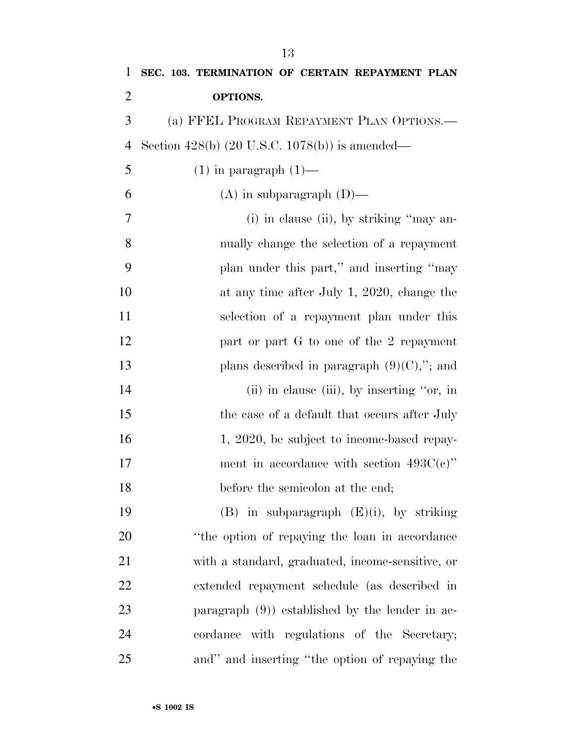**SEC. 103. TERMINATION OF CERTAIN REPAYMENT PLAN OPTIONS.**

(a) FFEL PROGRAM REPAYMENT PLAN OPTIONS.—Section 428(b) (20 U.S.C. 1078(b)) is amended—

(1) in paragraph (1)—

(A) in subparagraph (D)—

(i) in clause (ii), by striking "may annually change the selection of a repayment plan under this part," and inserting "may at any time after July 1, 2020, change the selection of a repayment plan under this part or part G to one of the 2 repayment plans described in paragraph (9)(C),"; and

(ii) in clause (iii), by inserting "or, in the case of a default that occurs after July 1, 2020, be subject to income-based repayment in accordance with section 493C(c)" before the semicolon at the end;

(B) in subparagraph (E)(i), by striking "the option of repaying the loan in accordance with a standard, graduated, income-sensitive, or extended repayment schedule (as described in paragraph (9)) established by the lender in accordance with regulations of the Secretary; and" and inserting "the option of repaying the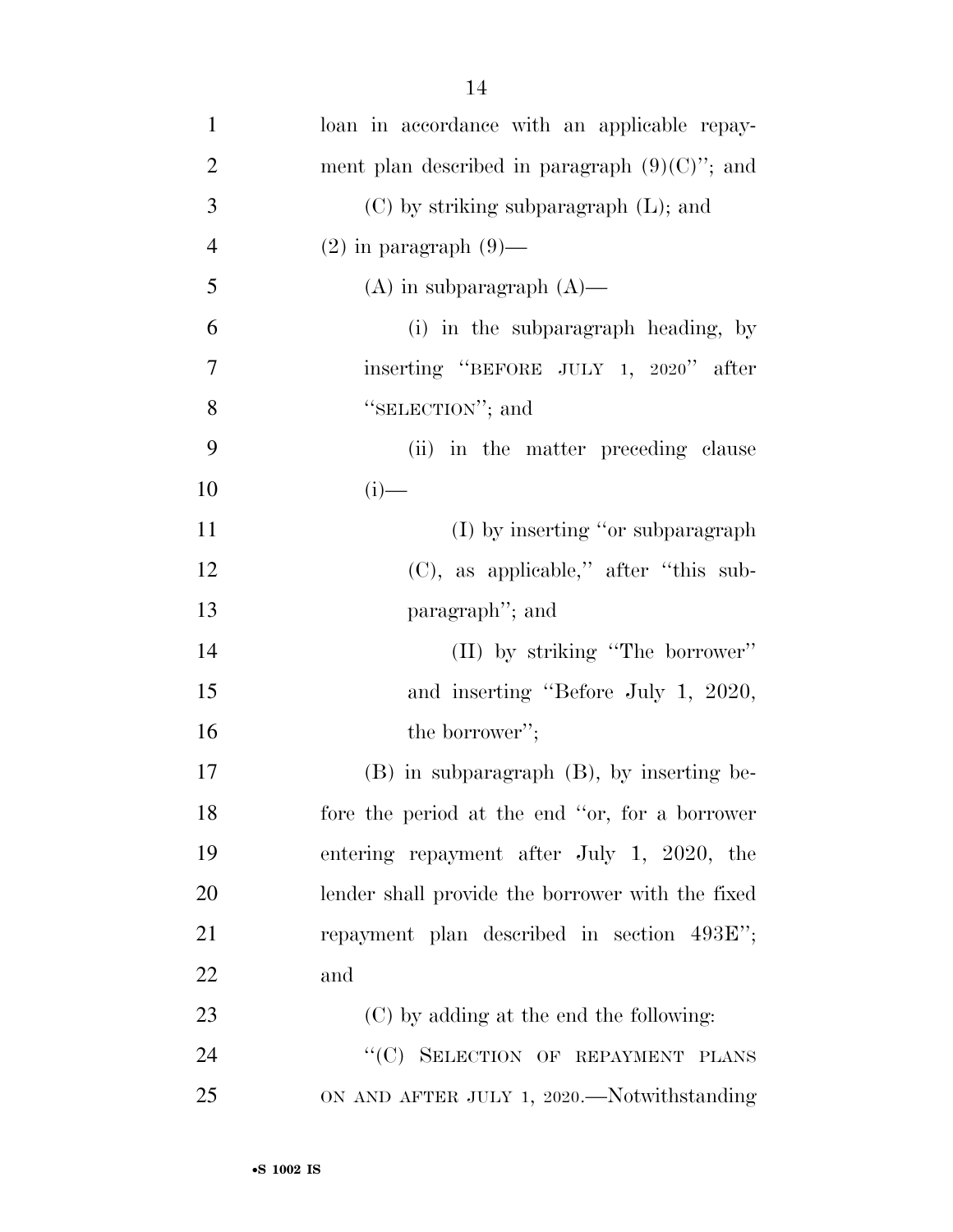loan in accordance with an applicable repayment plan described in paragraph (9)(C)''; and

(C) by striking subparagraph (L); and

(2) in paragraph (9)—

(A) in subparagraph (A)—

(i) in the subparagraph heading, by inserting ''BEFORE JULY 1, 2020'' after ''SELECTION''; and

(ii) in the matter preceding clause (i)—

(I) by inserting ''or subparagraph (C), as applicable,'' after ''this subparagraph''; and

(II) by striking ''The borrower'' and inserting ''Before July 1, 2020, the borrower'';

(B) in subparagraph (B), by inserting before the period at the end ''or, for a borrower entering repayment after July 1, 2020, the lender shall provide the borrower with the fixed repayment plan described in section 493E''; and

(C) by adding at the end the following:

''(C) SELECTION OF REPAYMENT PLANS ON AND AFTER JULY 1, 2020.—Notwithstanding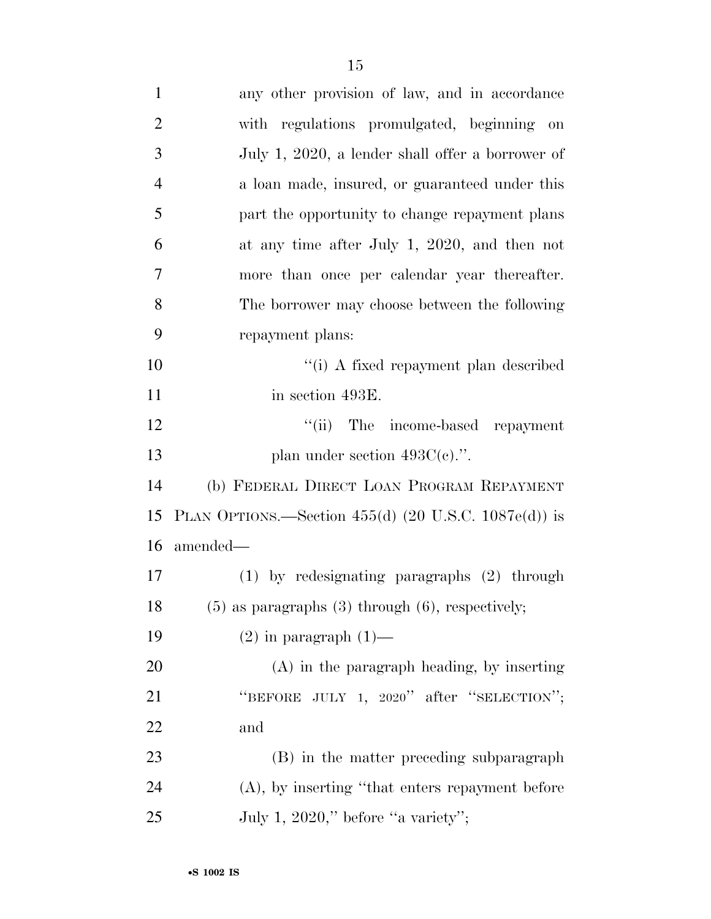any other provision of law, and in accordance with regulations promulgated, beginning on July 1, 2020, a lender shall offer a borrower of a loan made, insured, or guaranteed under this part the opportunity to change repayment plans at any time after July 1, 2020, and then not more than once per calendar year thereafter. The borrower may choose between the following repayment plans:

"(i) A fixed repayment plan described in section 493E.

"(ii) The income-based repayment plan under section 493C(c).".

(b) FEDERAL DIRECT LOAN PROGRAM REPAYMENT PLAN OPTIONS.—Section 455(d) (20 U.S.C. 1087e(d)) is amended—

(1) by redesignating paragraphs (2) through (5) as paragraphs (3) through (6), respectively;

(2) in paragraph (1)—

(A) in the paragraph heading, by inserting "BEFORE JULY 1, 2020" after "SELECTION"; and

(B) in the matter preceding subparagraph (A), by inserting "that enters repayment before July 1, 2020," before "a variety";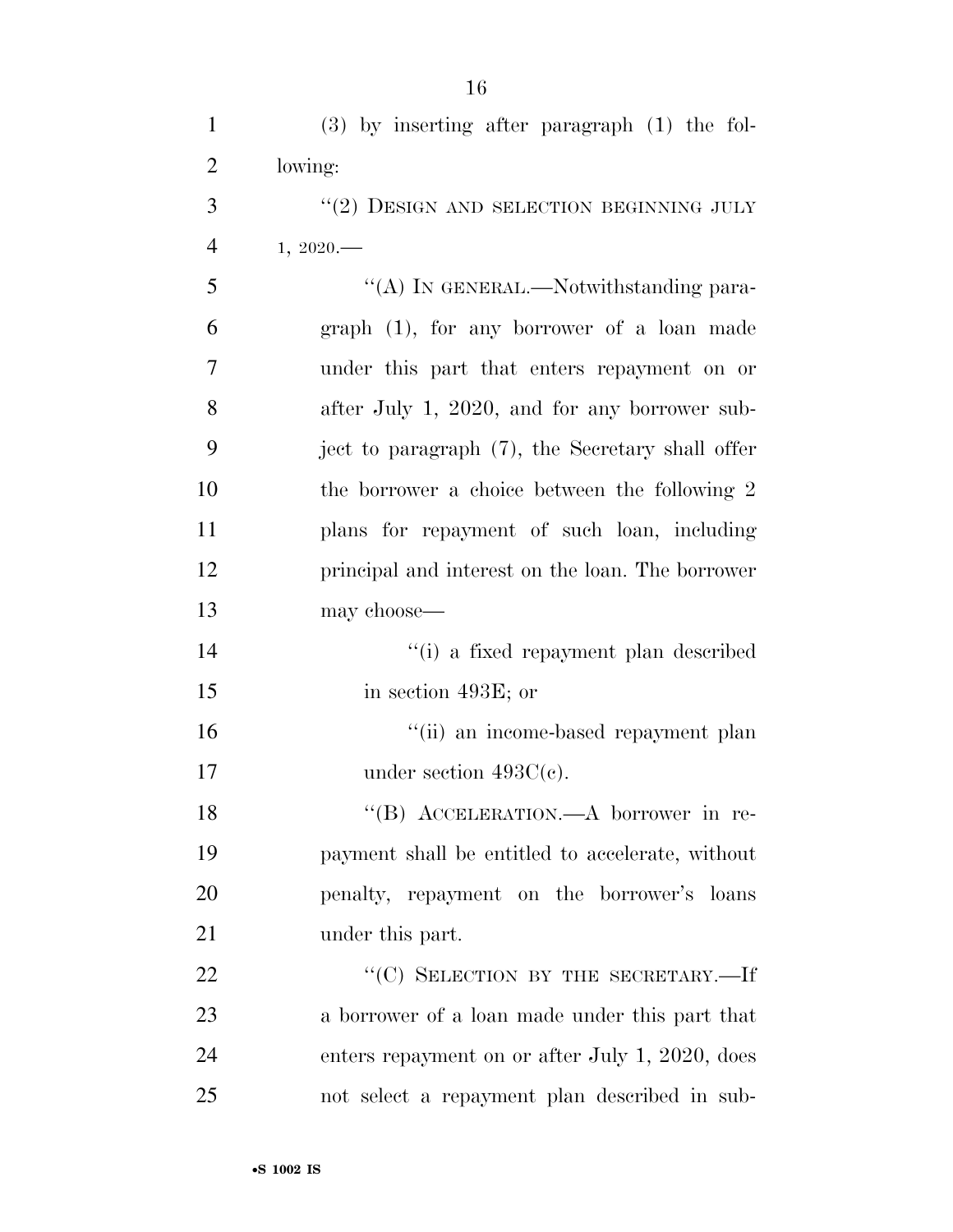(3) by inserting after paragraph (1) the following:

"(2) DESIGN AND SELECTION BEGINNING JULY 1, 2020.—

"(A) IN GENERAL.—Notwithstanding paragraph (1), for any borrower of a loan made under this part that enters repayment on or after July 1, 2020, and for any borrower subject to paragraph (7), the Secretary shall offer the borrower a choice between the following 2 plans for repayment of such loan, including principal and interest on the loan. The borrower may choose—

"(i) a fixed repayment plan described in section 493E; or

"(ii) an income-based repayment plan under section 493C(c).

"(B) ACCELERATION.—A borrower in repayment shall be entitled to accelerate, without penalty, repayment on the borrower's loans under this part.

"(C) SELECTION BY THE SECRETARY.—If a borrower of a loan made under this part that enters repayment on or after July 1, 2020, does not select a repayment plan described in sub-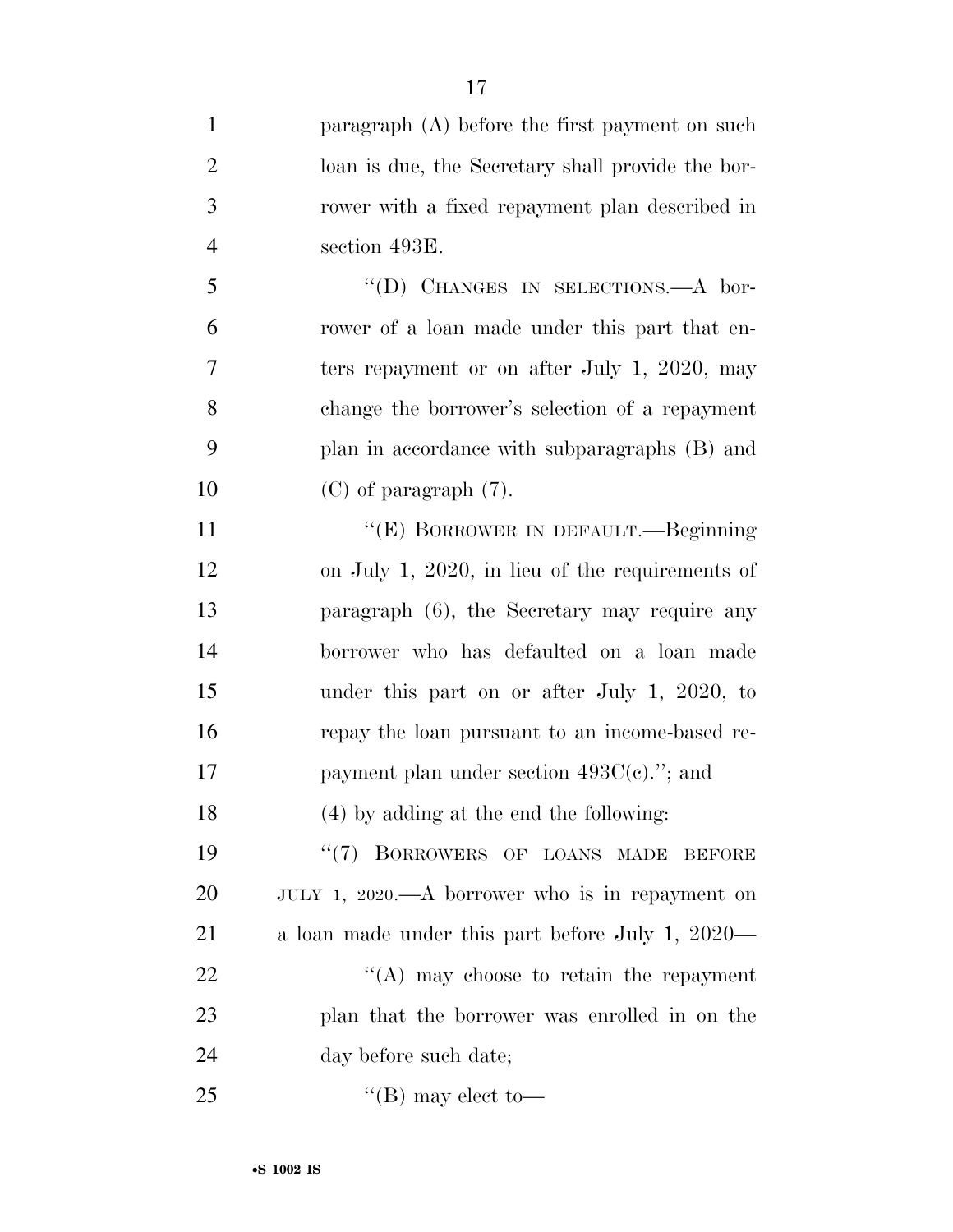paragraph (A) before the first payment on such loan is due, the Secretary shall provide the borrower with a fixed repayment plan described in section 493E.

"(D) CHANGES IN SELECTIONS.—A borrower of a loan made under this part that enters repayment or on after July 1, 2020, may change the borrower's selection of a repayment plan in accordance with subparagraphs (B) and (C) of paragraph (7).

"(E) BORROWER IN DEFAULT.—Beginning on July 1, 2020, in lieu of the requirements of paragraph (6), the Secretary may require any borrower who has defaulted on a loan made under this part on or after July 1, 2020, to repay the loan pursuant to an income-based repayment plan under section 493C(c)."; and

(4) by adding at the end the following:

"(7) BORROWERS OF LOANS MADE BEFORE JULY 1, 2020.—A borrower who is in repayment on a loan made under this part before July 1, 2020—

"(A) may choose to retain the repayment plan that the borrower was enrolled in on the day before such date;

"(B) may elect to—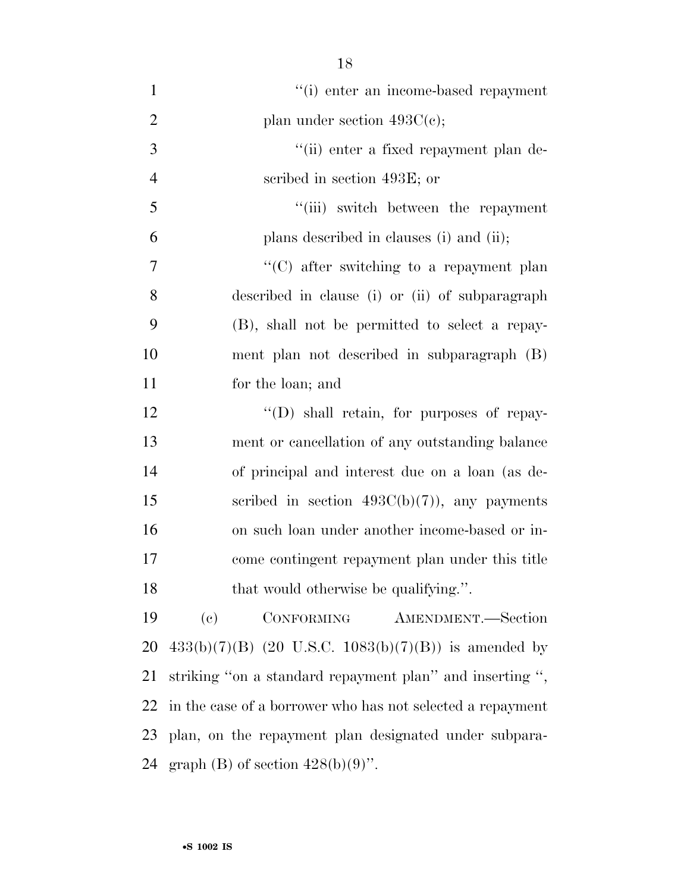"(i) enter an income-based repayment plan under section 493C(c);

"(ii) enter a fixed repayment plan described in section 493E; or

"(iii) switch between the repayment plans described in clauses (i) and (ii);

"(C) after switching to a repayment plan described in clause (i) or (ii) of subparagraph (B), shall not be permitted to select a repayment plan not described in subparagraph (B) for the loan; and

"(D) shall retain, for purposes of repayment or cancellation of any outstanding balance of principal and interest due on a loan (as described in section 493C(b)(7)), any payments on such loan under another income-based or income contingent repayment plan under this title that would otherwise be qualifying.".

(c) CONFORMING AMENDMENT.—Section 433(b)(7)(B) (20 U.S.C. 1083(b)(7)(B)) is amended by striking "on a standard repayment plan" and inserting ", in the case of a borrower who has not selected a repayment plan, on the repayment plan designated under subparagraph (B) of section 428(b)(9)".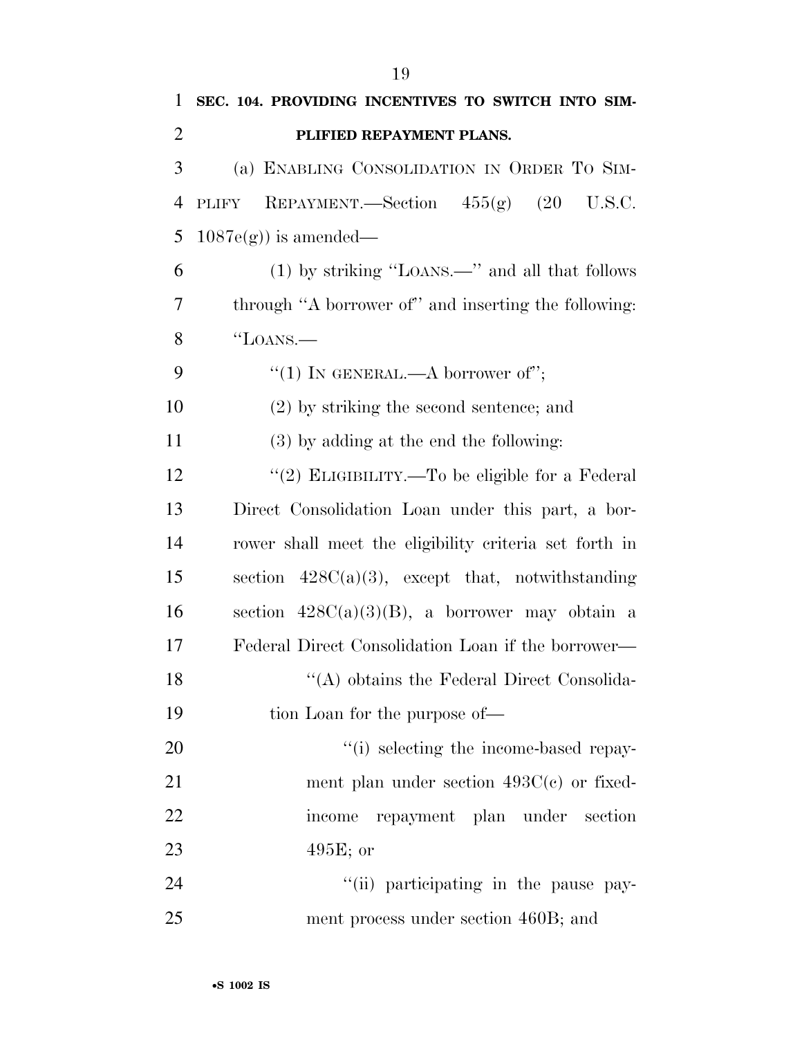**SEC. 104. PROVIDING INCENTIVES TO SWITCH INTO SIMPLIFIED REPAYMENT PLANS.**

(a) ENABLING CONSOLIDATION IN ORDER TO SIMPLIFY REPAYMENT.—Section 455(g) (20 U.S.C. 1087e(g)) is amended—

(1) by striking ''LOANS.—'' and all that follows through ''A borrower of'' and inserting the following: ''LOANS.—

''(1) IN GENERAL.—A borrower of'';

(2) by striking the second sentence; and

(3) by adding at the end the following:

''(2) ELIGIBILITY.—To be eligible for a Federal Direct Consolidation Loan under this part, a borrower shall meet the eligibility criteria set forth in section 428C(a)(3), except that, notwithstanding section 428C(a)(3)(B), a borrower may obtain a Federal Direct Consolidation Loan if the borrower—

''(A) obtains the Federal Direct Consolidation Loan for the purpose of—

''(i) selecting the income-based repayment plan under section 493C(c) or fixed-income repayment plan under section 495E; or

''(ii) participating in the pause payment process under section 460B; and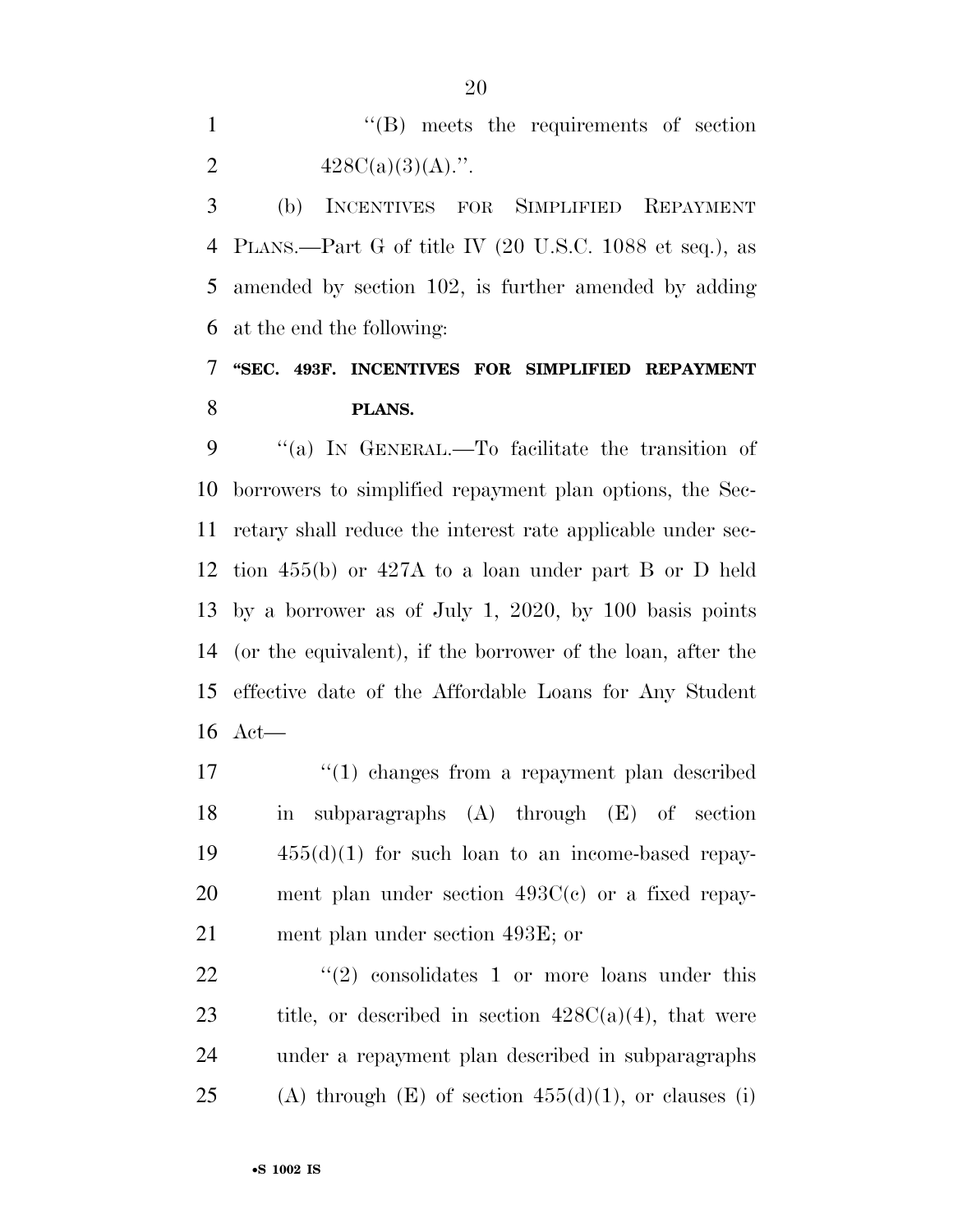''(B) meets the requirements of section 428C(a)(3)(A).''.

(b) INCENTIVES FOR SIMPLIFIED REPAYMENT PLANS.—Part G of title IV (20 U.S.C. 1088 et seq.), as amended by section 102, is further amended by adding at the end the following:

**''SEC. 493F. INCENTIVES FOR SIMPLIFIED REPAYMENT PLANS.**

''(a) IN GENERAL.—To facilitate the transition of borrowers to simplified repayment plan options, the Secretary shall reduce the interest rate applicable under section 455(b) or 427A to a loan under part B or D held by a borrower as of July 1, 2020, by 100 basis points (or the equivalent), if the borrower of the loan, after the effective date of the Affordable Loans for Any Student Act—

''(1) changes from a repayment plan described in subparagraphs (A) through (E) of section 455(d)(1) for such loan to an income-based repayment plan under section 493C(c) or a fixed repayment plan under section 493E; or

''(2) consolidates 1 or more loans under this title, or described in section 428C(a)(4), that were under a repayment plan described in subparagraphs (A) through (E) of section 455(d)(1), or clauses (i)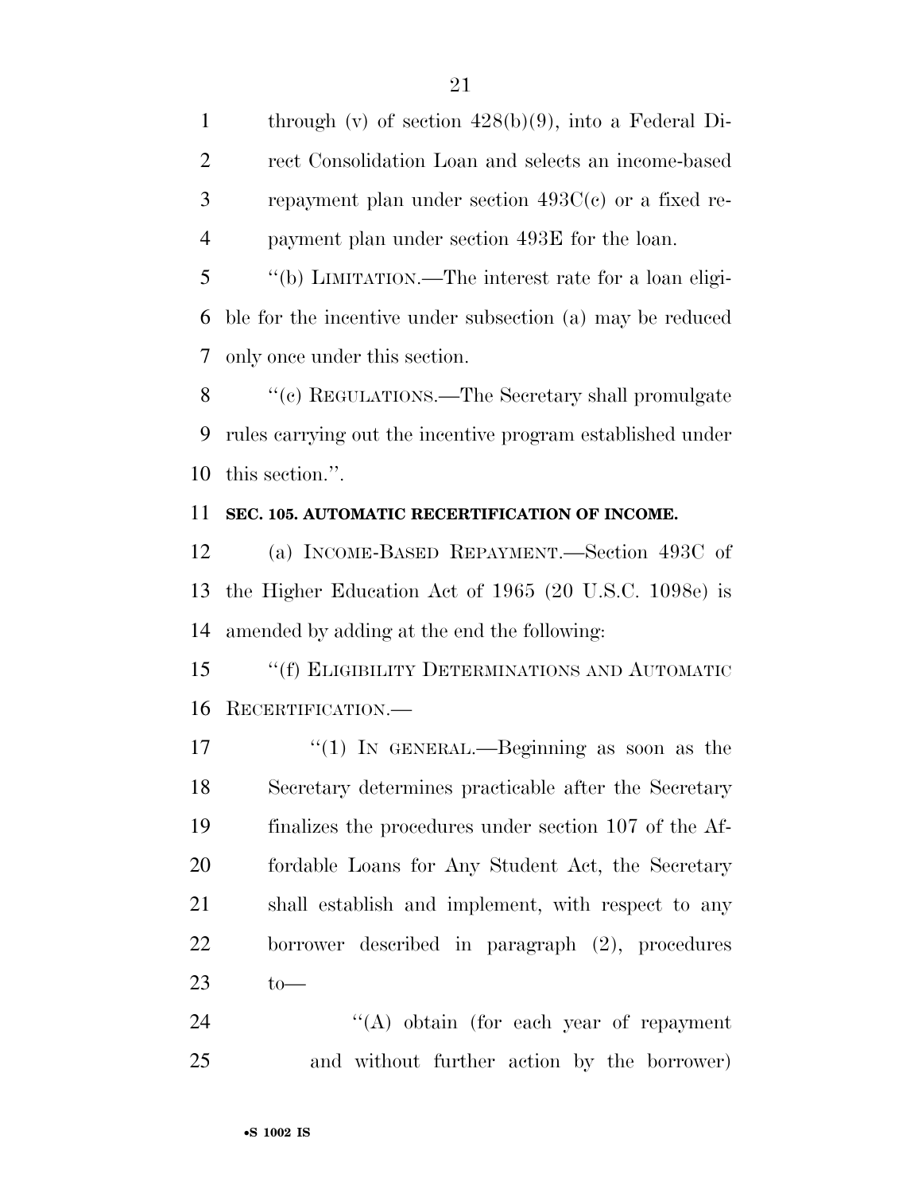through (v) of section 428(b)(9), into a Federal Direct Consolidation Loan and selects an income-based repayment plan under section 493C(c) or a fixed repayment plan under section 493E for the loan.

''(b) LIMITATION.—The interest rate for a loan eligible for the incentive under subsection (a) may be reduced only once under this section.

''(c) REGULATIONS.—The Secretary shall promulgate rules carrying out the incentive program established under this section.''.

**SEC. 105. AUTOMATIC RECERTIFICATION OF INCOME.**

(a) INCOME-BASED REPAYMENT.—Section 493C of the Higher Education Act of 1965 (20 U.S.C. 1098e) is amended by adding at the end the following:

''(f) ELIGIBILITY DETERMINATIONS AND AUTOMATIC RECERTIFICATION.—

''(1) IN GENERAL.—Beginning as soon as the Secretary determines practicable after the Secretary finalizes the procedures under section 107 of the Affordable Loans for Any Student Act, the Secretary shall establish and implement, with respect to any borrower described in paragraph (2), procedures to—

''(A) obtain (for each year of repayment and without further action by the borrower)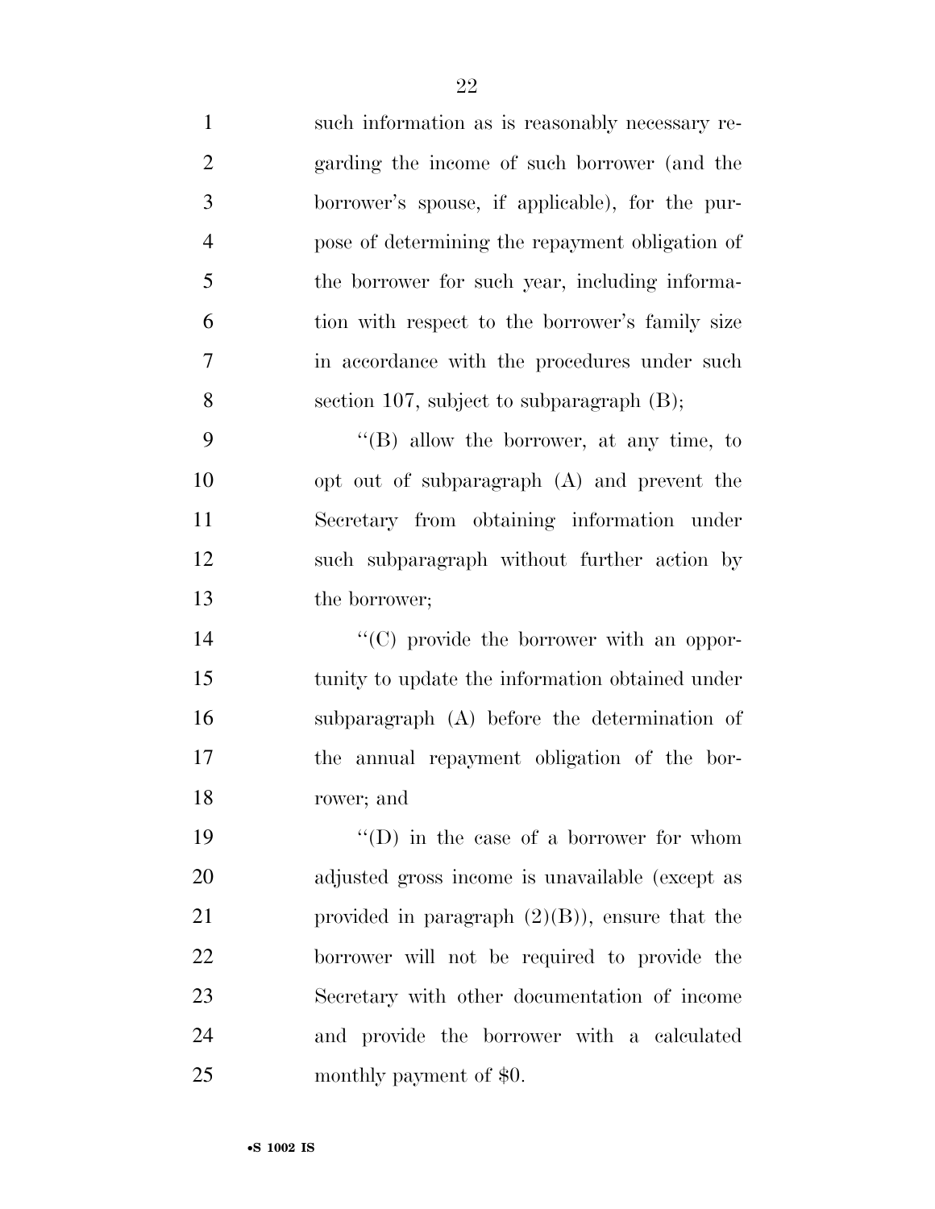such information as is reasonably necessary regarding the income of such borrower (and the borrower's spouse, if applicable), for the purpose of determining the repayment obligation of the borrower for such year, including information with respect to the borrower's family size in accordance with the procedures under such section 107, subject to subparagraph (B);

"(B) allow the borrower, at any time, to opt out of subparagraph (A) and prevent the Secretary from obtaining information under such subparagraph without further action by the borrower;

"(C) provide the borrower with an opportunity to update the information obtained under subparagraph (A) before the determination of the annual repayment obligation of the borrower; and

"(D) in the case of a borrower for whom adjusted gross income is unavailable (except as provided in paragraph (2)(B)), ensure that the borrower will not be required to provide the Secretary with other documentation of income and provide the borrower with a calculated monthly payment of $0.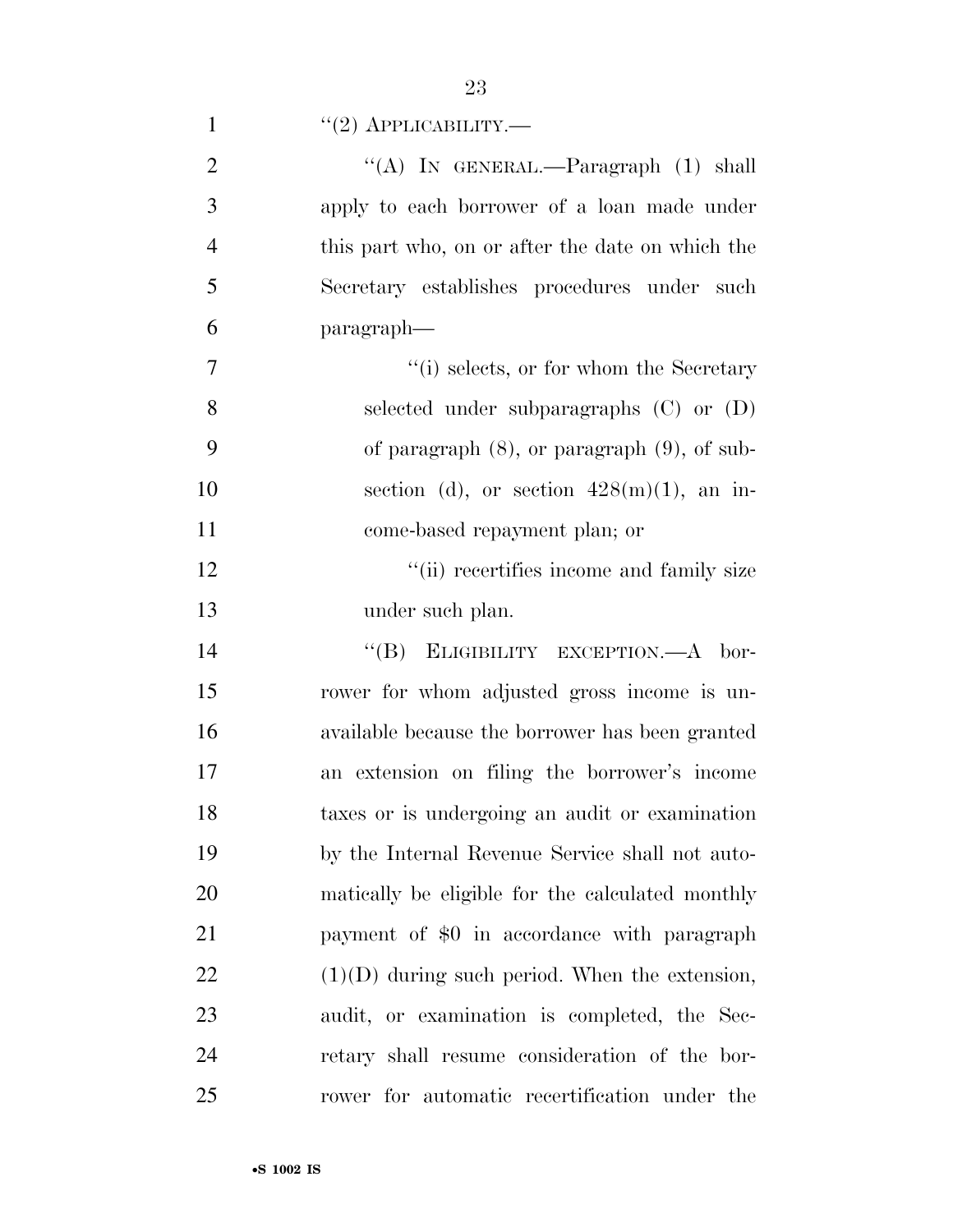''(2) APPLICABILITY.—

''(A) IN GENERAL.—Paragraph (1) shall apply to each borrower of a loan made under this part who, on or after the date on which the Secretary establishes procedures under such paragraph—

''(i) selects, or for whom the Secretary selected under subparagraphs (C) or (D) of paragraph (8), or paragraph (9), of subsection (d), or section 428(m)(1), an income-based repayment plan; or

''(ii) recertifies income and family size under such plan.

''(B) ELIGIBILITY EXCEPTION.—A borrower for whom adjusted gross income is unavailable because the borrower has been granted an extension on filing the borrower's income taxes or is undergoing an audit or examination by the Internal Revenue Service shall not automatically be eligible for the calculated monthly payment of $0 in accordance with paragraph (1)(D) during such period. When the extension, audit, or examination is completed, the Secretary shall resume consideration of the borrower for automatic recertification under the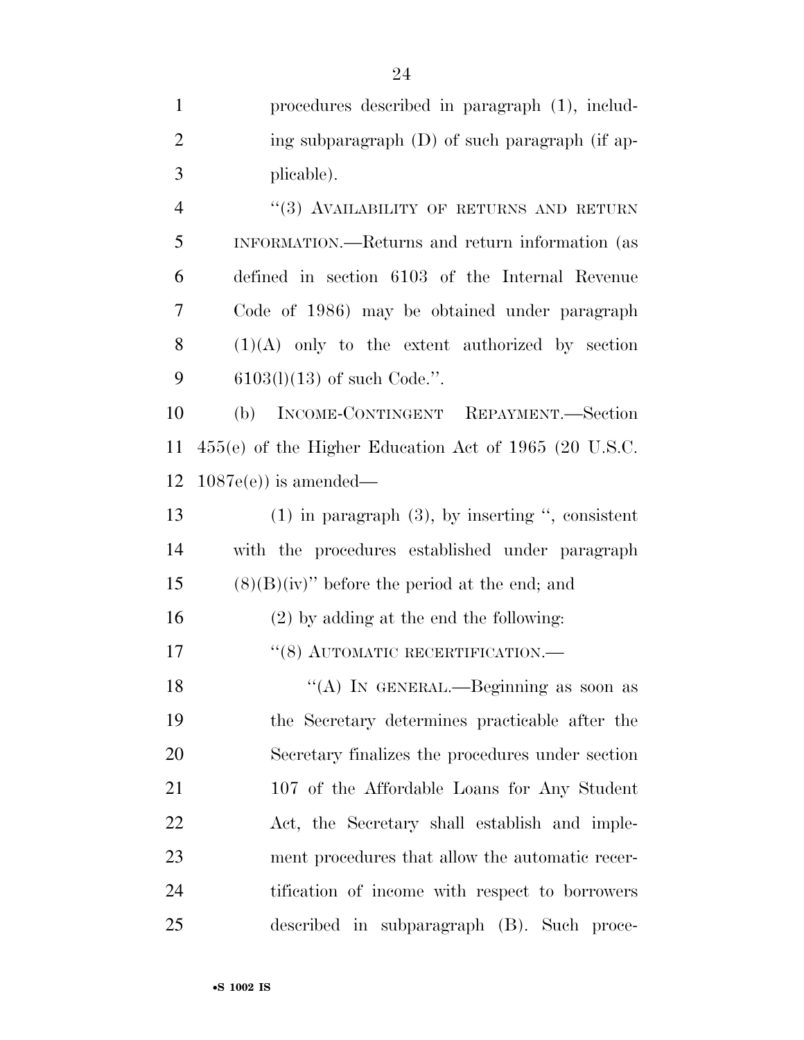procedures described in paragraph (1), including subparagraph (D) of such paragraph (if applicable).

"(3) AVAILABILITY OF RETURNS AND RETURN INFORMATION.—Returns and return information (as defined in section 6103 of the Internal Revenue Code of 1986) may be obtained under paragraph (1)(A) only to the extent authorized by section 6103(l)(13) of such Code.".

(b) INCOME-CONTINGENT REPAYMENT.—Section 455(e) of the Higher Education Act of 1965 (20 U.S.C. 1087e(e)) is amended—

(1) in paragraph (3), by inserting ", consistent with the procedures established under paragraph (8)(B)(iv)" before the period at the end; and

(2) by adding at the end the following:

"(8) AUTOMATIC RECERTIFICATION.—

"(A) IN GENERAL.—Beginning as soon as the Secretary determines practicable after the Secretary finalizes the procedures under section 107 of the Affordable Loans for Any Student Act, the Secretary shall establish and implement procedures that allow the automatic recertification of income with respect to borrowers described in subparagraph (B). Such proce-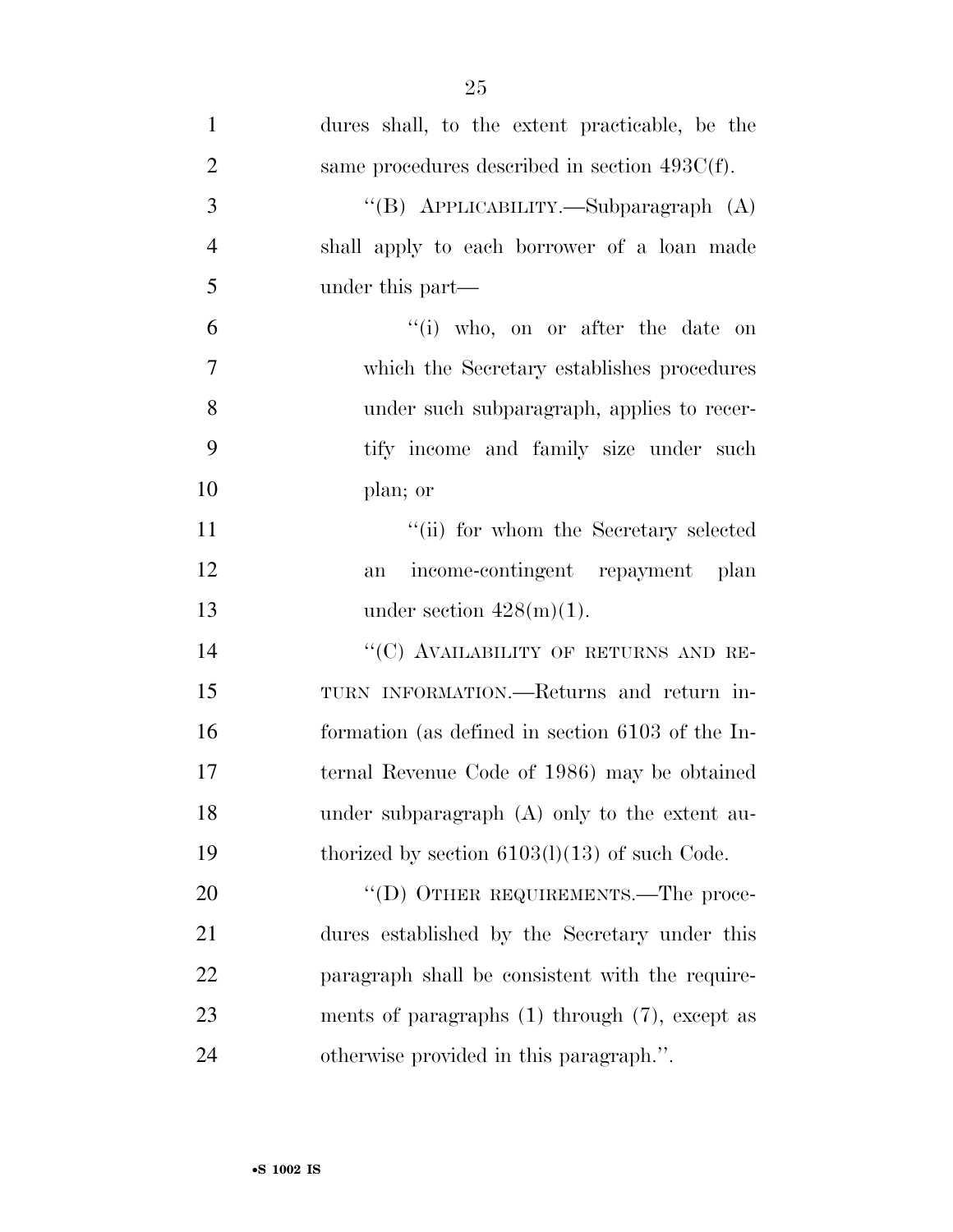dures shall, to the extent practicable, be the same procedures described in section 493C(f).

"(B) APPLICABILITY.—Subparagraph (A) shall apply to each borrower of a loan made under this part—

"(i) who, on or after the date on which the Secretary establishes procedures under such subparagraph, applies to recertify income and family size under such plan; or

"(ii) for whom the Secretary selected an income-contingent repayment plan under section 428(m)(1).

"(C) AVAILABILITY OF RETURNS AND RETURN INFORMATION.—Returns and return information (as defined in section 6103 of the Internal Revenue Code of 1986) may be obtained under subparagraph (A) only to the extent authorized by section 6103(l)(13) of such Code.

"(D) OTHER REQUIREMENTS.—The procedures established by the Secretary under this paragraph shall be consistent with the requirements of paragraphs (1) through (7), except as otherwise provided in this paragraph.".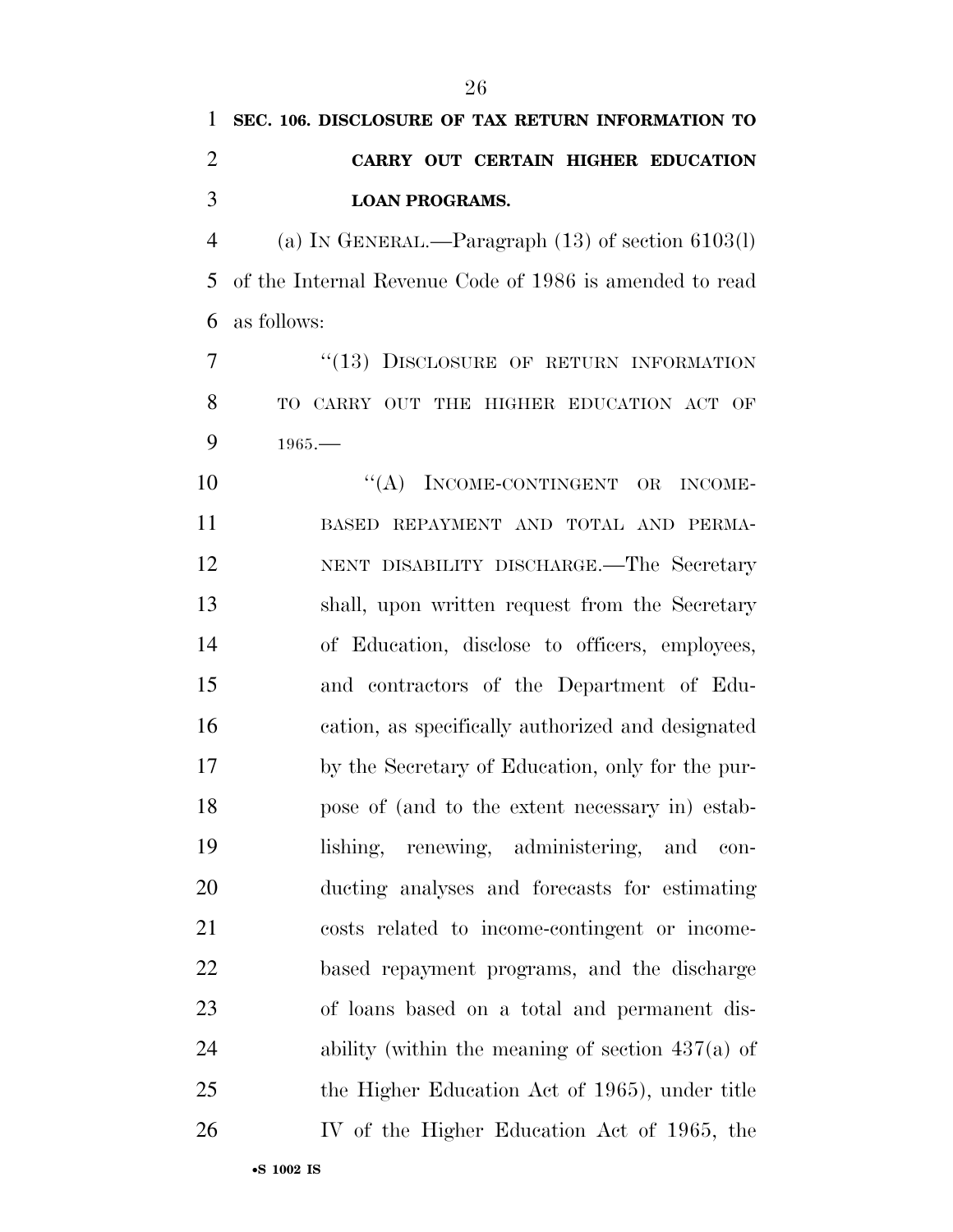**SEC. 106. DISCLOSURE OF TAX RETURN INFORMATION TO CARRY OUT CERTAIN HIGHER EDUCATION LOAN PROGRAMS.**

(a) IN GENERAL.—Paragraph (13) of section 6103(l) of the Internal Revenue Code of 1986 is amended to read as follows:

"(13) DISCLOSURE OF RETURN INFORMATION TO CARRY OUT THE HIGHER EDUCATION ACT OF 1965.—

"(A) INCOME-CONTINGENT OR INCOME-BASED REPAYMENT AND TOTAL AND PERMANENT DISABILITY DISCHARGE.—The Secretary shall, upon written request from the Secretary of Education, disclose to officers, employees, and contractors of the Department of Education, as specifically authorized and designated by the Secretary of Education, only for the purpose of (and to the extent necessary in) establishing, renewing, administering, and conducting analyses and forecasts for estimating costs related to income-contingent or income-based repayment programs, and the discharge of loans based on a total and permanent disability (within the meaning of section 437(a) of the Higher Education Act of 1965), under title IV of the Higher Education Act of 1965, the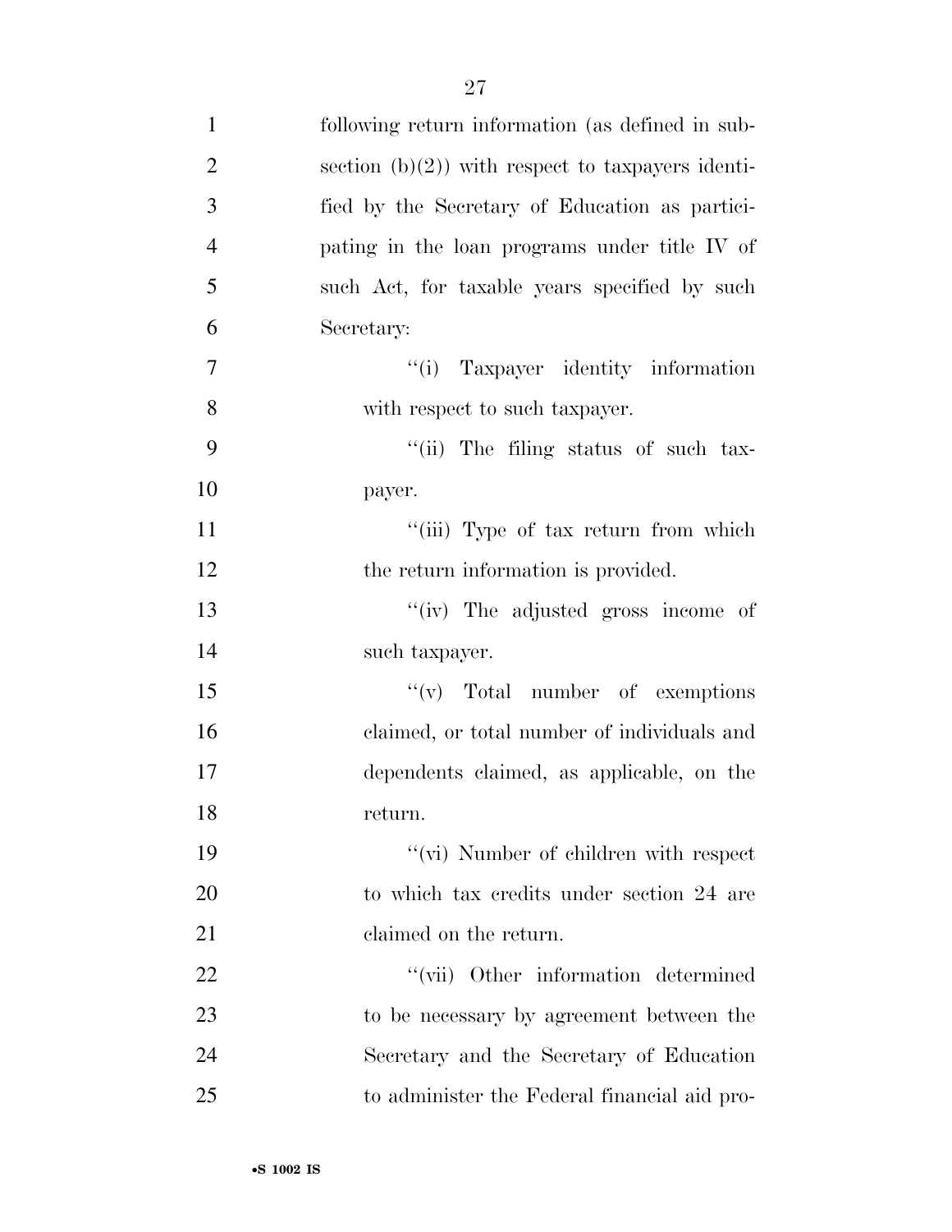following return information (as defined in subsection (b)(2)) with respect to taxpayers identified by the Secretary of Education as participating in the loan programs under title IV of such Act, for taxable years specified by such Secretary:

"(i) Taxpayer identity information with respect to such taxpayer.

"(ii) The filing status of such taxpayer.

"(iii) Type of tax return from which the return information is provided.

"(iv) The adjusted gross income of such taxpayer.

"(v) Total number of exemptions claimed, or total number of individuals and dependents claimed, as applicable, on the return.

"(vi) Number of children with respect to which tax credits under section 24 are claimed on the return.

"(vii) Other information determined to be necessary by agreement between the Secretary and the Secretary of Education to administer the Federal financial aid pro-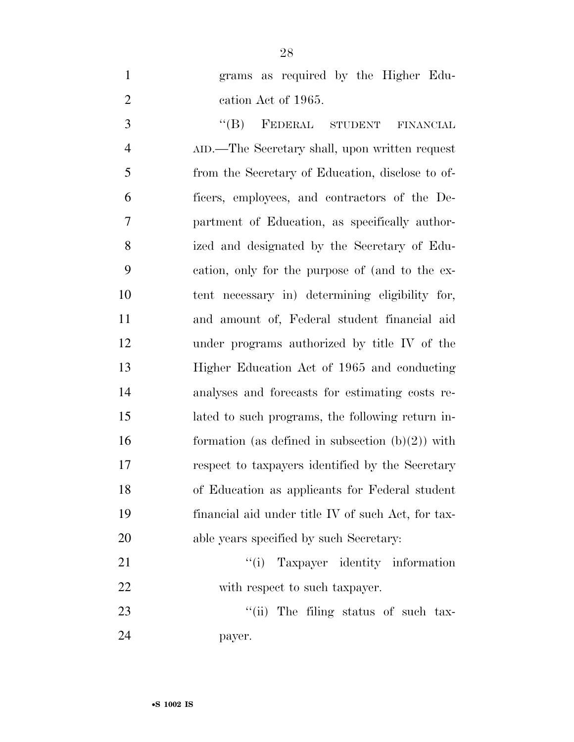grams as required by the Higher Education Act of 1965.

"(B) FEDERAL STUDENT FINANCIAL AID.—The Secretary shall, upon written request from the Secretary of Education, disclose to officers, employees, and contractors of the Department of Education, as specifically authorized and designated by the Secretary of Education, only for the purpose of (and to the extent necessary in) determining eligibility for, and amount of, Federal student financial aid under programs authorized by title IV of the Higher Education Act of 1965 and conducting analyses and forecasts for estimating costs related to such programs, the following return information (as defined in subsection (b)(2)) with respect to taxpayers identified by the Secretary of Education as applicants for Federal student financial aid under title IV of such Act, for taxable years specified by such Secretary:

"(i) Taxpayer identity information with respect to such taxpayer.

"(ii) The filing status of such taxpayer.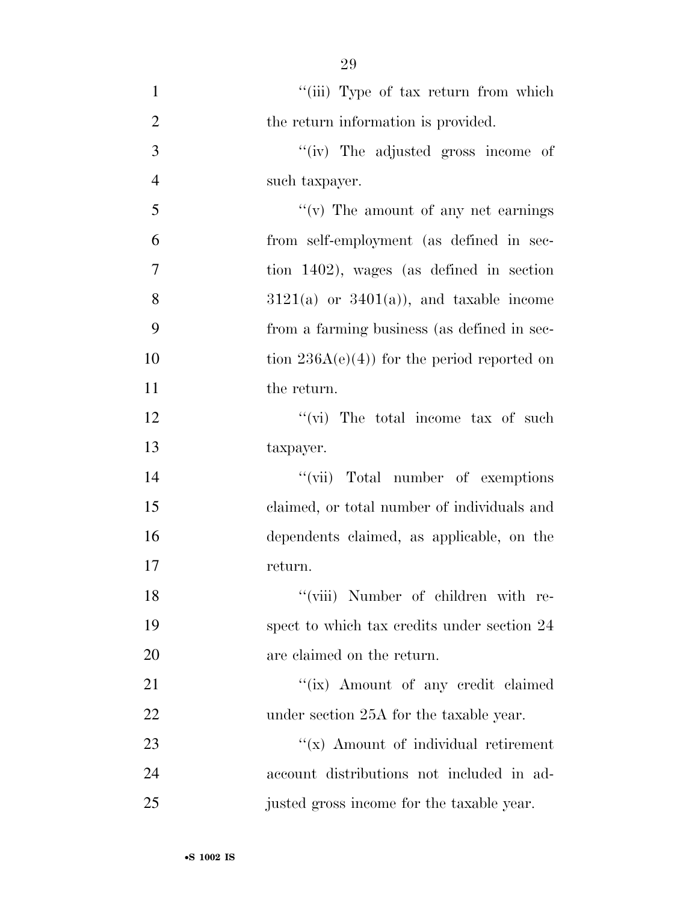''(iii) Type of tax return from which the return information is provided.

''(iv) The adjusted gross income of such taxpayer.

''(v) The amount of any net earnings from self-employment (as defined in section 1402), wages (as defined in section 3121(a) or 3401(a)), and taxable income from a farming business (as defined in section 236A(e)(4)) for the period reported on the return.

''(vi) The total income tax of such taxpayer.

''(vii) Total number of exemptions claimed, or total number of individuals and dependents claimed, as applicable, on the return.

''(viii) Number of children with respect to which tax credits under section 24 are claimed on the return.

''(ix) Amount of any credit claimed under section 25A for the taxable year.

''(x) Amount of individual retirement account distributions not included in adjusted gross income for the taxable year.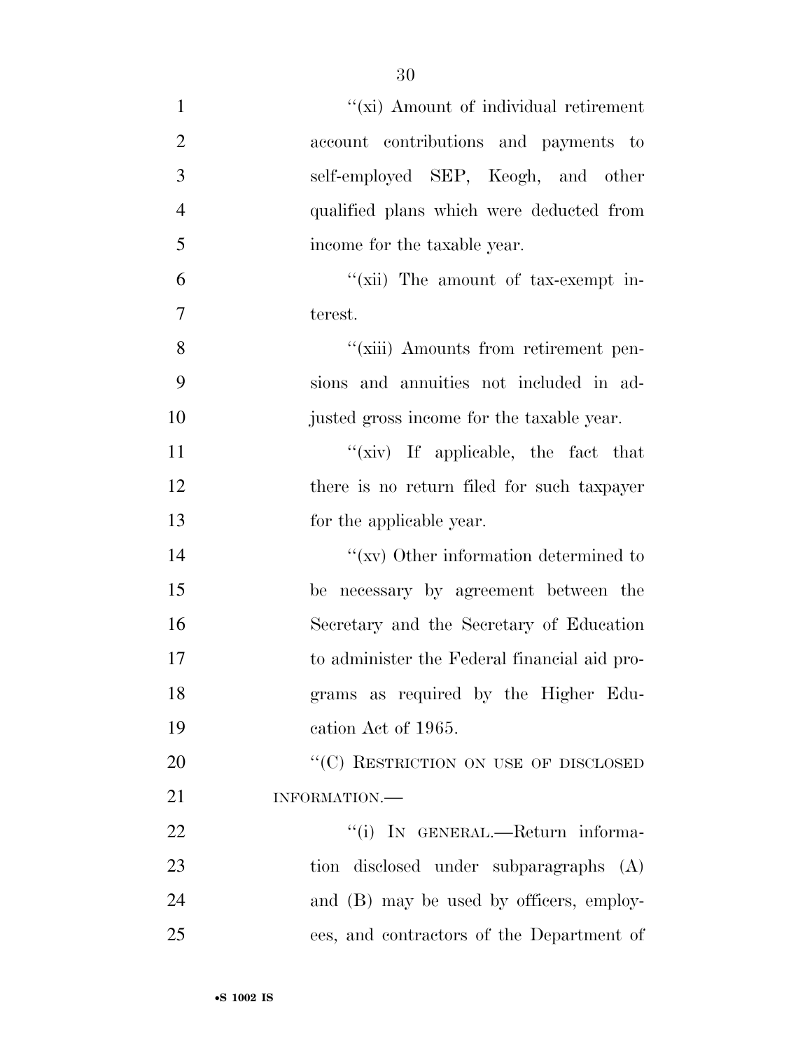"(xi) Amount of individual retirement account contributions and payments to self-employed SEP, Keogh, and other qualified plans which were deducted from income for the taxable year.

"(xii) The amount of tax-exempt interest.

"(xiii) Amounts from retirement pensions and annuities not included in adjusted gross income for the taxable year.

"(xiv) If applicable, the fact that there is no return filed for such taxpayer for the applicable year.

"(xv) Other information determined to be necessary by agreement between the Secretary and the Secretary of Education to administer the Federal financial aid programs as required by the Higher Education Act of 1965.

"(C) RESTRICTION ON USE OF DISCLOSED INFORMATION.—

"(i) IN GENERAL.—Return information disclosed under subparagraphs (A) and (B) may be used by officers, employees, and contractors of the Department of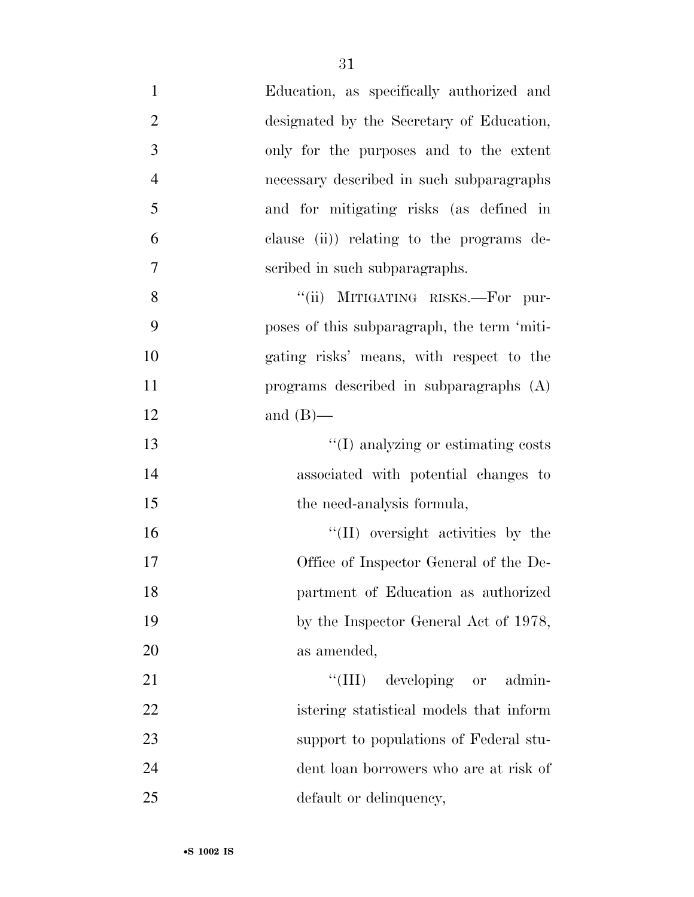Education, as specifically authorized and designated by the Secretary of Education, only for the purposes and to the extent necessary described in such subparagraphs and for mitigating risks (as defined in clause (ii)) relating to the programs described in such subparagraphs.

''(ii) MITIGATING RISKS.—For purposes of this subparagraph, the term 'mitigating risks' means, with respect to the programs described in subparagraphs (A) and (B)—

''(I) analyzing or estimating costs associated with potential changes to the need-analysis formula,

''(II) oversight activities by the Office of Inspector General of the Department of Education as authorized by the Inspector General Act of 1978, as amended,

''(III) developing or administering statistical models that inform support to populations of Federal student loan borrowers who are at risk of default or delinquency,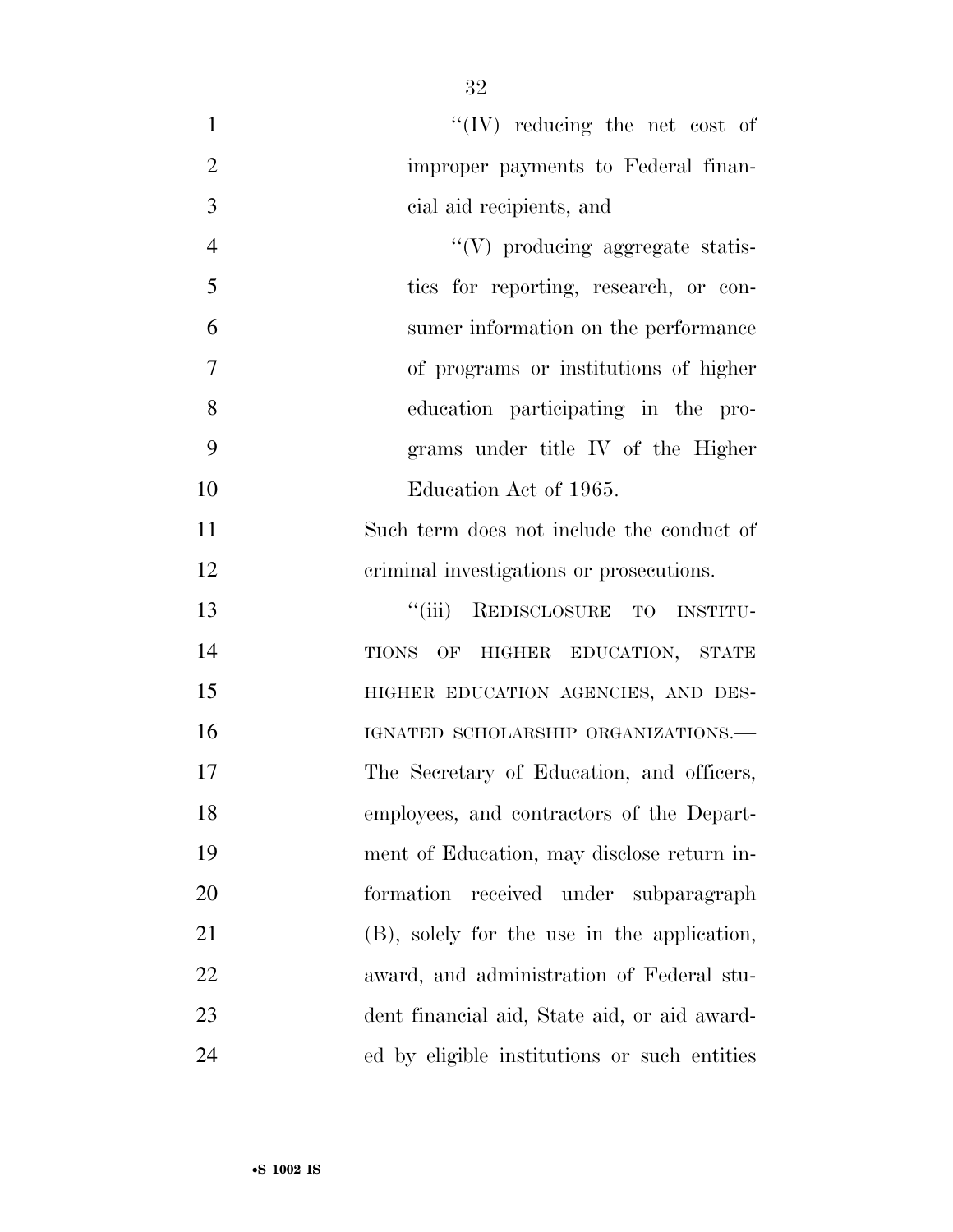"(IV) reducing the net cost of improper payments to Federal financial aid recipients, and

"(V) producing aggregate statistics for reporting, research, or consumer information on the performance of programs or institutions of higher education participating in the programs under title IV of the Higher Education Act of 1965.

Such term does not include the conduct of criminal investigations or prosecutions.

"(iii) REDISCLOSURE TO INSTITUTIONS OF HIGHER EDUCATION, STATE HIGHER EDUCATION AGENCIES, AND DESIGNATED SCHOLARSHIP ORGANIZATIONS.—The Secretary of Education, and officers, employees, and contractors of the Department of Education, may disclose return information received under subparagraph (B), solely for the use in the application, award, and administration of Federal student financial aid, State aid, or aid awarded by eligible institutions or such entities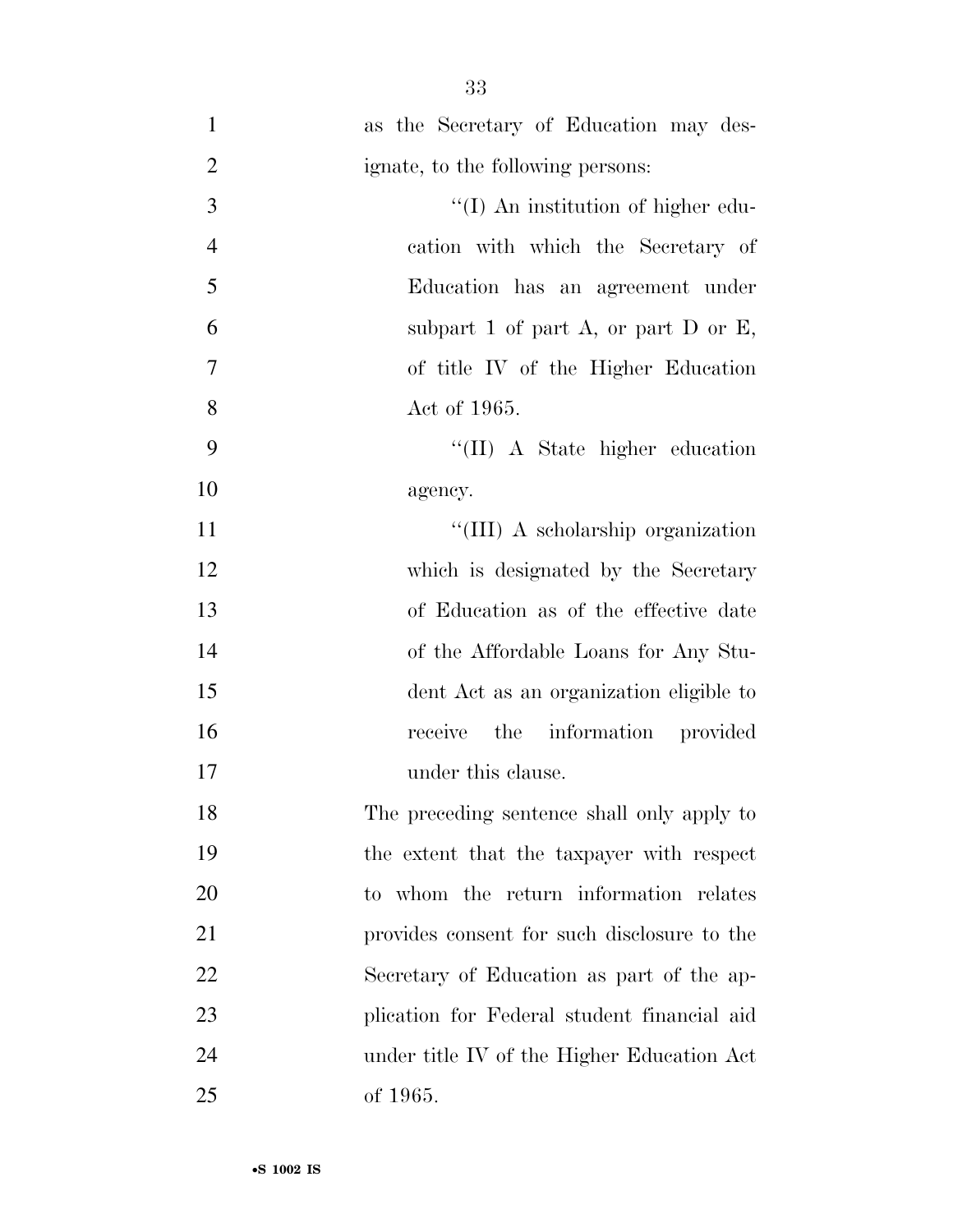as the Secretary of Education may designate, to the following persons:

''(I) An institution of higher education with which the Secretary of Education has an agreement under subpart 1 of part A, or part D or E, of title IV of the Higher Education Act of 1965.

''(II) A State higher education agency.

''(III) A scholarship organization which is designated by the Secretary of Education as of the effective date of the Affordable Loans for Any Student Act as an organization eligible to receive the information provided under this clause.

The preceding sentence shall only apply to the extent that the taxpayer with respect to whom the return information relates provides consent for such disclosure to the Secretary of Education as part of the application for Federal student financial aid under title IV of the Higher Education Act of 1965.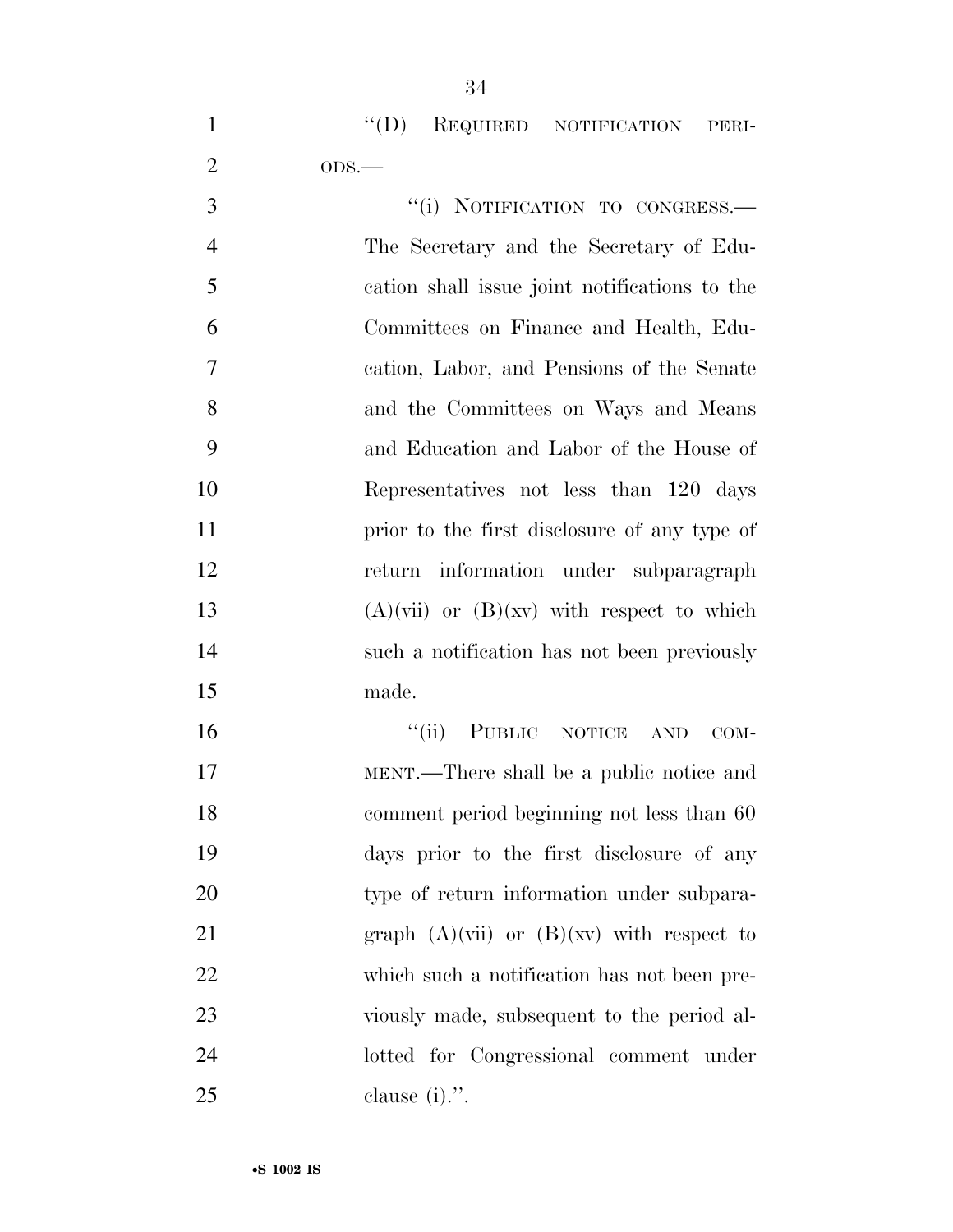"(D) REQUIRED NOTIFICATION PERIODS.—

"(i) NOTIFICATION TO CONGRESS.— The Secretary and the Secretary of Education shall issue joint notifications to the Committees on Finance and Health, Education, Labor, and Pensions of the Senate and the Committees on Ways and Means and Education and Labor of the House of Representatives not less than 120 days prior to the first disclosure of any type of return information under subparagraph (A)(vii) or (B)(xv) with respect to which such a notification has not been previously made.

"(ii) PUBLIC NOTICE AND COMMENT.—There shall be a public notice and comment period beginning not less than 60 days prior to the first disclosure of any type of return information under subparagraph (A)(vii) or (B)(xv) with respect to which such a notification has not been previously made, subsequent to the period allotted for Congressional comment under clause (i).".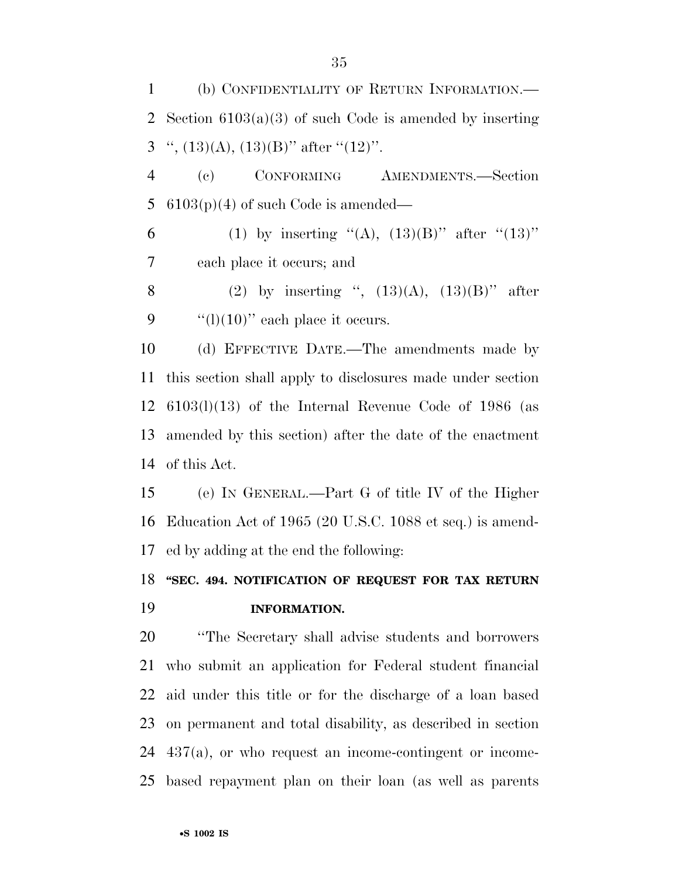(b) CONFIDENTIALITY OF RETURN INFORMATION.—Section 6103(a)(3) of such Code is amended by inserting ", (13)(A), (13)(B)" after "(12)".

(c) CONFORMING AMENDMENTS.—Section 6103(p)(4) of such Code is amended—

(1) by inserting "(A), (13)(B)" after "(13)" each place it occurs; and

(2) by inserting ", (13)(A), (13)(B)" after "(l)(10)" each place it occurs.

(d) EFFECTIVE DATE.—The amendments made by this section shall apply to disclosures made under section 6103(l)(13) of the Internal Revenue Code of 1986 (as amended by this section) after the date of the enactment of this Act.

(e) IN GENERAL.—Part G of title IV of the Higher Education Act of 1965 (20 U.S.C. 1088 et seq.) is amended by adding at the end the following:

**"SEC. 494. NOTIFICATION OF REQUEST FOR TAX RETURN INFORMATION.**

"The Secretary shall advise students and borrowers who submit an application for Federal student financial aid under this title or for the discharge of a loan based on permanent and total disability, as described in section 437(a), or who request an income-contingent or income-based repayment plan on their loan (as well as parents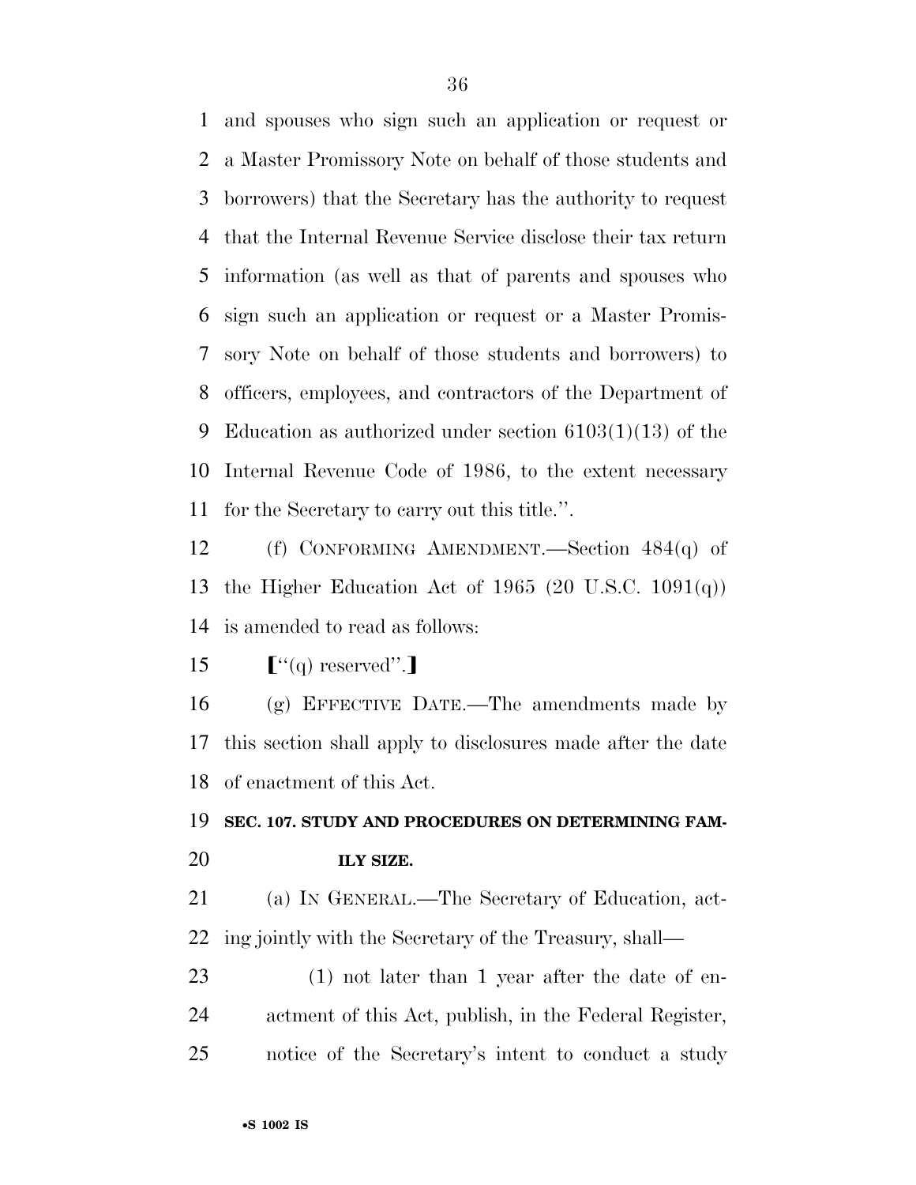and spouses who sign such an application or request or a Master Promissory Note on behalf of those students and borrowers) that the Secretary has the authority to request that the Internal Revenue Service disclose their tax return information (as well as that of parents and spouses who sign such an application or request or a Master Promissory Note on behalf of those students and borrowers) to officers, employees, and contractors of the Department of Education as authorized under section 6103(l)(13) of the Internal Revenue Code of 1986, to the extent necessary for the Secretary to carry out this title.''.

(f) CONFORMING AMENDMENT.—Section 484(q) of the Higher Education Act of 1965 (20 U.S.C. 1091(q)) is amended to read as follows:

⟦''(q) reserved''.⟧

(g) EFFECTIVE DATE.—The amendments made by this section shall apply to disclosures made after the date of enactment of this Act.

**SEC. 107. STUDY AND PROCEDURES ON DETERMINING FAMILY SIZE.**

(a) IN GENERAL.—The Secretary of Education, acting jointly with the Secretary of the Treasury, shall—

(1) not later than 1 year after the date of enactment of this Act, publish, in the Federal Register, notice of the Secretary's intent to conduct a study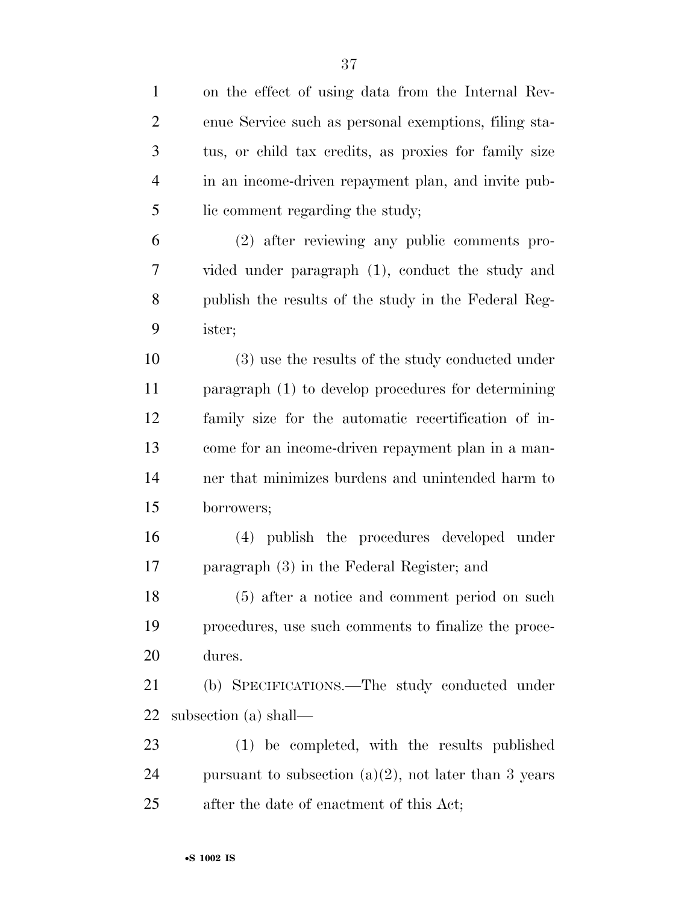on the effect of using data from the Internal Revenue Service such as personal exemptions, filing status, or child tax credits, as proxies for family size in an income-driven repayment plan, and invite public comment regarding the study;

(2) after reviewing any public comments provided under paragraph (1), conduct the study and publish the results of the study in the Federal Register;

(3) use the results of the study conducted under paragraph (1) to develop procedures for determining family size for the automatic recertification of income for an income-driven repayment plan in a manner that minimizes burdens and unintended harm to borrowers;

(4) publish the procedures developed under paragraph (3) in the Federal Register; and

(5) after a notice and comment period on such procedures, use such comments to finalize the procedures.

(b) SPECIFICATIONS.—The study conducted under subsection (a) shall—

(1) be completed, with the results published pursuant to subsection (a)(2), not later than 3 years after the date of enactment of this Act;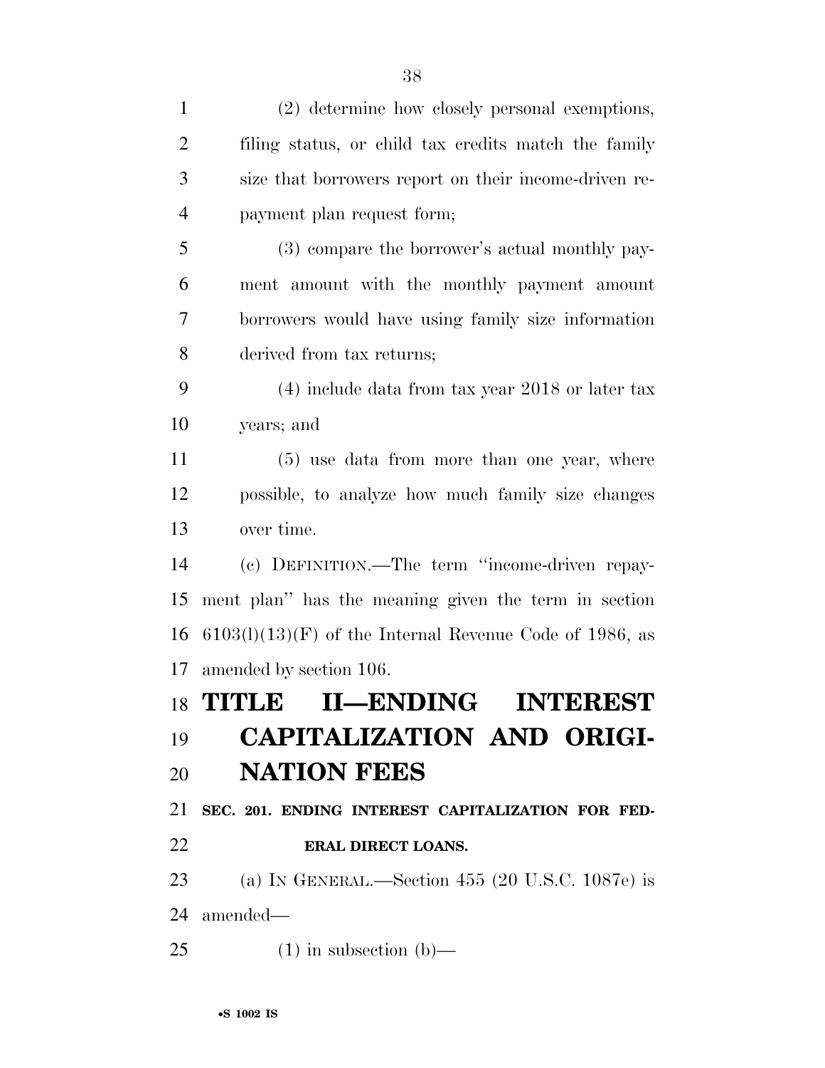(2) determine how closely personal exemptions, filing status, or child tax credits match the family size that borrowers report on their income-driven repayment plan request form;

(3) compare the borrower's actual monthly payment amount with the monthly payment amount borrowers would have using family size information derived from tax returns;

(4) include data from tax year 2018 or later tax years; and

(5) use data from more than one year, where possible, to analyze how much family size changes over time.

(c) DEFINITION.—The term "income-driven repayment plan" has the meaning given the term in section 6103(l)(13)(F) of the Internal Revenue Code of 1986, as amended by section 106.

# TITLE II—ENDING INTEREST CAPITALIZATION AND ORIGINATION FEES

### SEC. 201. ENDING INTEREST CAPITALIZATION FOR FEDERAL DIRECT LOANS.

(a) IN GENERAL.—Section 455 (20 U.S.C. 1087e) is amended—

(1) in subsection (b)—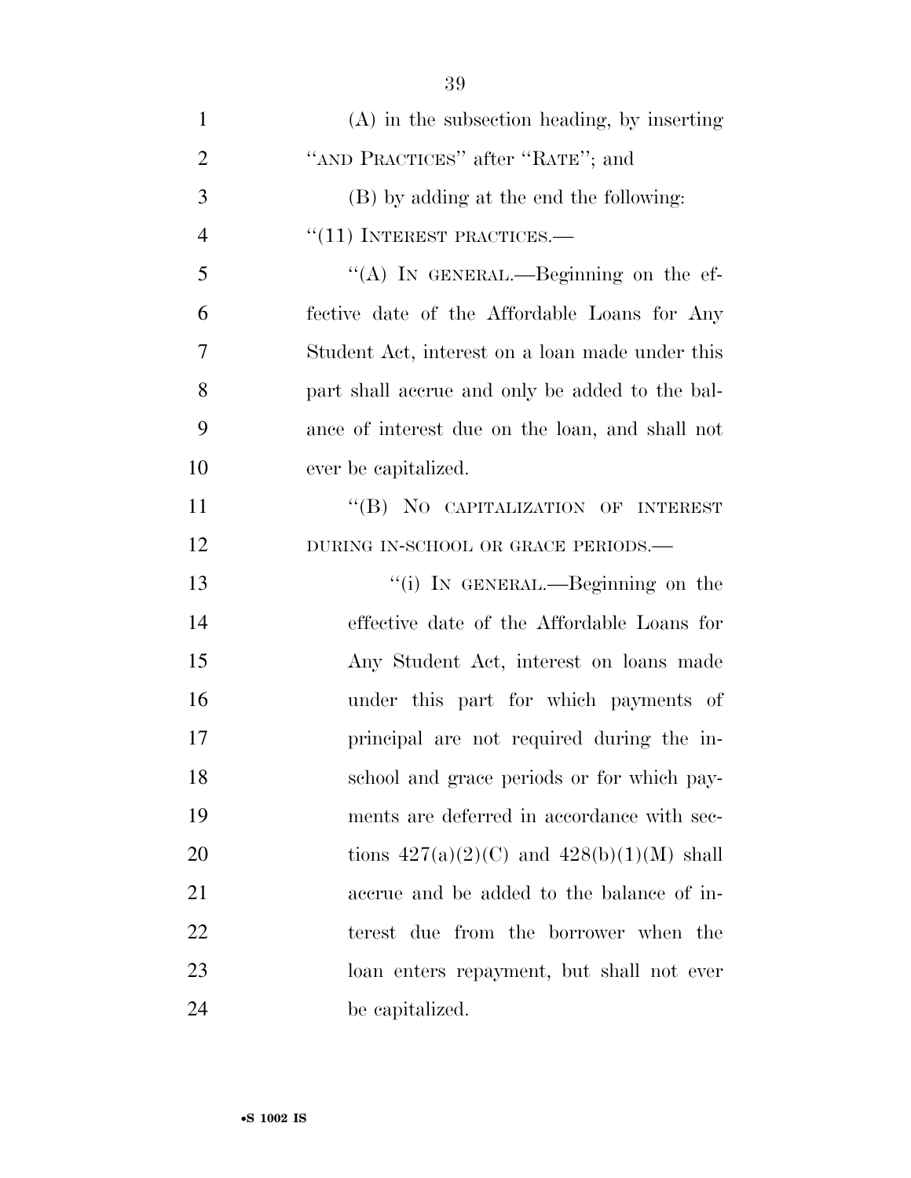(A) in the subsection heading, by inserting "AND PRACTICES" after "RATE"; and

(B) by adding at the end the following:

"(11) INTEREST PRACTICES.—

"(A) IN GENERAL.—Beginning on the effective date of the Affordable Loans for Any Student Act, interest on a loan made under this part shall accrue and only be added to the balance of interest due on the loan, and shall not ever be capitalized.

"(B) NO CAPITALIZATION OF INTEREST DURING IN-SCHOOL OR GRACE PERIODS.—

"(i) IN GENERAL.—Beginning on the effective date of the Affordable Loans for Any Student Act, interest on loans made under this part for which payments of principal are not required during the in-school and grace periods or for which payments are deferred in accordance with sections 427(a)(2)(C) and 428(b)(1)(M) shall accrue and be added to the balance of interest due from the borrower when the loan enters repayment, but shall not ever be capitalized.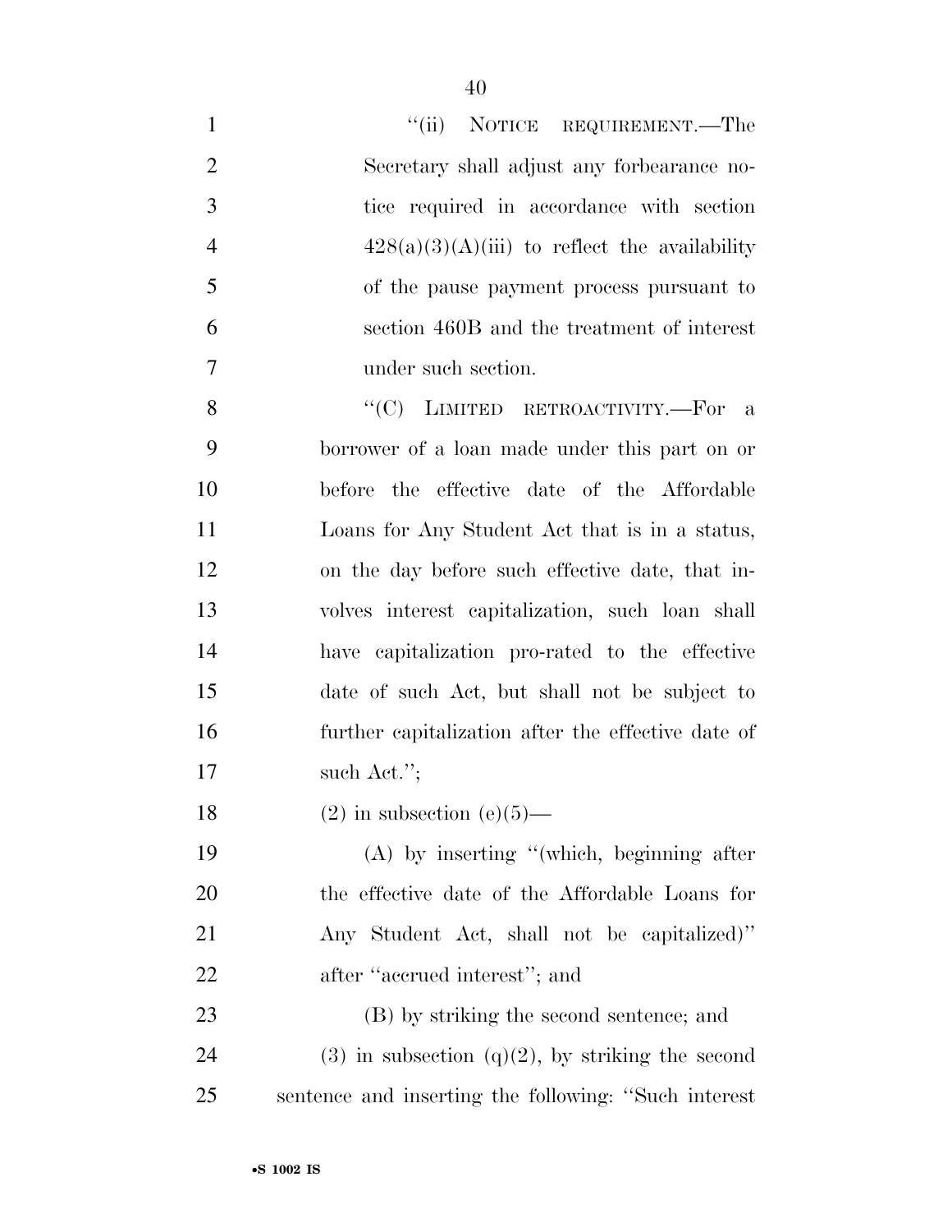"(ii) NOTICE REQUIREMENT.—The Secretary shall adjust any forbearance notice required in accordance with section 428(a)(3)(A)(iii) to reflect the availability of the pause payment process pursuant to section 460B and the treatment of interest under such section.

"(C) LIMITED RETROACTIVITY.—For a borrower of a loan made under this part on or before the effective date of the Affordable Loans for Any Student Act that is in a status, on the day before such effective date, that involves interest capitalization, such loan shall have capitalization pro-rated to the effective date of such Act, but shall not be subject to further capitalization after the effective date of such Act.";

(2) in subsection (e)(5)—

(A) by inserting "(which, beginning after the effective date of the Affordable Loans for Any Student Act, shall not be capitalized)" after "accrued interest"; and

(B) by striking the second sentence; and

(3) in subsection (q)(2), by striking the second sentence and inserting the following: "Such interest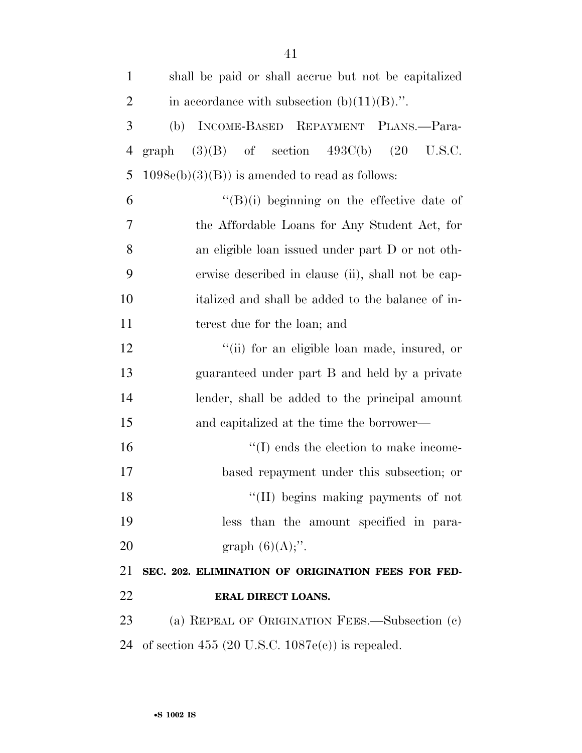shall be paid or shall accrue but not be capitalized in accordance with subsection (b)(11)(B).''.

(b) INCOME-BASED REPAYMENT PLANS.—Paragraph (3)(B) of section 493C(b) (20 U.S.C. 1098e(b)(3)(B)) is amended to read as follows:

''(B)(i) beginning on the effective date of the Affordable Loans for Any Student Act, for an eligible loan issued under part D or not otherwise described in clause (ii), shall not be capitalized and shall be added to the balance of interest due for the loan; and

''(ii) for an eligible loan made, insured, or guaranteed under part B and held by a private lender, shall be added to the principal amount and capitalized at the time the borrower—

''(I) ends the election to make income-based repayment under this subsection; or

''(II) begins making payments of not less than the amount specified in paragraph (6)(A);''.

**SEC. 202. ELIMINATION OF ORIGINATION FEES FOR FEDERAL DIRECT LOANS.**

(a) REPEAL OF ORIGINATION FEES.—Subsection (c) of section 455 (20 U.S.C. 1087e(c)) is repealed.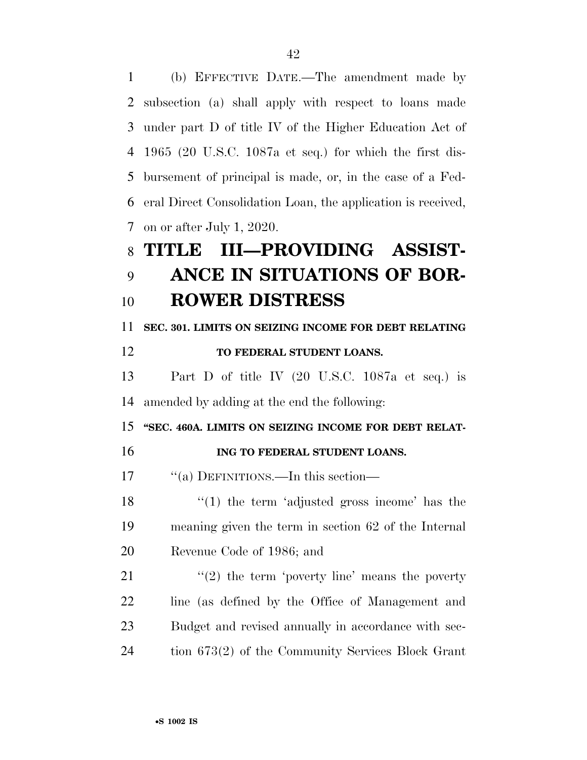(b) EFFECTIVE DATE.—The amendment made by subsection (a) shall apply with respect to loans made under part D of title IV of the Higher Education Act of 1965 (20 U.S.C. 1087a et seq.) for which the first disbursement of principal is made, or, in the case of a Federal Direct Consolidation Loan, the application is received, on or after July 1, 2020.

# TITLE III—PROVIDING ASSISTANCE IN SITUATIONS OF BORROWER DISTRESS

### SEC. 301. LIMITS ON SEIZING INCOME FOR DEBT RELATING TO FEDERAL STUDENT LOANS.

Part D of title IV (20 U.S.C. 1087a et seq.) is amended by adding at the end the following:

### "SEC. 460A. LIMITS ON SEIZING INCOME FOR DEBT RELATING TO FEDERAL STUDENT LOANS.

"(a) DEFINITIONS.—In this section—

"(1) the term 'adjusted gross income' has the meaning given the term in section 62 of the Internal Revenue Code of 1986; and

"(2) the term 'poverty line' means the poverty line (as defined by the Office of Management and Budget and revised annually in accordance with section 673(2) of the Community Services Block Grant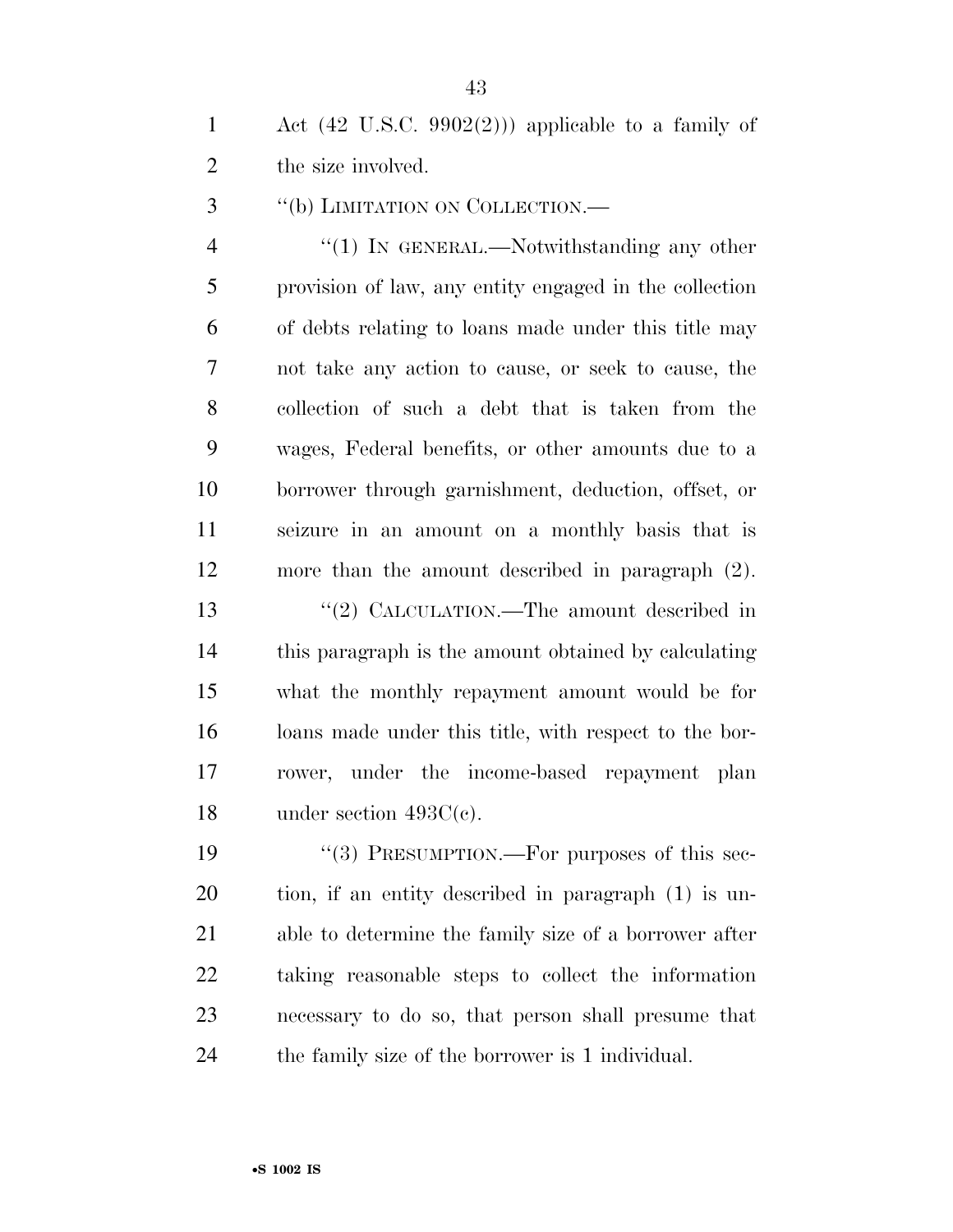Act (42 U.S.C. 9902(2))) applicable to a family of the size involved.

''(b) LIMITATION ON COLLECTION.—

''(1) IN GENERAL.—Notwithstanding any other provision of law, any entity engaged in the collection of debts relating to loans made under this title may not take any action to cause, or seek to cause, the collection of such a debt that is taken from the wages, Federal benefits, or other amounts due to a borrower through garnishment, deduction, offset, or seizure in an amount on a monthly basis that is more than the amount described in paragraph (2).

''(2) CALCULATION.—The amount described in this paragraph is the amount obtained by calculating what the monthly repayment amount would be for loans made under this title, with respect to the borrower, under the income-based repayment plan under section 493C(c).

''(3) PRESUMPTION.—For purposes of this section, if an entity described in paragraph (1) is unable to determine the family size of a borrower after taking reasonable steps to collect the information necessary to do so, that person shall presume that the family size of the borrower is 1 individual.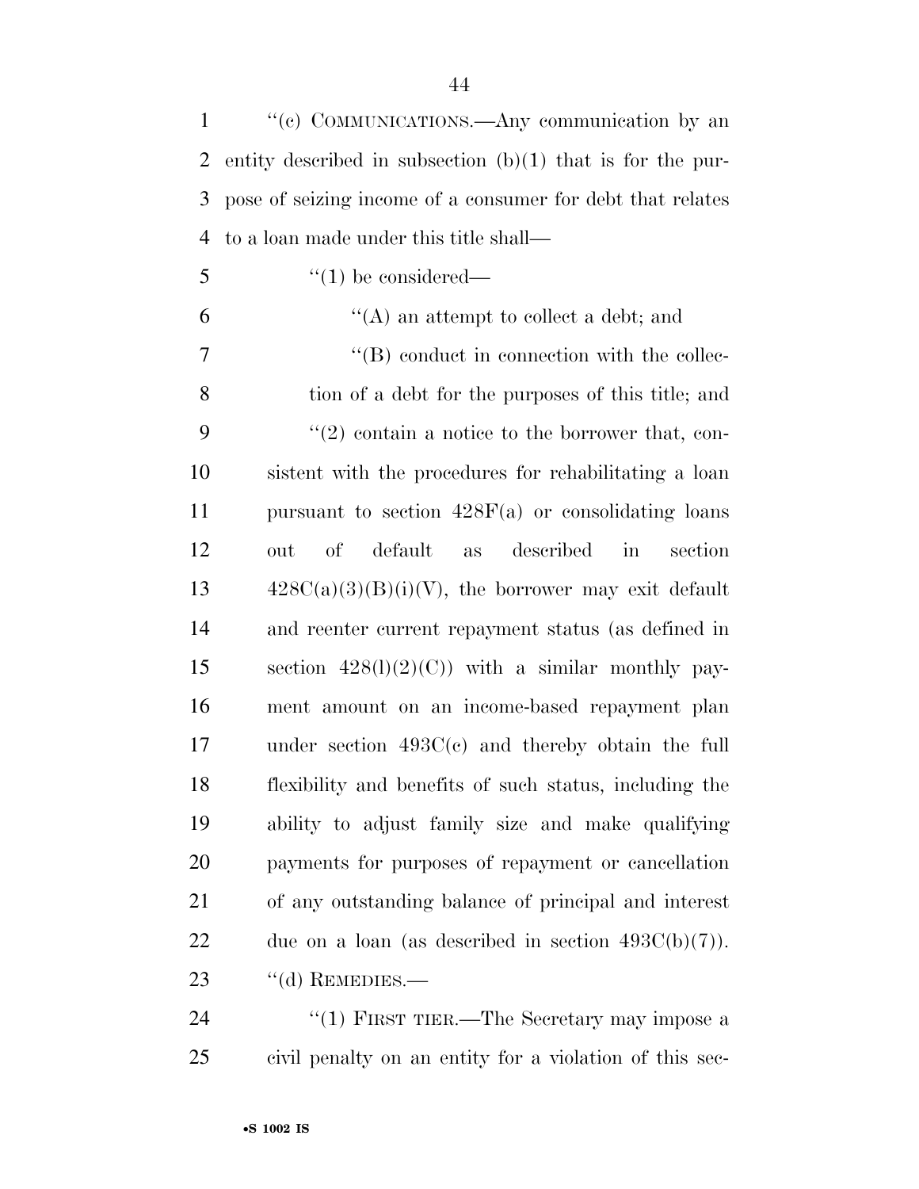"(c) COMMUNICATIONS.—Any communication by an entity described in subsection (b)(1) that is for the purpose of seizing income of a consumer for debt that relates to a loan made under this title shall—

"(1) be considered—

"(A) an attempt to collect a debt; and

"(B) conduct in connection with the collection of a debt for the purposes of this title; and

"(2) contain a notice to the borrower that, consistent with the procedures for rehabilitating a loan pursuant to section 428F(a) or consolidating loans out of default as described in section 428C(a)(3)(B)(i)(V), the borrower may exit default and reenter current repayment status (as defined in section 428(l)(2)(C)) with a similar monthly payment amount on an income-based repayment plan under section 493C(c) and thereby obtain the full flexibility and benefits of such status, including the ability to adjust family size and make qualifying payments for purposes of repayment or cancellation of any outstanding balance of principal and interest due on a loan (as described in section 493C(b)(7)).

"(d) REMEDIES.—

"(1) FIRST TIER.—The Secretary may impose a civil penalty on an entity for a violation of this sec-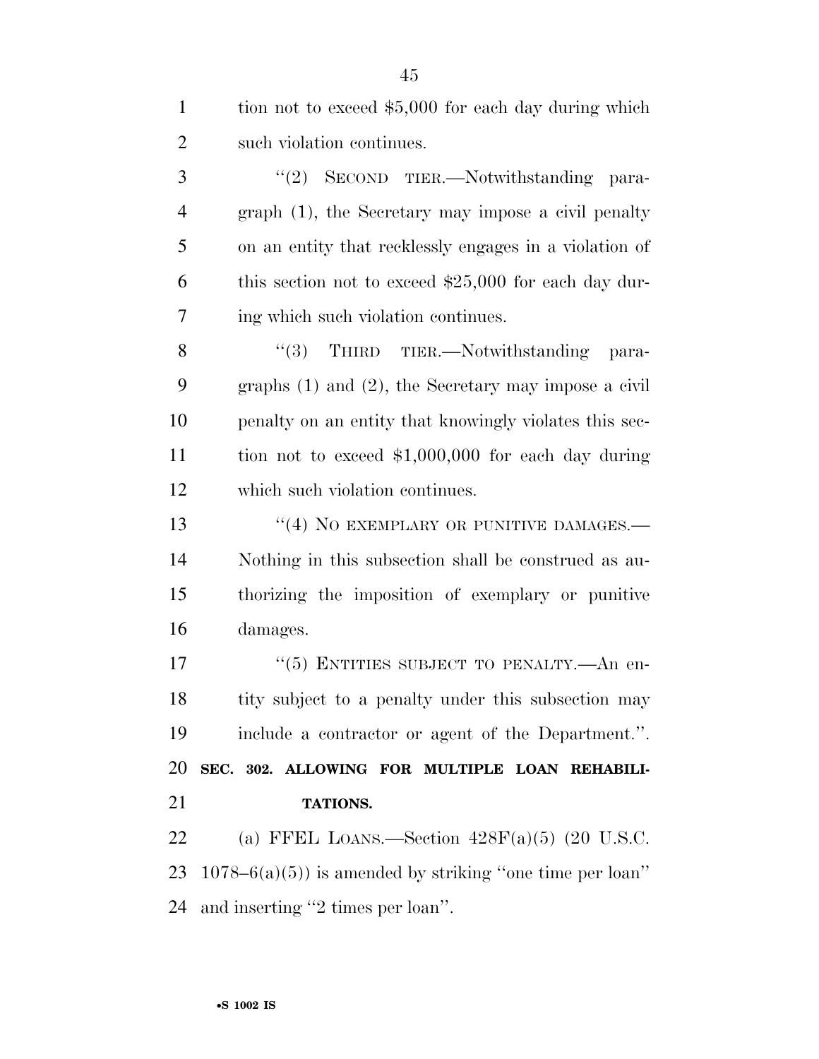tion not to exceed $5,000 for each day during which such violation continues.

''(2) SECOND TIER.—Notwithstanding paragraph (1), the Secretary may impose a civil penalty on an entity that recklessly engages in a violation of this section not to exceed $25,000 for each day during which such violation continues.

''(3) THIRD TIER.—Notwithstanding paragraphs (1) and (2), the Secretary may impose a civil penalty on an entity that knowingly violates this section not to exceed $1,000,000 for each day during which such violation continues.

''(4) NO EXEMPLARY OR PUNITIVE DAMAGES.—Nothing in this subsection shall be construed as authorizing the imposition of exemplary or punitive damages.

''(5) ENTITIES SUBJECT TO PENALTY.—An entity subject to a penalty under this subsection may include a contractor or agent of the Department.''.

**SEC. 302. ALLOWING FOR MULTIPLE LOAN REHABILITATIONS.**

(a) FFEL LOANS.—Section 428F(a)(5) (20 U.S.C. 1078–6(a)(5)) is amended by striking ''one time per loan'' and inserting ''2 times per loan''.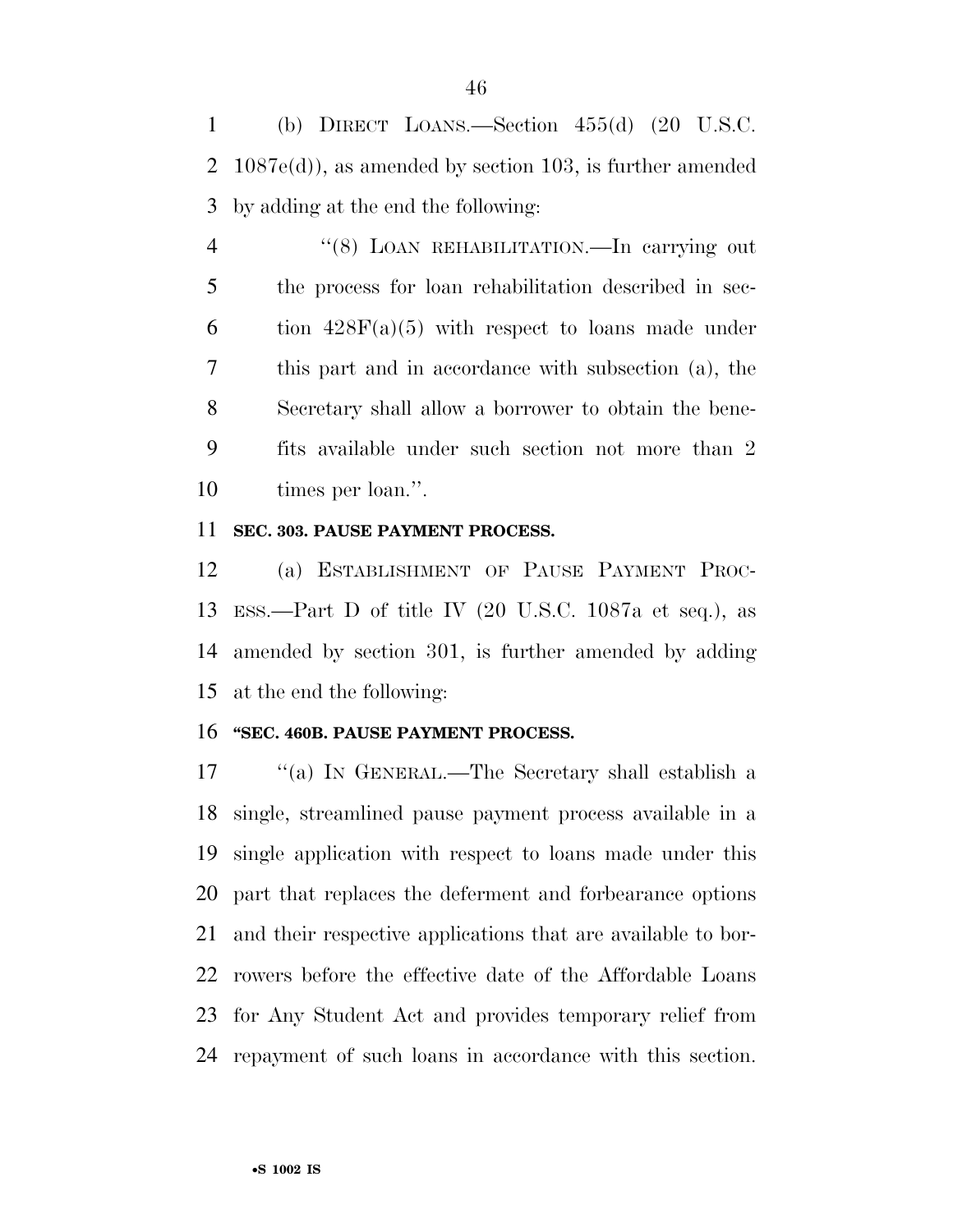(b) DIRECT LOANS.—Section 455(d) (20 U.S.C. 1087e(d)), as amended by section 103, is further amended by adding at the end the following:

"(8) LOAN REHABILITATION.—In carrying out the process for loan rehabilitation described in section 428F(a)(5) with respect to loans made under this part and in accordance with subsection (a), the Secretary shall allow a borrower to obtain the benefits available under such section not more than 2 times per loan.".

**SEC. 303. PAUSE PAYMENT PROCESS.**

(a) ESTABLISHMENT OF PAUSE PAYMENT PROCESS.—Part D of title IV (20 U.S.C. 1087a et seq.), as amended by section 301, is further amended by adding at the end the following:

**"SEC. 460B. PAUSE PAYMENT PROCESS.**

"(a) IN GENERAL.—The Secretary shall establish a single, streamlined pause payment process available in a single application with respect to loans made under this part that replaces the deferment and forbearance options and their respective applications that are available to borrowers before the effective date of the Affordable Loans for Any Student Act and provides temporary relief from repayment of such loans in accordance with this section.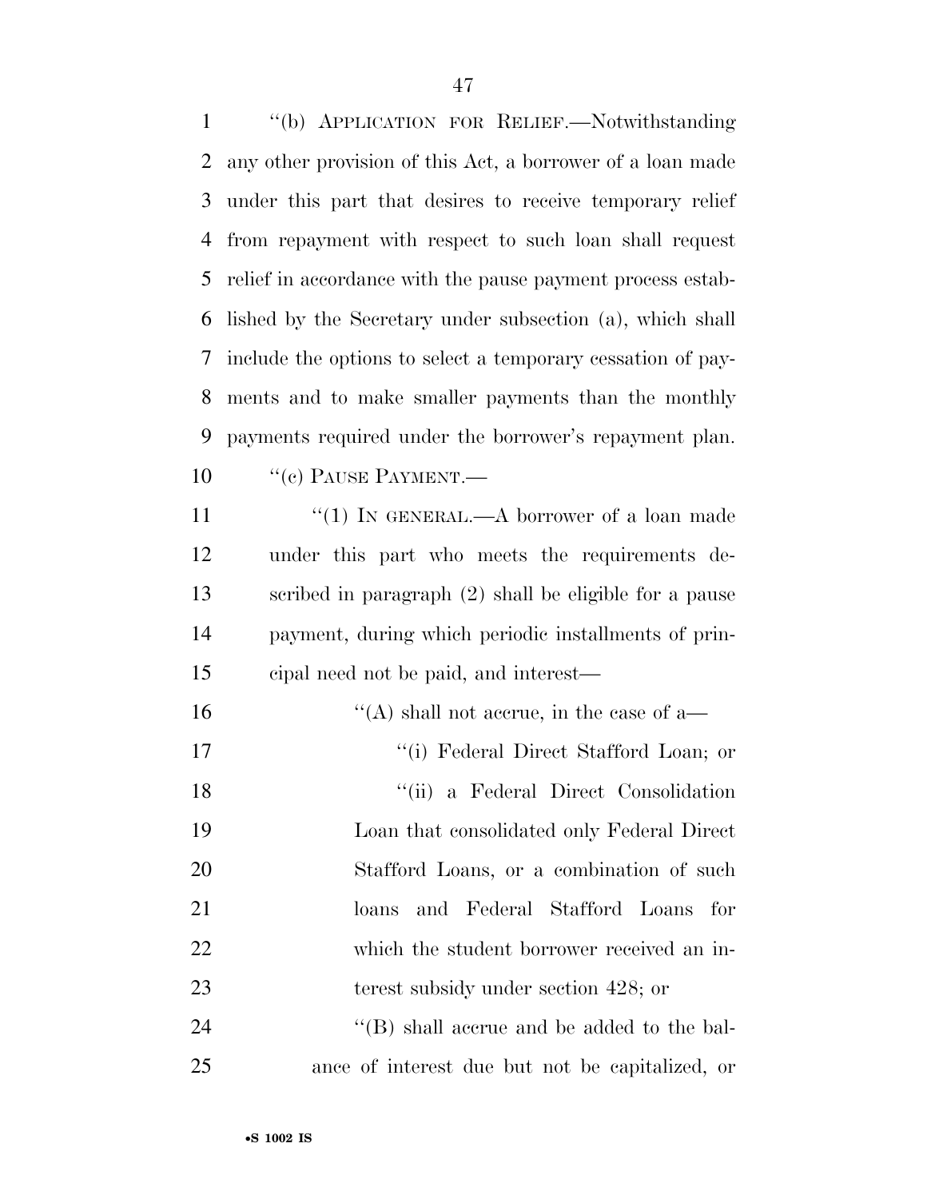"(b) APPLICATION FOR RELIEF.—Notwithstanding any other provision of this Act, a borrower of a loan made under this part that desires to receive temporary relief from repayment with respect to such loan shall request relief in accordance with the pause payment process established by the Secretary under subsection (a), which shall include the options to select a temporary cessation of payments and to make smaller payments than the monthly payments required under the borrower's repayment plan.

"(c) PAUSE PAYMENT.—

"(1) IN GENERAL.—A borrower of a loan made under this part who meets the requirements described in paragraph (2) shall be eligible for a pause payment, during which periodic installments of principal need not be paid, and interest—

"(A) shall not accrue, in the case of a—

"(i) Federal Direct Stafford Loan; or

"(ii) a Federal Direct Consolidation Loan that consolidated only Federal Direct Stafford Loans, or a combination of such loans and Federal Stafford Loans for which the student borrower received an interest subsidy under section 428; or

"(B) shall accrue and be added to the balance of interest due but not be capitalized, or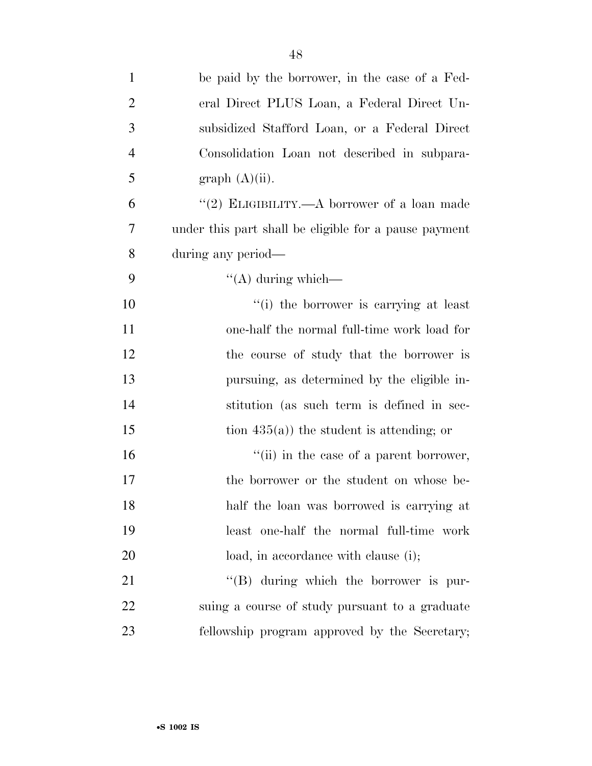be paid by the borrower, in the case of a Federal Direct PLUS Loan, a Federal Direct Unsubsidized Stafford Loan, or a Federal Direct Consolidation Loan not described in subparagraph (A)(ii).

"(2) ELIGIBILITY.—A borrower of a loan made under this part shall be eligible for a pause payment during any period—

"(A) during which—

"(i) the borrower is carrying at least one-half the normal full-time work load for the course of study that the borrower is pursuing, as determined by the eligible institution (as such term is defined in section 435(a)) the student is attending; or

"(ii) in the case of a parent borrower, the borrower or the student on whose behalf the loan was borrowed is carrying at least one-half the normal full-time work load, in accordance with clause (i);

"(B) during which the borrower is pursuing a course of study pursuant to a graduate fellowship program approved by the Secretary;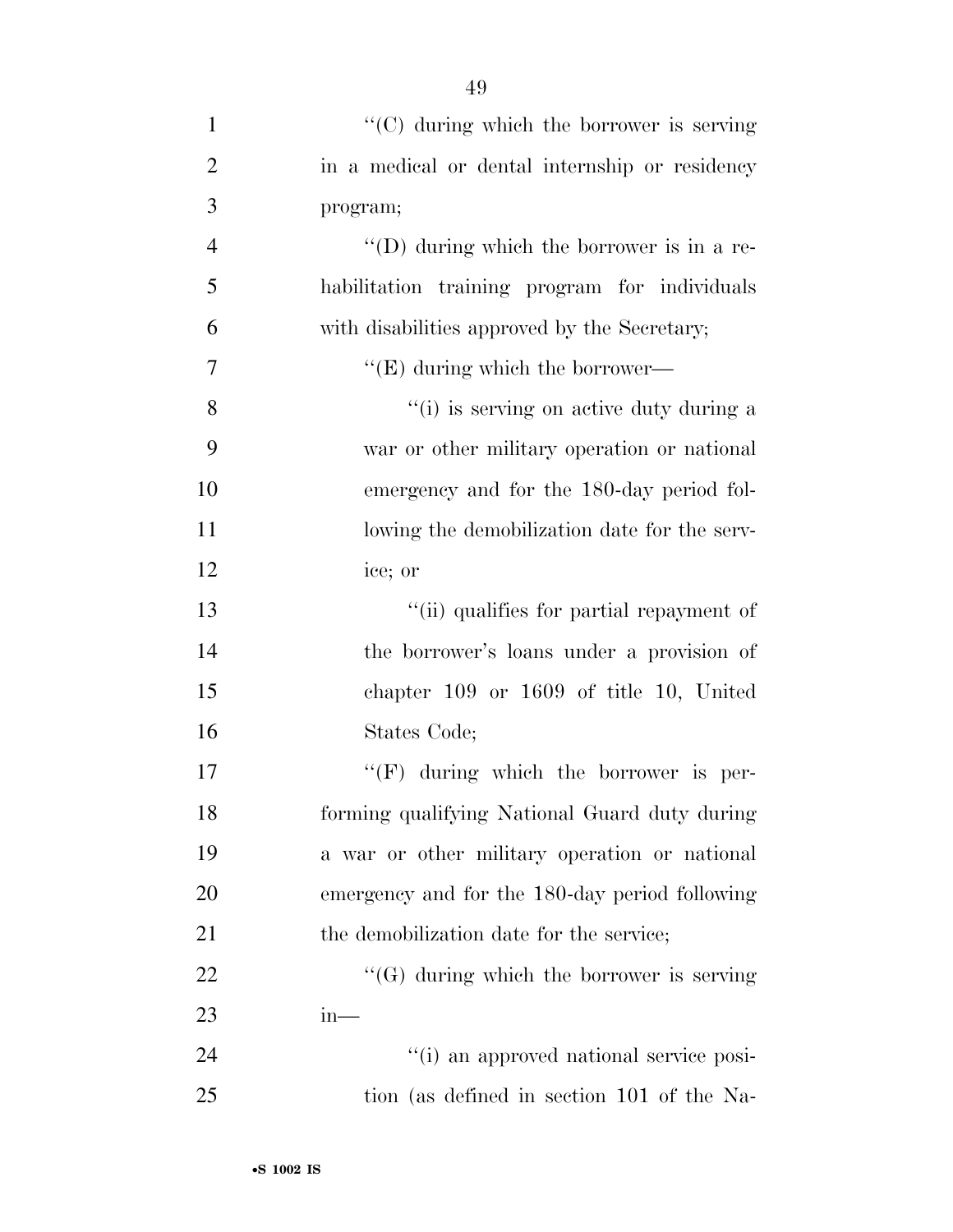''(C) during which the borrower is serving in a medical or dental internship or residency program;

''(D) during which the borrower is in a rehabilitation training program for individuals with disabilities approved by the Secretary;

''(E) during which the borrower—

''(i) is serving on active duty during a war or other military operation or national emergency and for the 180-day period following the demobilization date for the service; or

''(ii) qualifies for partial repayment of the borrower's loans under a provision of chapter 109 or 1609 of title 10, United States Code;

''(F) during which the borrower is performing qualifying National Guard duty during a war or other military operation or national emergency and for the 180-day period following the demobilization date for the service;

''(G) during which the borrower is serving in—

''(i) an approved national service position (as defined in section 101 of the Na-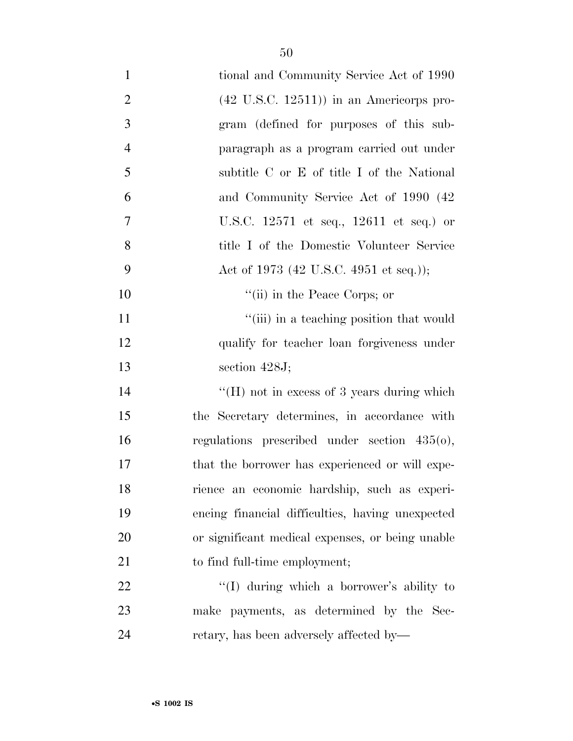tional and Community Service Act of 1990 (42 U.S.C. 12511)) in an Americorps program (defined for purposes of this subparagraph as a program carried out under subtitle C or E of title I of the National and Community Service Act of 1990 (42 U.S.C. 12571 et seq., 12611 et seq.) or title I of the Domestic Volunteer Service Act of 1973 (42 U.S.C. 4951 et seq.));

''(ii) in the Peace Corps; or

''(iii) in a teaching position that would qualify for teacher loan forgiveness under section 428J;

''(H) not in excess of 3 years during which the Secretary determines, in accordance with regulations prescribed under section 435(o), that the borrower has experienced or will experience an economic hardship, such as experiencing financial difficulties, having unexpected or significant medical expenses, or being unable to find full-time employment;

''(I) during which a borrower's ability to make payments, as determined by the Secretary, has been adversely affected by—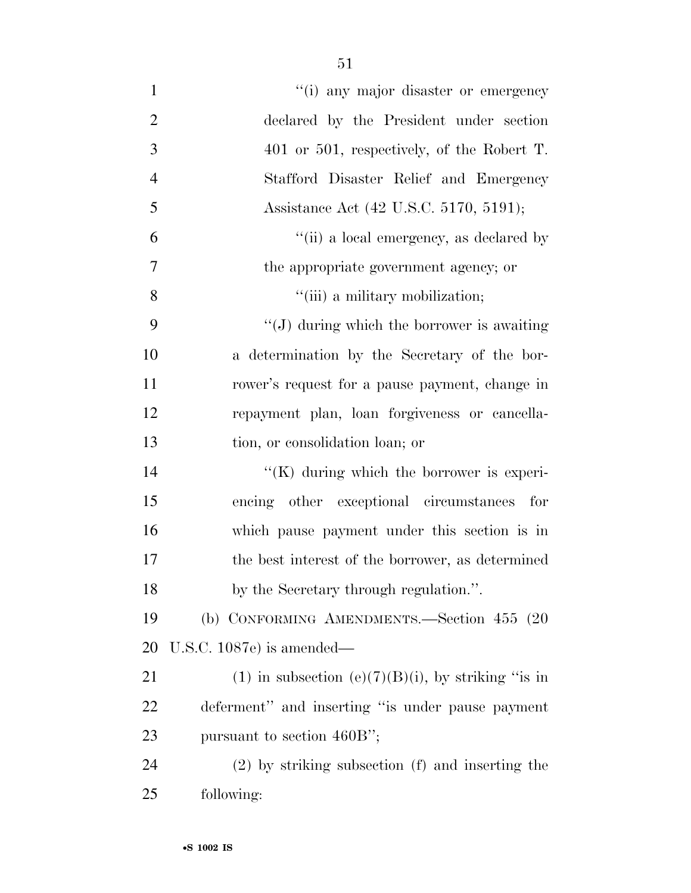''(i) any major disaster or emergency declared by the President under section 401 or 501, respectively, of the Robert T. Stafford Disaster Relief and Emergency Assistance Act (42 U.S.C. 5170, 5191);

''(ii) a local emergency, as declared by the appropriate government agency; or

''(iii) a military mobilization;

''(J) during which the borrower is awaiting a determination by the Secretary of the borrower's request for a pause payment, change in repayment plan, loan forgiveness or cancellation, or consolidation loan; or

''(K) during which the borrower is experiencing other exceptional circumstances for which pause payment under this section is in the best interest of the borrower, as determined by the Secretary through regulation.''.

(b) CONFORMING AMENDMENTS.—Section 455 (20 U.S.C. 1087e) is amended—

(1) in subsection (e)(7)(B)(i), by striking ''is in deferment'' and inserting ''is under pause payment pursuant to section 460B'';

(2) by striking subsection (f) and inserting the following: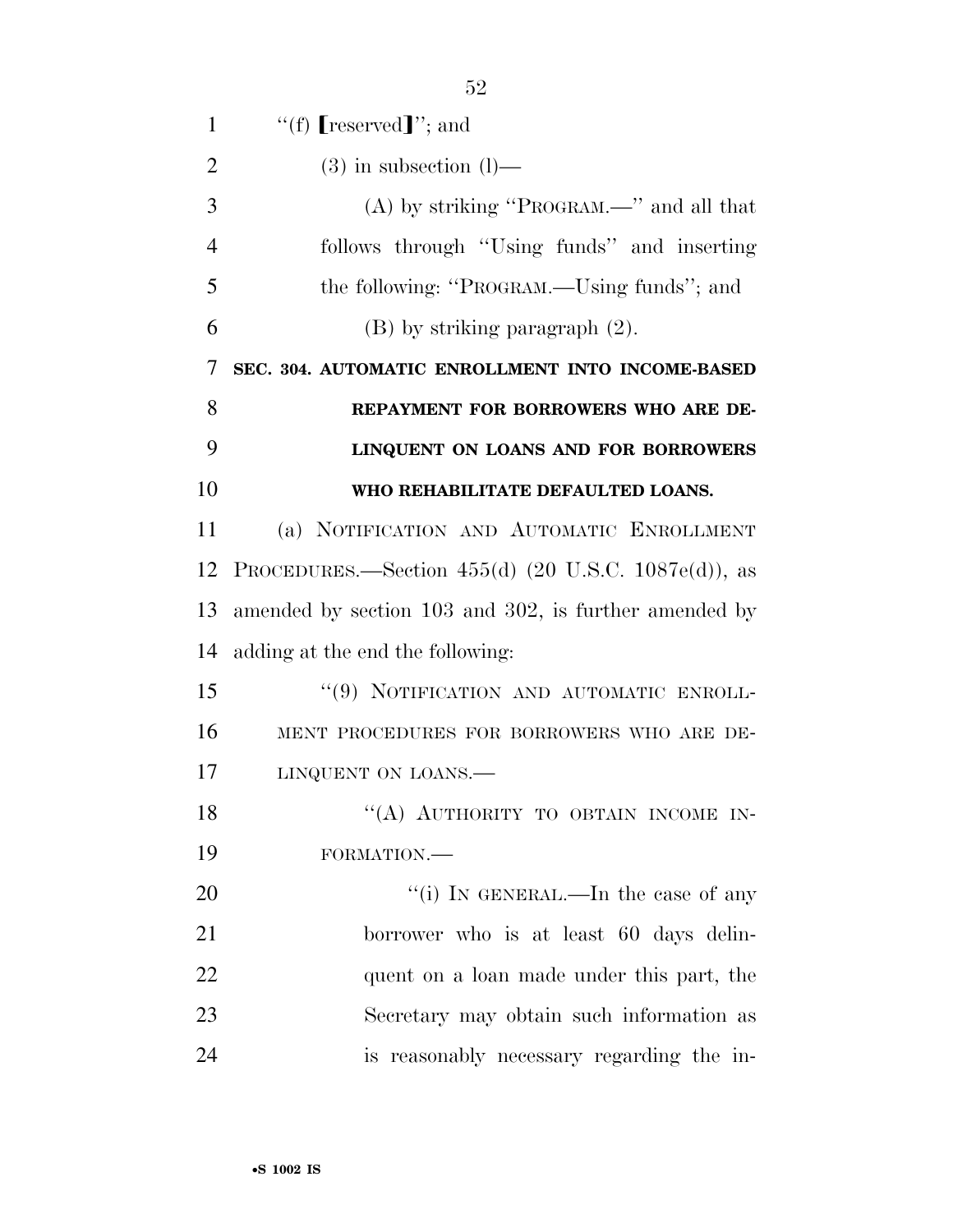"(f) [reserved]"; and

(3) in subsection (l)—

(A) by striking "PROGRAM.—" and all that follows through "Using funds" and inserting the following: "PROGRAM.—Using funds"; and

(B) by striking paragraph (2).

**SEC. 304. AUTOMATIC ENROLLMENT INTO INCOME-BASED REPAYMENT FOR BORROWERS WHO ARE DELINQUENT ON LOANS AND FOR BORROWERS WHO REHABILITATE DEFAULTED LOANS.**

(a) NOTIFICATION AND AUTOMATIC ENROLLMENT PROCEDURES.—Section 455(d) (20 U.S.C. 1087e(d)), as amended by section 103 and 302, is further amended by adding at the end the following:

"(9) NOTIFICATION AND AUTOMATIC ENROLLMENT PROCEDURES FOR BORROWERS WHO ARE DELINQUENT ON LOANS.—

"(A) AUTHORITY TO OBTAIN INCOME INFORMATION.—

"(i) IN GENERAL.—In the case of any borrower who is at least 60 days delinquent on a loan made under this part, the Secretary may obtain such information as is reasonably necessary regarding the in-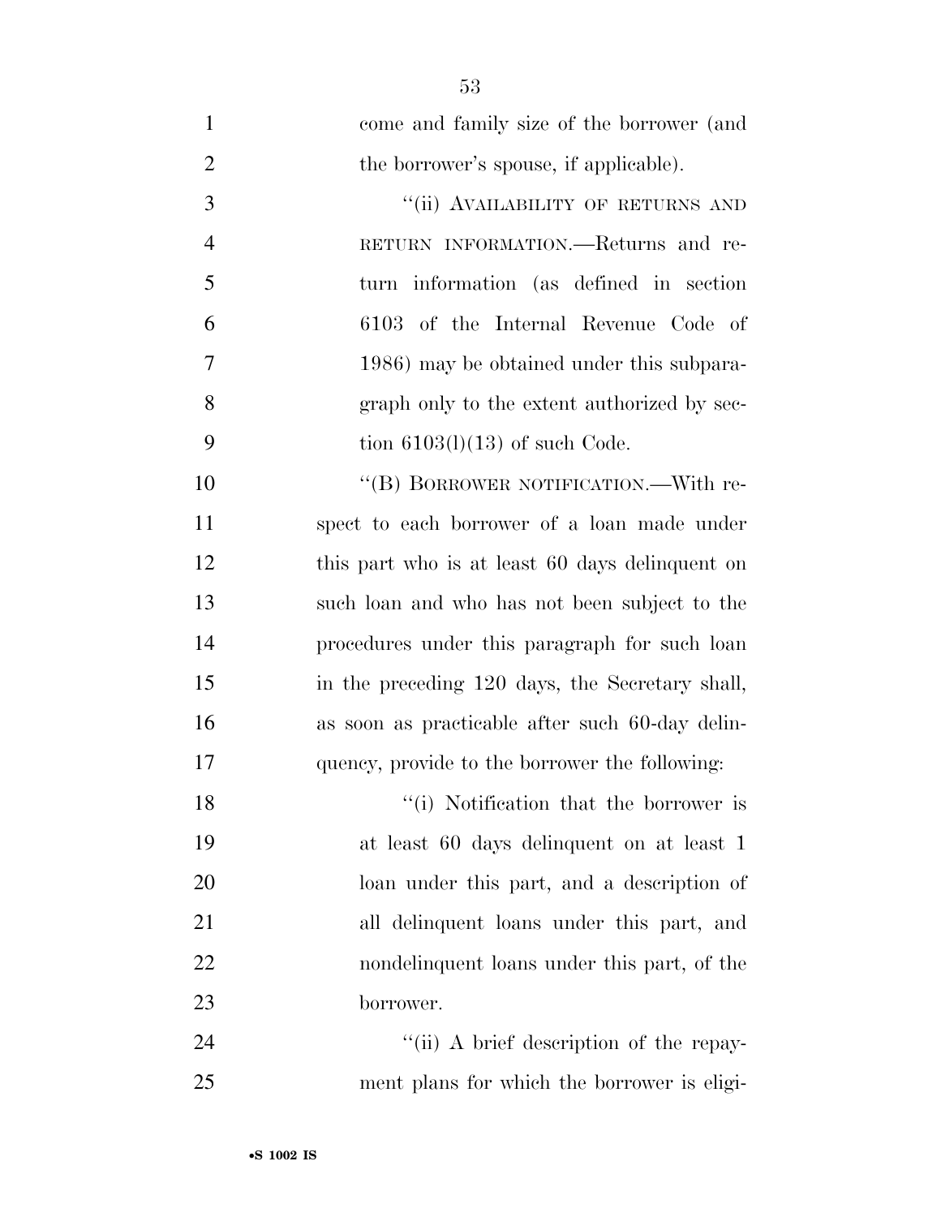come and family size of the borrower (and the borrower's spouse, if applicable).

"(ii) AVAILABILITY OF RETURNS AND RETURN INFORMATION.—Returns and return information (as defined in section 6103 of the Internal Revenue Code of 1986) may be obtained under this subparagraph only to the extent authorized by section 6103(l)(13) of such Code.

"(B) BORROWER NOTIFICATION.—With respect to each borrower of a loan made under this part who is at least 60 days delinquent on such loan and who has not been subject to the procedures under this paragraph for such loan in the preceding 120 days, the Secretary shall, as soon as practicable after such 60-day delinquency, provide to the borrower the following:

"(i) Notification that the borrower is at least 60 days delinquent on at least 1 loan under this part, and a description of all delinquent loans under this part, and nondelinquent loans under this part, of the borrower.

"(ii) A brief description of the repayment plans for which the borrower is eligi-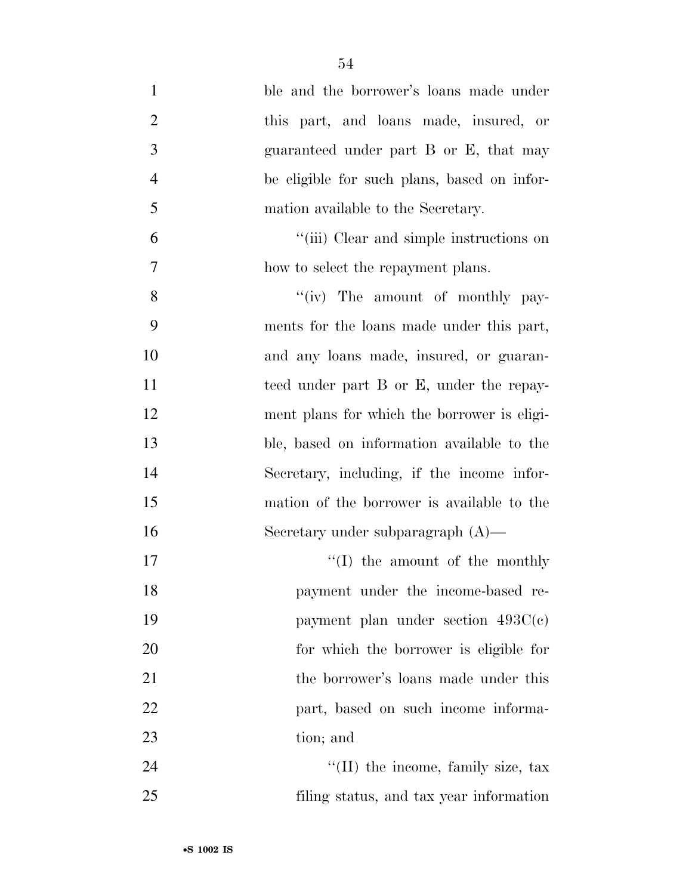ble and the borrower's loans made under this part, and loans made, insured, or guaranteed under part B or E, that may be eligible for such plans, based on information available to the Secretary.

''(iii) Clear and simple instructions on how to select the repayment plans.

''(iv) The amount of monthly payments for the loans made under this part, and any loans made, insured, or guaranteed under part B or E, under the repayment plans for which the borrower is eligible, based on information available to the Secretary, including, if the income information of the borrower is available to the Secretary under subparagraph (A)—

''(I) the amount of the monthly payment under the income-based repayment plan under section 493C(c) for which the borrower is eligible for the borrower's loans made under this part, based on such income information; and

''(II) the income, family size, tax filing status, and tax year information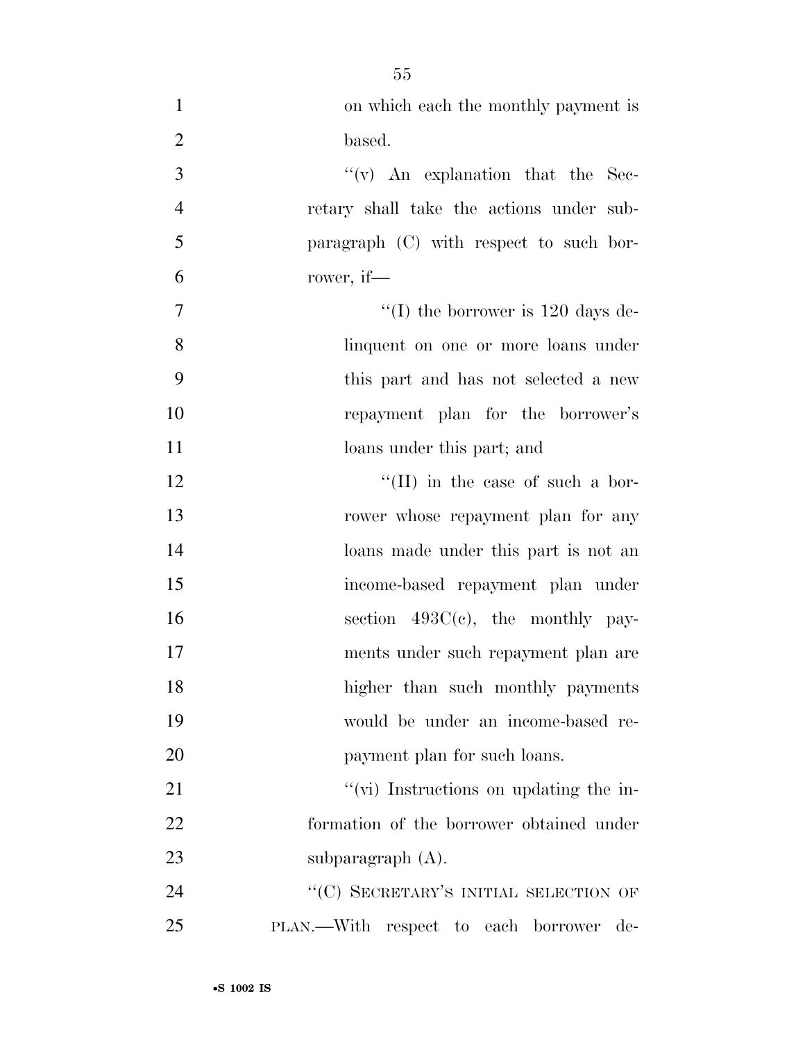on which each the monthly payment is based.

''(v) An explanation that the Secretary shall take the actions under subparagraph (C) with respect to such borrower, if—

''(I) the borrower is 120 days delinquent on one or more loans under this part and has not selected a new repayment plan for the borrower's loans under this part; and

''(II) in the case of such a borrower whose repayment plan for any loans made under this part is not an income-based repayment plan under section 493C(c), the monthly payments under such repayment plan are higher than such monthly payments would be under an income-based repayment plan for such loans.

''(vi) Instructions on updating the information of the borrower obtained under subparagraph (A).

''(C) SECRETARY'S INITIAL SELECTION OF PLAN.—With respect to each borrower de-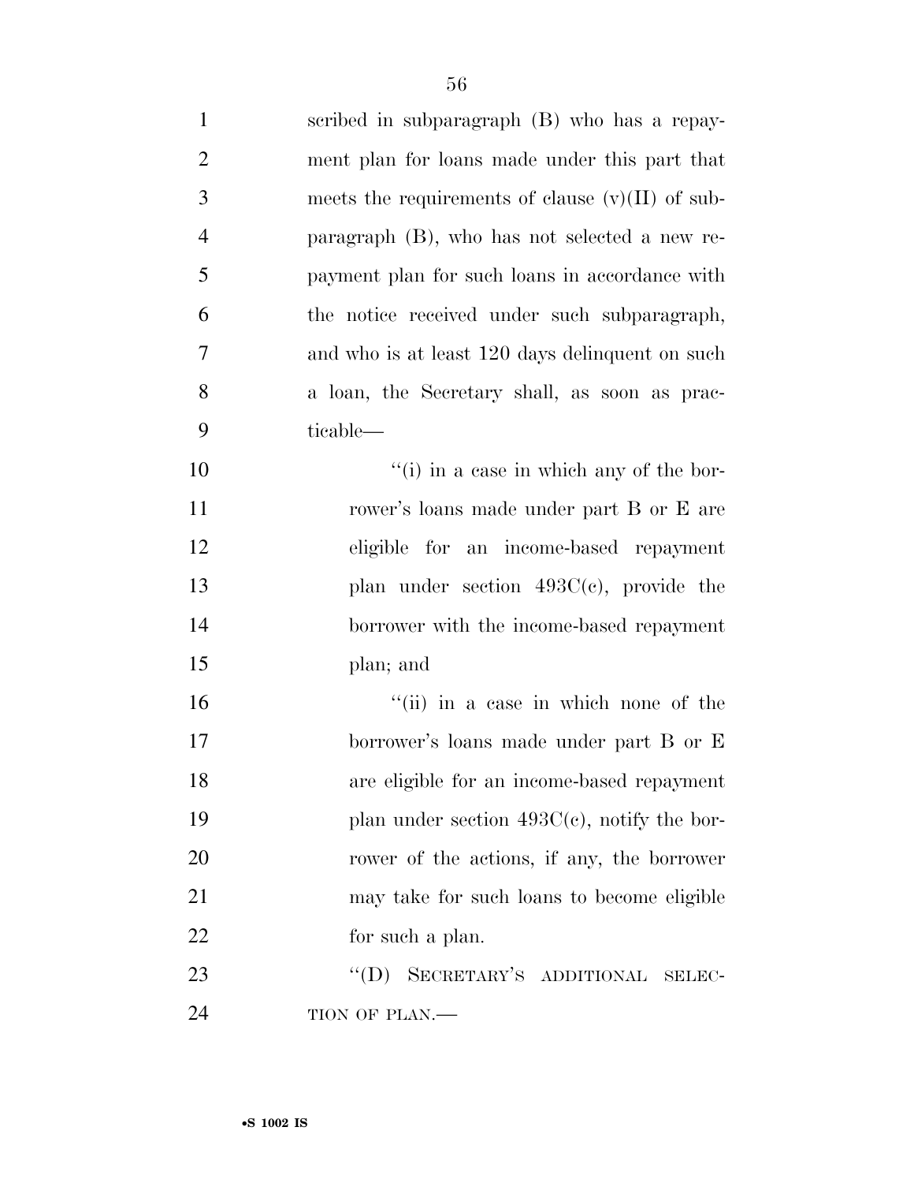scribed in subparagraph (B) who has a repayment plan for loans made under this part that meets the requirements of clause (v)(II) of subparagraph (B), who has not selected a new repayment plan for such loans in accordance with the notice received under such subparagraph, and who is at least 120 days delinquent on such a loan, the Secretary shall, as soon as practicable—

"(i) in a case in which any of the borrower's loans made under part B or E are eligible for an income-based repayment plan under section 493C(c), provide the borrower with the income-based repayment plan; and

"(ii) in a case in which none of the borrower's loans made under part B or E are eligible for an income-based repayment plan under section 493C(c), notify the borrower of the actions, if any, the borrower may take for such loans to become eligible for such a plan.

"(D) SECRETARY'S ADDITIONAL SELECTION OF PLAN.—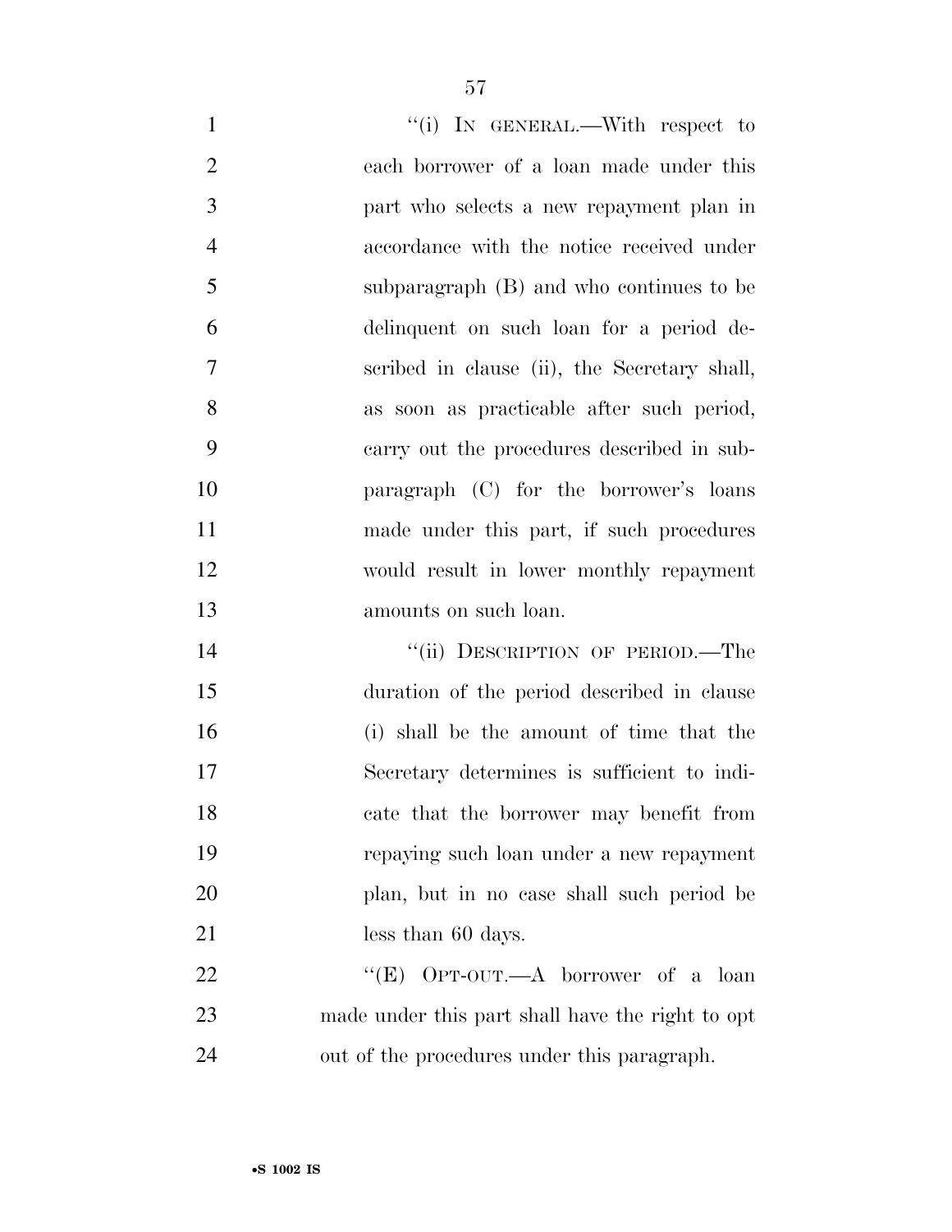"(i) IN GENERAL.—With respect to each borrower of a loan made under this part who selects a new repayment plan in accordance with the notice received under subparagraph (B) and who continues to be delinquent on such loan for a period described in clause (ii), the Secretary shall, as soon as practicable after such period, carry out the procedures described in subparagraph (C) for the borrower's loans made under this part, if such procedures would result in lower monthly repayment amounts on such loan.

"(ii) DESCRIPTION OF PERIOD.—The duration of the period described in clause (i) shall be the amount of time that the Secretary determines is sufficient to indicate that the borrower may benefit from repaying such loan under a new repayment plan, but in no case shall such period be less than 60 days.

"(E) OPT-OUT.—A borrower of a loan made under this part shall have the right to opt out of the procedures under this paragraph.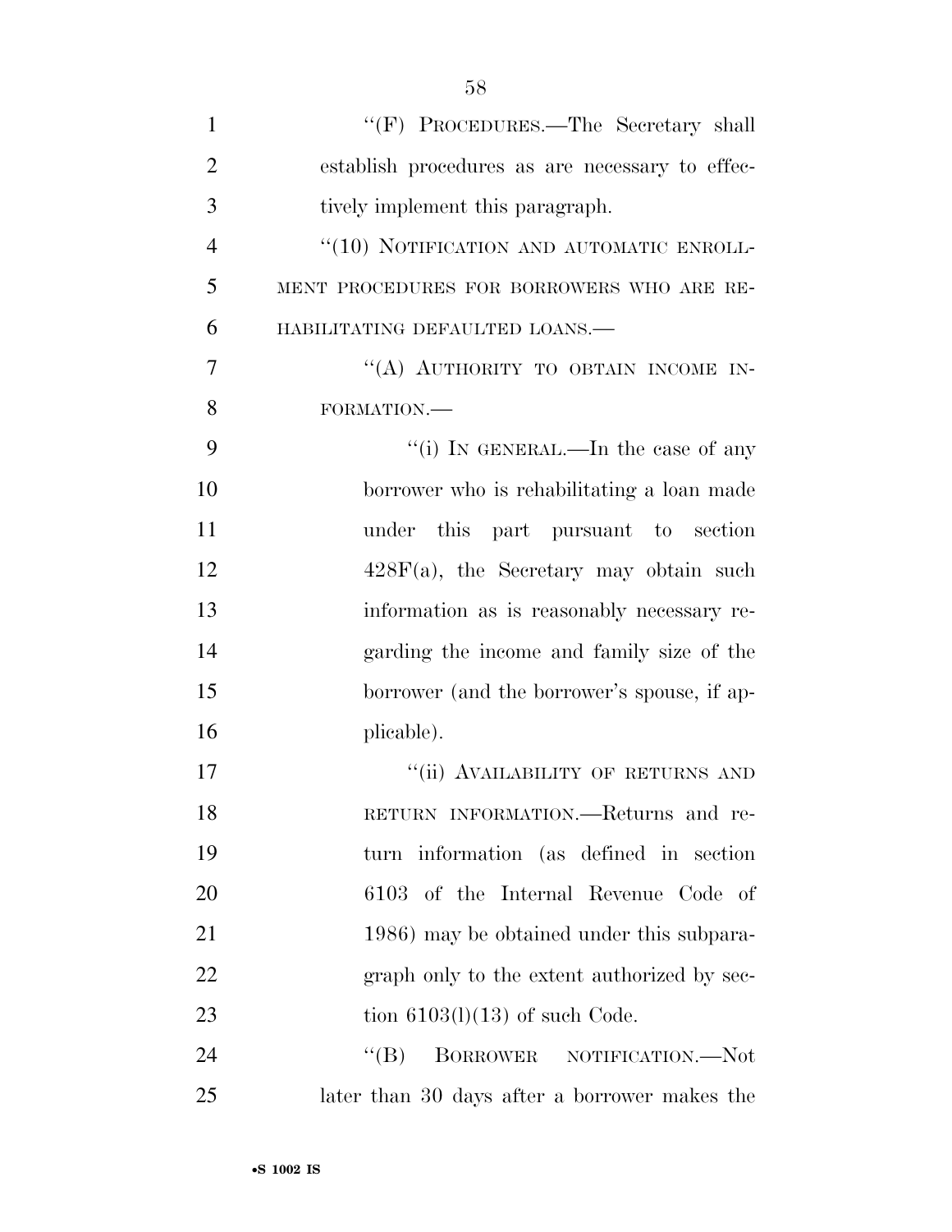"(F) PROCEDURES.—The Secretary shall establish procedures as are necessary to effectively implement this paragraph.

"(10) NOTIFICATION AND AUTOMATIC ENROLLMENT PROCEDURES FOR BORROWERS WHO ARE REHABILITATING DEFAULTED LOANS.—

"(A) AUTHORITY TO OBTAIN INCOME INFORMATION.—

"(i) IN GENERAL.—In the case of any borrower who is rehabilitating a loan made under this part pursuant to section 428F(a), the Secretary may obtain such information as is reasonably necessary regarding the income and family size of the borrower (and the borrower's spouse, if applicable).

"(ii) AVAILABILITY OF RETURNS AND RETURN INFORMATION.—Returns and return information (as defined in section 6103 of the Internal Revenue Code of 1986) may be obtained under this subparagraph only to the extent authorized by section 6103(l)(13) of such Code.

"(B) BORROWER NOTIFICATION.—Not later than 30 days after a borrower makes the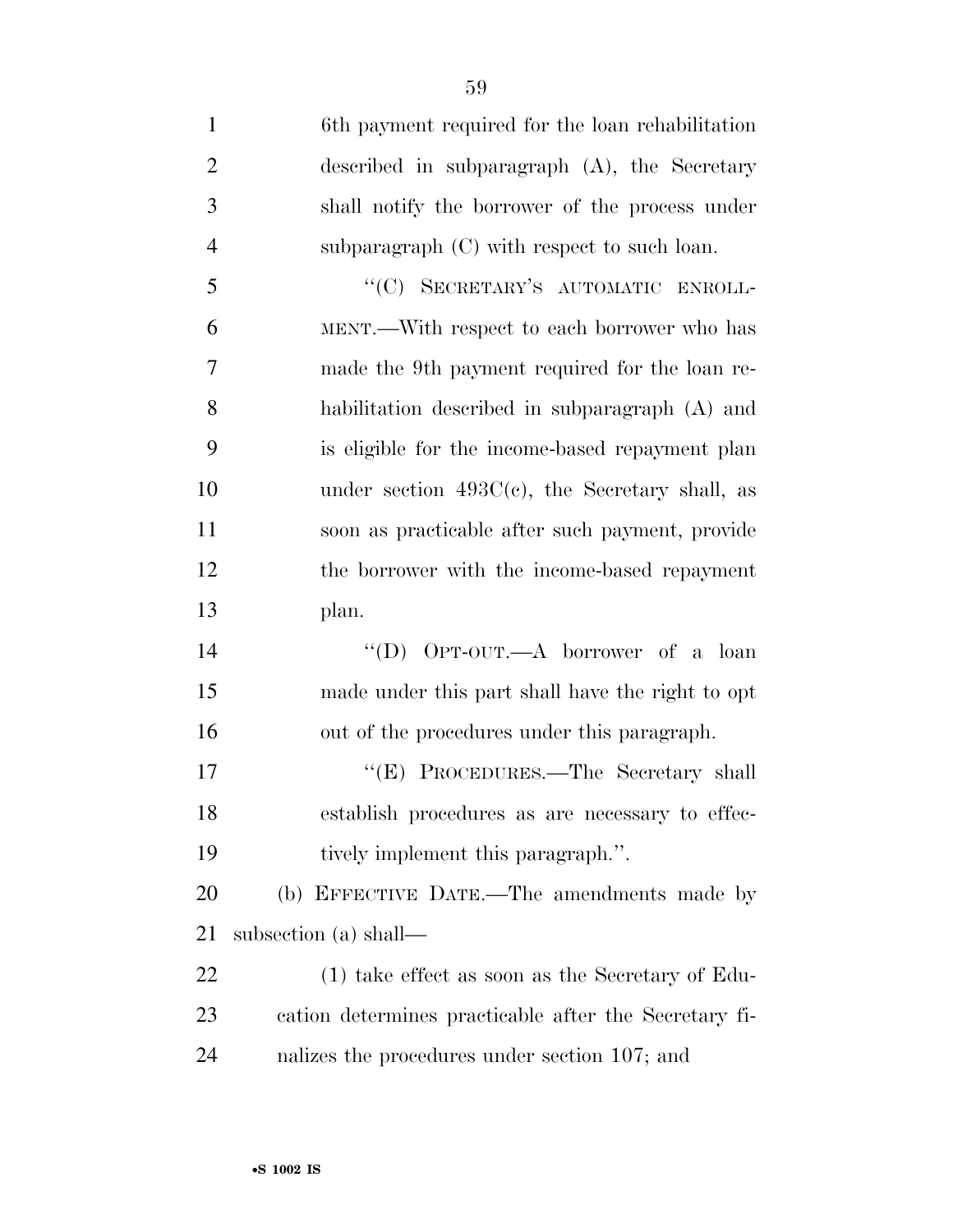6th payment required for the loan rehabilitation described in subparagraph (A), the Secretary shall notify the borrower of the process under subparagraph (C) with respect to such loan.

"(C) SECRETARY'S AUTOMATIC ENROLLMENT.—With respect to each borrower who has made the 9th payment required for the loan rehabilitation described in subparagraph (A) and is eligible for the income-based repayment plan under section 493C(c), the Secretary shall, as soon as practicable after such payment, provide the borrower with the income-based repayment plan.

"(D) OPT-OUT.—A borrower of a loan made under this part shall have the right to opt out of the procedures under this paragraph.

"(E) PROCEDURES.—The Secretary shall establish procedures as are necessary to effectively implement this paragraph.".

(b) EFFECTIVE DATE.—The amendments made by subsection (a) shall—

(1) take effect as soon as the Secretary of Education determines practicable after the Secretary finalizes the procedures under section 107; and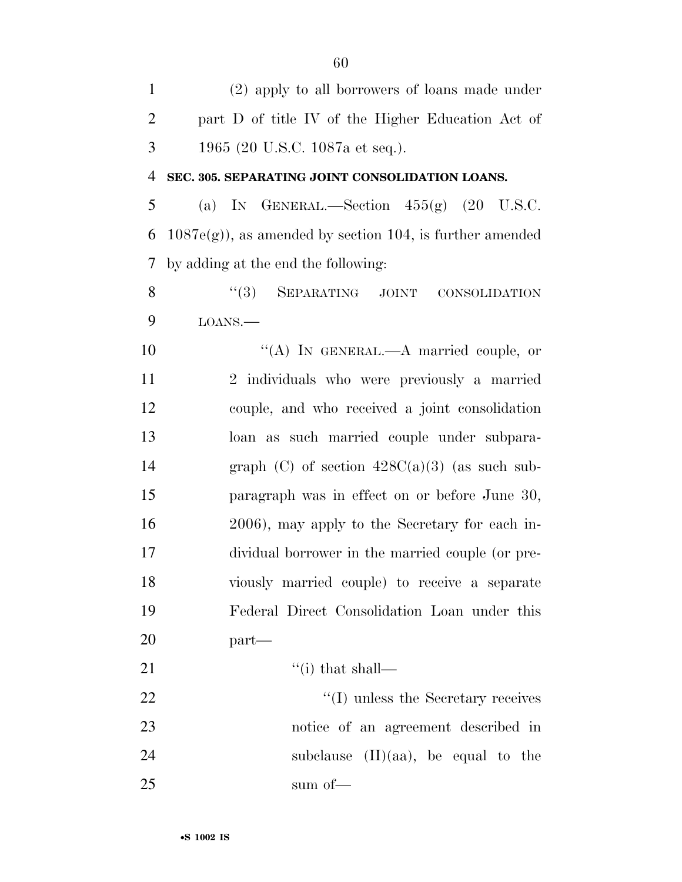(2) apply to all borrowers of loans made under part D of title IV of the Higher Education Act of 1965 (20 U.S.C. 1087a et seq.).

**SEC. 305. SEPARATING JOINT CONSOLIDATION LOANS.**

(a) IN GENERAL.—Section 455(g) (20 U.S.C. 1087e(g)), as amended by section 104, is further amended by adding at the end the following:

"(3) SEPARATING JOINT CONSOLIDATION LOANS.—

"(A) IN GENERAL.—A married couple, or 2 individuals who were previously a married couple, and who received a joint consolidation loan as such married couple under subparagraph (C) of section 428C(a)(3) (as such subparagraph was in effect on or before June 30, 2006), may apply to the Secretary for each individual borrower in the married couple (or previously married couple) to receive a separate Federal Direct Consolidation Loan under this part—

"(i) that shall—

"(I) unless the Secretary receives notice of an agreement described in subclause (II)(aa), be equal to the sum of—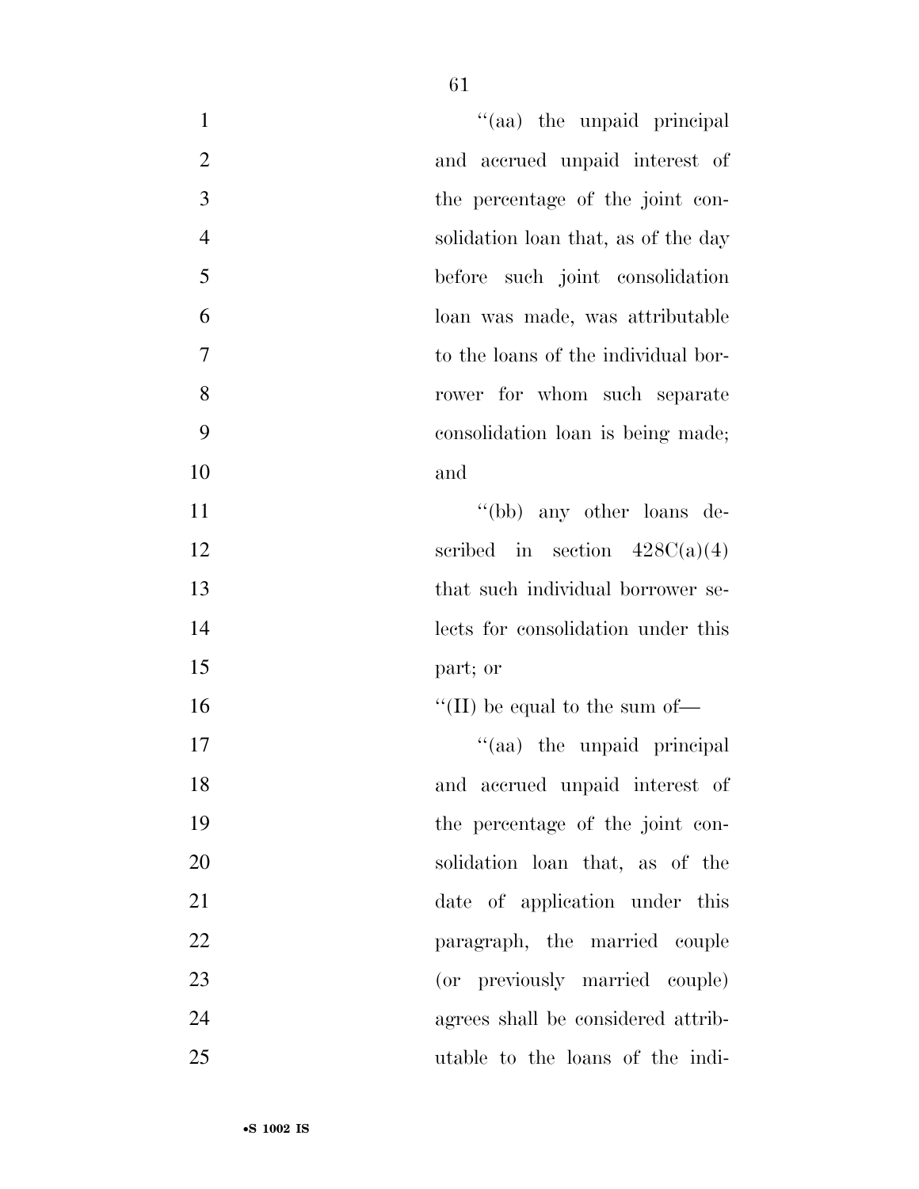"(aa) the unpaid principal and accrued unpaid interest of the percentage of the joint consolidation loan that, as of the day before such joint consolidation loan was made, was attributable to the loans of the individual borrower for whom such separate consolidation loan is being made; and

"(bb) any other loans described in section 428C(a)(4) that such individual borrower selects for consolidation under this part; or

"(II) be equal to the sum of—

"(aa) the unpaid principal and accrued unpaid interest of the percentage of the joint consolidation loan that, as of the date of application under this paragraph, the married couple (or previously married couple) agrees shall be considered attributable to the loans of the indi-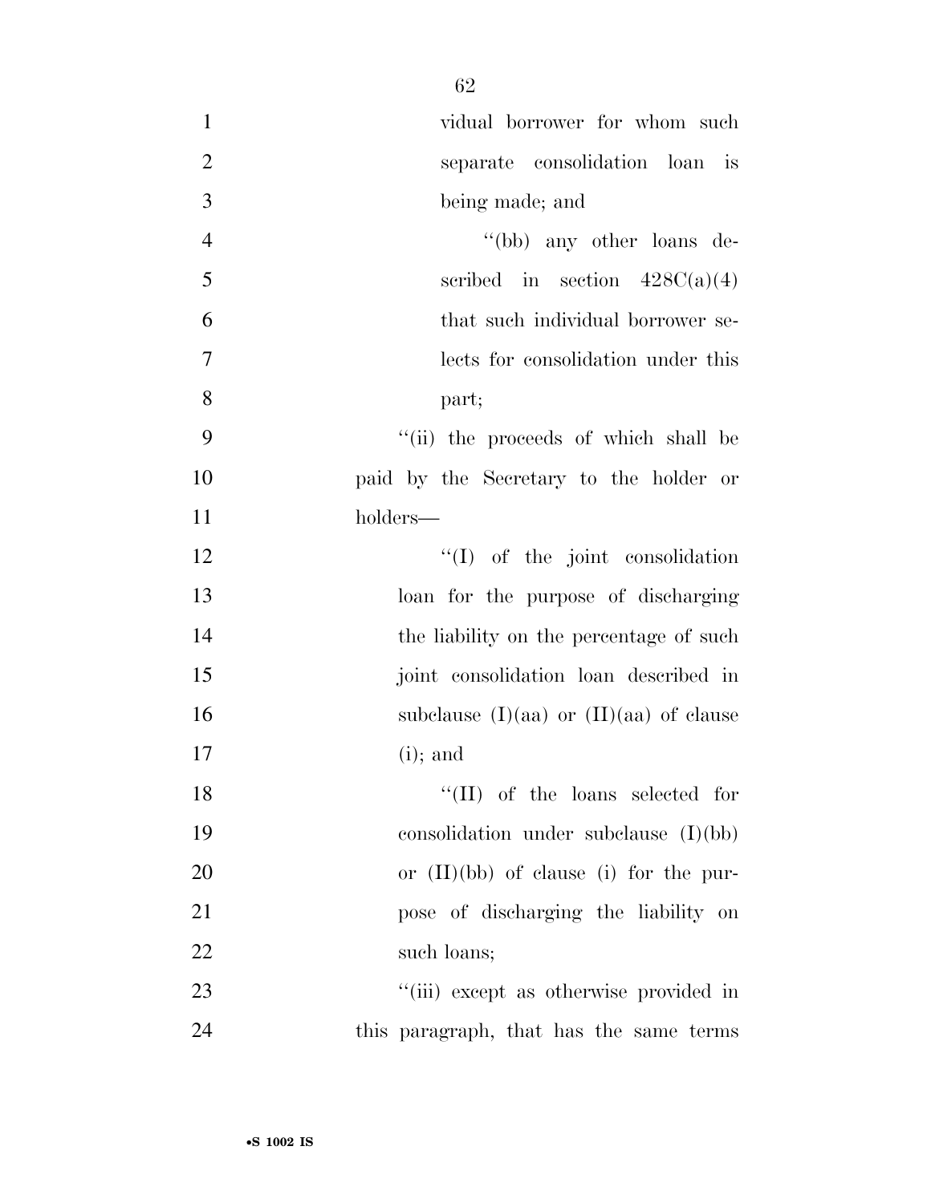vidual borrower for whom such separate consolidation loan is being made; and

''(bb) any other loans described in section 428C(a)(4) that such individual borrower selects for consolidation under this part;

''(ii) the proceeds of which shall be paid by the Secretary to the holder or holders—

''(I) of the joint consolidation loan for the purpose of discharging the liability on the percentage of such joint consolidation loan described in subclause (I)(aa) or (II)(aa) of clause (i); and

''(II) of the loans selected for consolidation under subclause (I)(bb) or (II)(bb) of clause (i) for the purpose of discharging the liability on such loans;

''(iii) except as otherwise provided in this paragraph, that has the same terms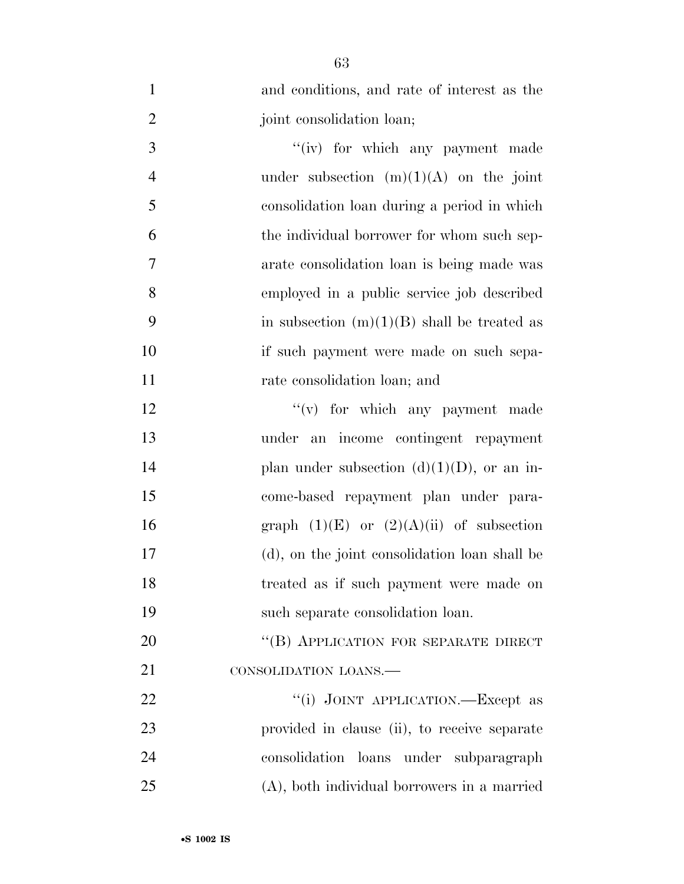and conditions, and rate of interest as the joint consolidation loan;

''(iv) for which any payment made under subsection (m)(1)(A) on the joint consolidation loan during a period in which the individual borrower for whom such separate consolidation loan is being made was employed in a public service job described in subsection (m)(1)(B) shall be treated as if such payment were made on such separate consolidation loan; and

''(v) for which any payment made under an income contingent repayment plan under subsection (d)(1)(D), or an income-based repayment plan under paragraph (1)(E) or (2)(A)(ii) of subsection (d), on the joint consolidation loan shall be treated as if such payment were made on such separate consolidation loan.

''(B) APPLICATION FOR SEPARATE DIRECT CONSOLIDATION LOANS.—

''(i) JOINT APPLICATION.—Except as provided in clause (ii), to receive separate consolidation loans under subparagraph (A), both individual borrowers in a married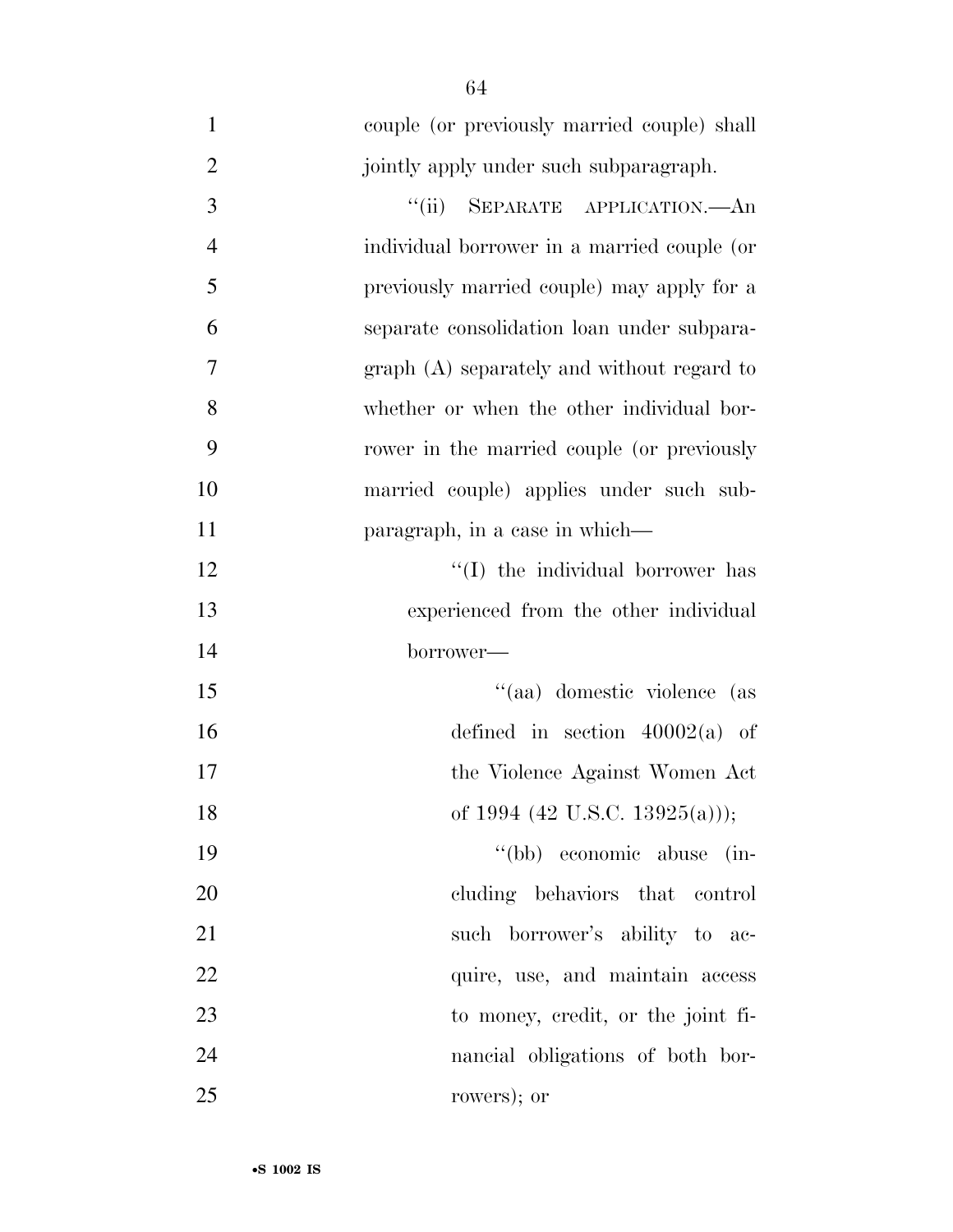couple (or previously married couple) shall jointly apply under such subparagraph.

"(ii) SEPARATE APPLICATION.—An individual borrower in a married couple (or previously married couple) may apply for a separate consolidation loan under subparagraph (A) separately and without regard to whether or when the other individual borrower in the married couple (or previously married couple) applies under such subparagraph, in a case in which—

"(I) the individual borrower has experienced from the other individual borrower—

"(aa) domestic violence (as defined in section 40002(a) of the Violence Against Women Act of 1994 (42 U.S.C. 13925(a)));

"(bb) economic abuse (including behaviors that control such borrower's ability to acquire, use, and maintain access to money, credit, or the joint financial obligations of both borrowers); or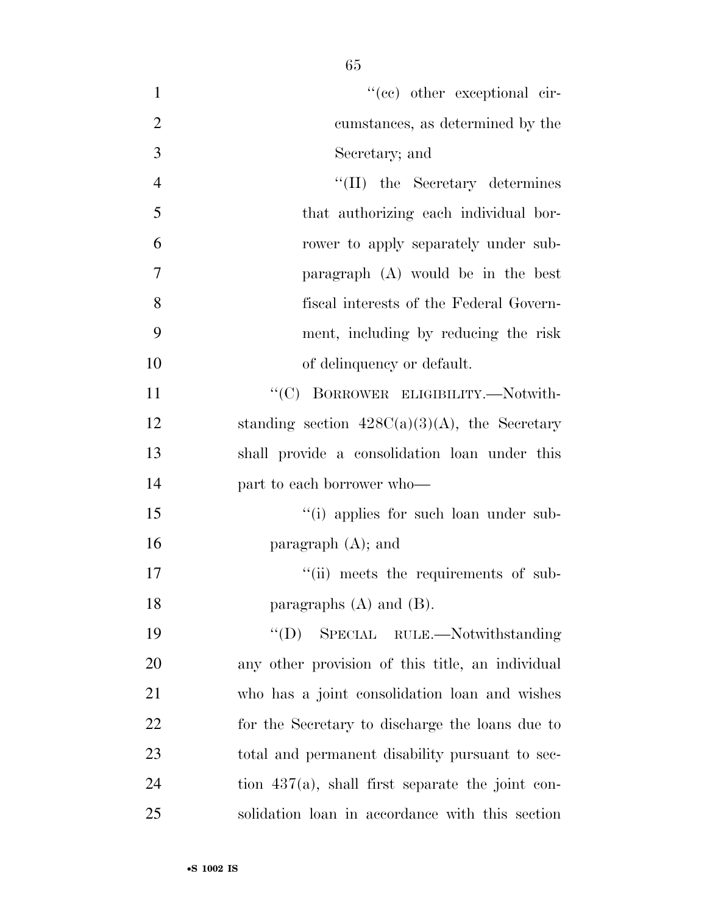''(cc) other exceptional circumstances, as determined by the Secretary; and

''(II) the Secretary determines that authorizing each individual borrower to apply separately under subparagraph (A) would be in the best fiscal interests of the Federal Government, including by reducing the risk of delinquency or default.

''(C) BORROWER ELIGIBILITY.—Notwithstanding section 428C(a)(3)(A), the Secretary shall provide a consolidation loan under this part to each borrower who—

''(i) applies for such loan under subparagraph (A); and

''(ii) meets the requirements of subparagraphs (A) and (B).

''(D) SPECIAL RULE.—Notwithstanding any other provision of this title, an individual who has a joint consolidation loan and wishes for the Secretary to discharge the loans due to total and permanent disability pursuant to section 437(a), shall first separate the joint consolidation loan in accordance with this section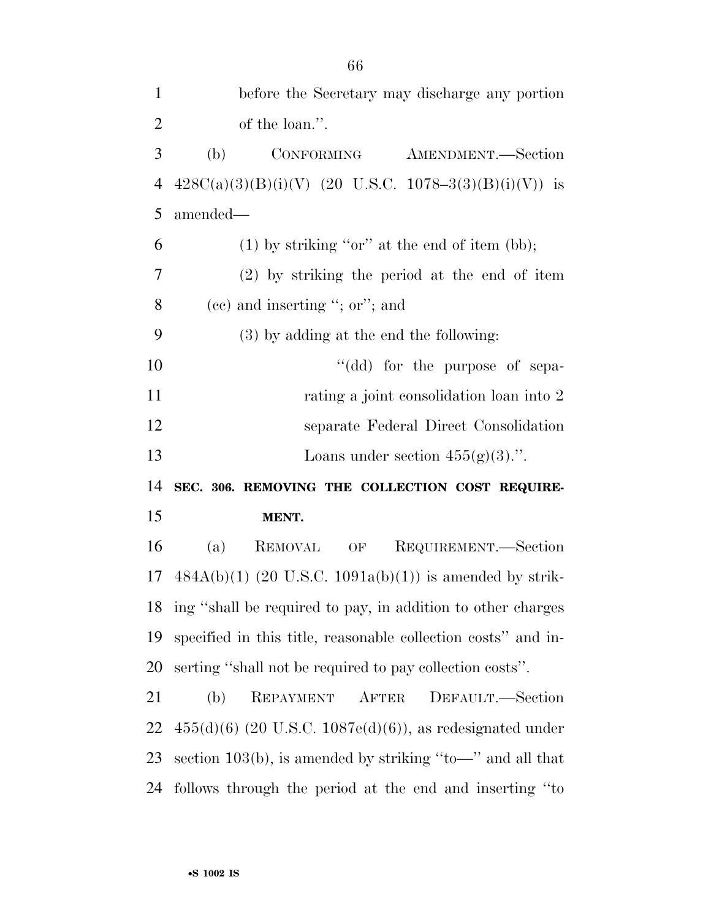before the Secretary may discharge any portion of the loan.''.

(b) CONFORMING AMENDMENT.—Section 428C(a)(3)(B)(i)(V) (20 U.S.C. 1078–3(3)(B)(i)(V)) is amended—

(1) by striking ''or'' at the end of item (bb);

(2) by striking the period at the end of item (cc) and inserting ''; or''; and

(3) by adding at the end the following:

''(dd) for the purpose of separating a joint consolidation loan into 2 separate Federal Direct Consolidation Loans under section 455(g)(3).''.

**SEC. 306. REMOVING THE COLLECTION COST REQUIREMENT.**

(a) REMOVAL OF REQUIREMENT.—Section 484A(b)(1) (20 U.S.C. 1091a(b)(1)) is amended by striking ''shall be required to pay, in addition to other charges specified in this title, reasonable collection costs'' and inserting ''shall not be required to pay collection costs''.

(b) REPAYMENT AFTER DEFAULT.—Section 455(d)(6) (20 U.S.C. 1087e(d)(6)), as redesignated under section 103(b), is amended by striking ''to—'' and all that follows through the period at the end and inserting ''to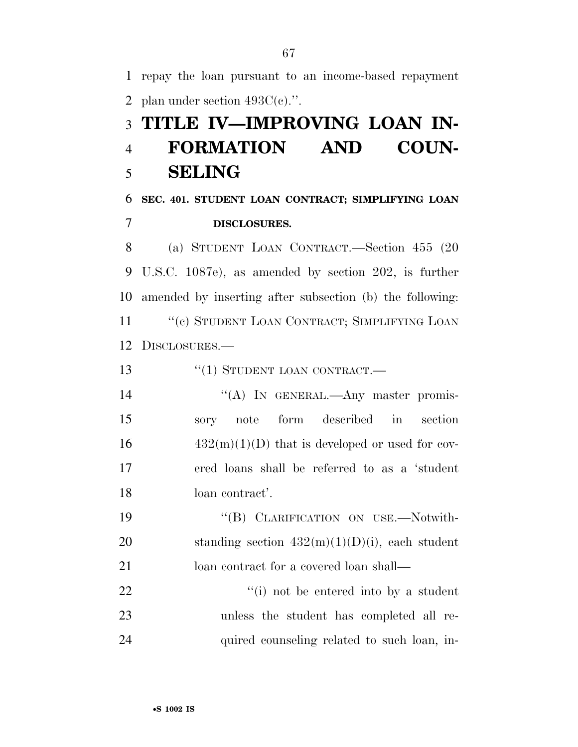repay the loan pursuant to an income-based repayment plan under section 493C(c).''.

# TITLE IV—IMPROVING LOAN INFORMATION AND COUNSELING

### SEC. 401. STUDENT LOAN CONTRACT; SIMPLIFYING LOAN DISCLOSURES.

(a) STUDENT LOAN CONTRACT.—Section 455 (20 U.S.C. 1087e), as amended by section 202, is further amended by inserting after subsection (b) the following:

''(c) STUDENT LOAN CONTRACT; SIMPLIFYING LOAN DISCLOSURES.—

''(1) STUDENT LOAN CONTRACT.—

''(A) IN GENERAL.—Any master promissory note form described in section 432(m)(1)(D) that is developed or used for covered loans shall be referred to as a 'student loan contract'.

''(B) CLARIFICATION ON USE.—Notwithstanding section 432(m)(1)(D)(i), each student loan contract for a covered loan shall—

''(i) not be entered into by a student unless the student has completed all required counseling related to such loan, in-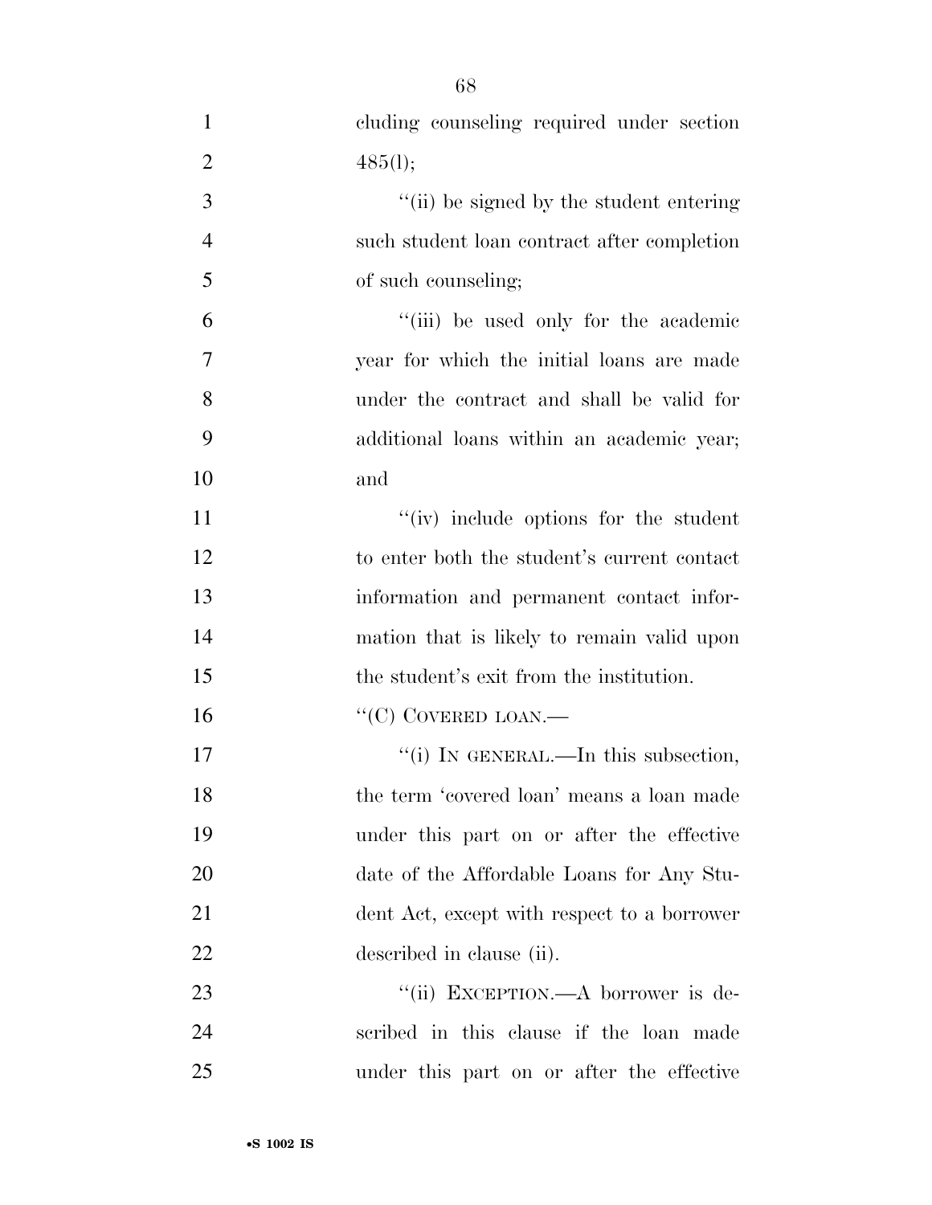cluding counseling required under section 485(l);

''(ii) be signed by the student entering such student loan contract after completion of such counseling;

''(iii) be used only for the academic year for which the initial loans are made under the contract and shall be valid for additional loans within an academic year; and

''(iv) include options for the student to enter both the student's current contact information and permanent contact information that is likely to remain valid upon the student's exit from the institution.

''(C) COVERED LOAN.—

''(i) IN GENERAL.—In this subsection, the term 'covered loan' means a loan made under this part on or after the effective date of the Affordable Loans for Any Student Act, except with respect to a borrower described in clause (ii).

''(ii) EXCEPTION.—A borrower is described in this clause if the loan made under this part on or after the effective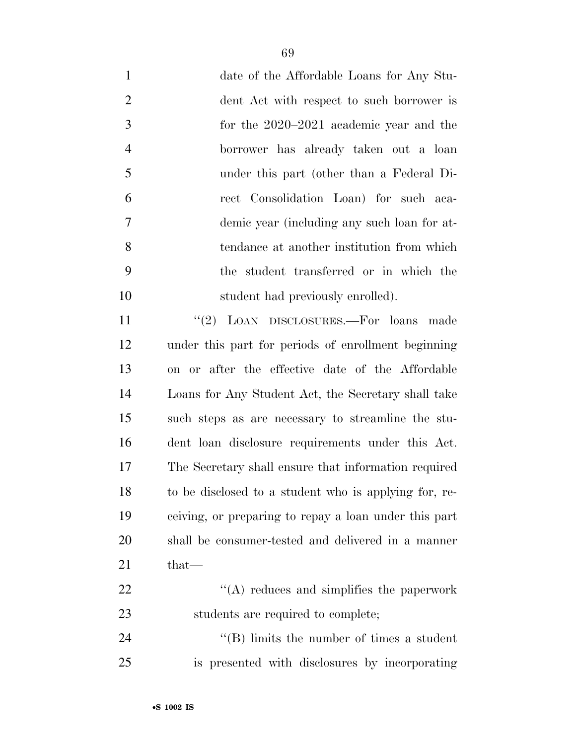date of the Affordable Loans for Any Student Act with respect to such borrower is for the 2020–2021 academic year and the borrower has already taken out a loan under this part (other than a Federal Direct Consolidation Loan) for such academic year (including any such loan for attendance at another institution from which the student transferred or in which the student had previously enrolled).

''(2) LOAN DISCLOSURES.—For loans made under this part for periods of enrollment beginning on or after the effective date of the Affordable Loans for Any Student Act, the Secretary shall take such steps as are necessary to streamline the student loan disclosure requirements under this Act. The Secretary shall ensure that information required to be disclosed to a student who is applying for, receiving, or preparing to repay a loan under this part shall be consumer-tested and delivered in a manner that—

''(A) reduces and simplifies the paperwork students are required to complete;

''(B) limits the number of times a student is presented with disclosures by incorporating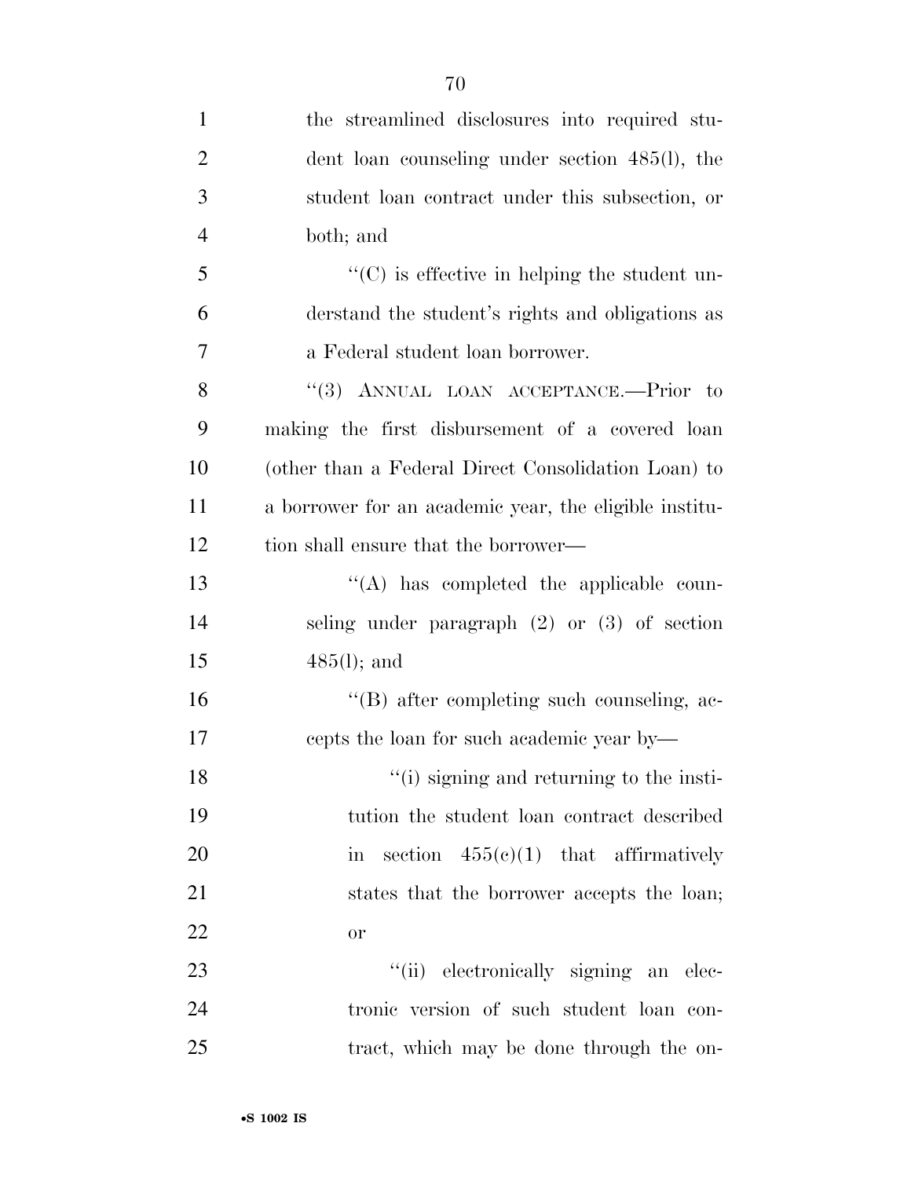the streamlined disclosures into required student loan counseling under section 485(l), the student loan contract under this subsection, or both; and

"(C) is effective in helping the student understand the student's rights and obligations as a Federal student loan borrower.

"(3) ANNUAL LOAN ACCEPTANCE.—Prior to making the first disbursement of a covered loan (other than a Federal Direct Consolidation Loan) to a borrower for an academic year, the eligible institution shall ensure that the borrower—

"(A) has completed the applicable counseling under paragraph (2) or (3) of section 485(l); and

"(B) after completing such counseling, accepts the loan for such academic year by—

"(i) signing and returning to the institution the student loan contract described in section 455(c)(1) that affirmatively states that the borrower accepts the loan; or

"(ii) electronically signing an electronic version of such student loan contract, which may be done through the on-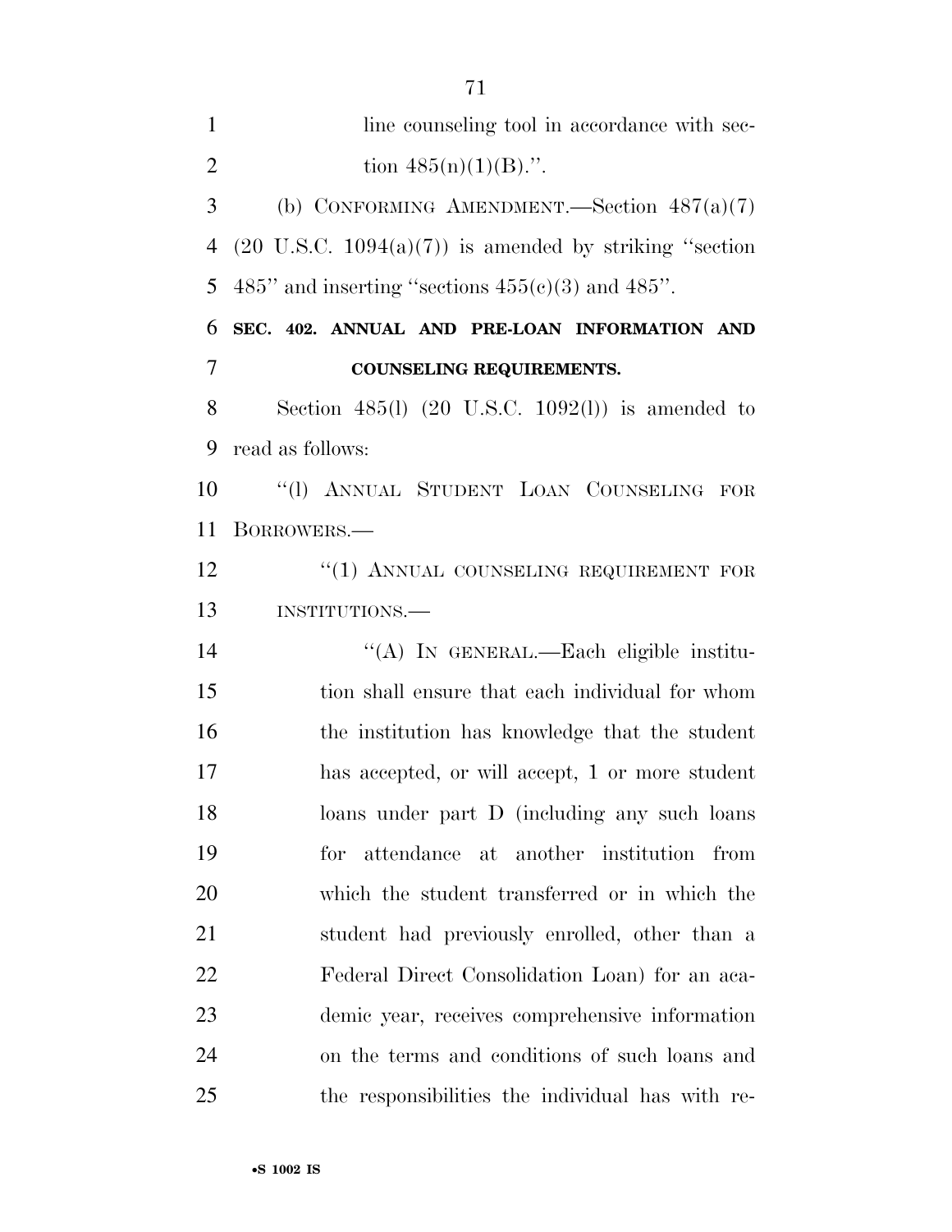line counseling tool in accordance with section 485(n)(1)(B).''.

(b) CONFORMING AMENDMENT.—Section 487(a)(7) (20 U.S.C. 1094(a)(7)) is amended by striking ''section 485'' and inserting ''sections 455(c)(3) and 485''.

**SEC. 402. ANNUAL AND PRE-LOAN INFORMATION AND COUNSELING REQUIREMENTS.**

Section 485(l) (20 U.S.C. 1092(l)) is amended to read as follows:

''(l) ANNUAL STUDENT LOAN COUNSELING FOR BORROWERS.—

''(1) ANNUAL COUNSELING REQUIREMENT FOR INSTITUTIONS.—

''(A) IN GENERAL.—Each eligible institution shall ensure that each individual for whom the institution has knowledge that the student has accepted, or will accept, 1 or more student loans under part D (including any such loans for attendance at another institution from which the student transferred or in which the student had previously enrolled, other than a Federal Direct Consolidation Loan) for an academic year, receives comprehensive information on the terms and conditions of such loans and the responsibilities the individual has with re-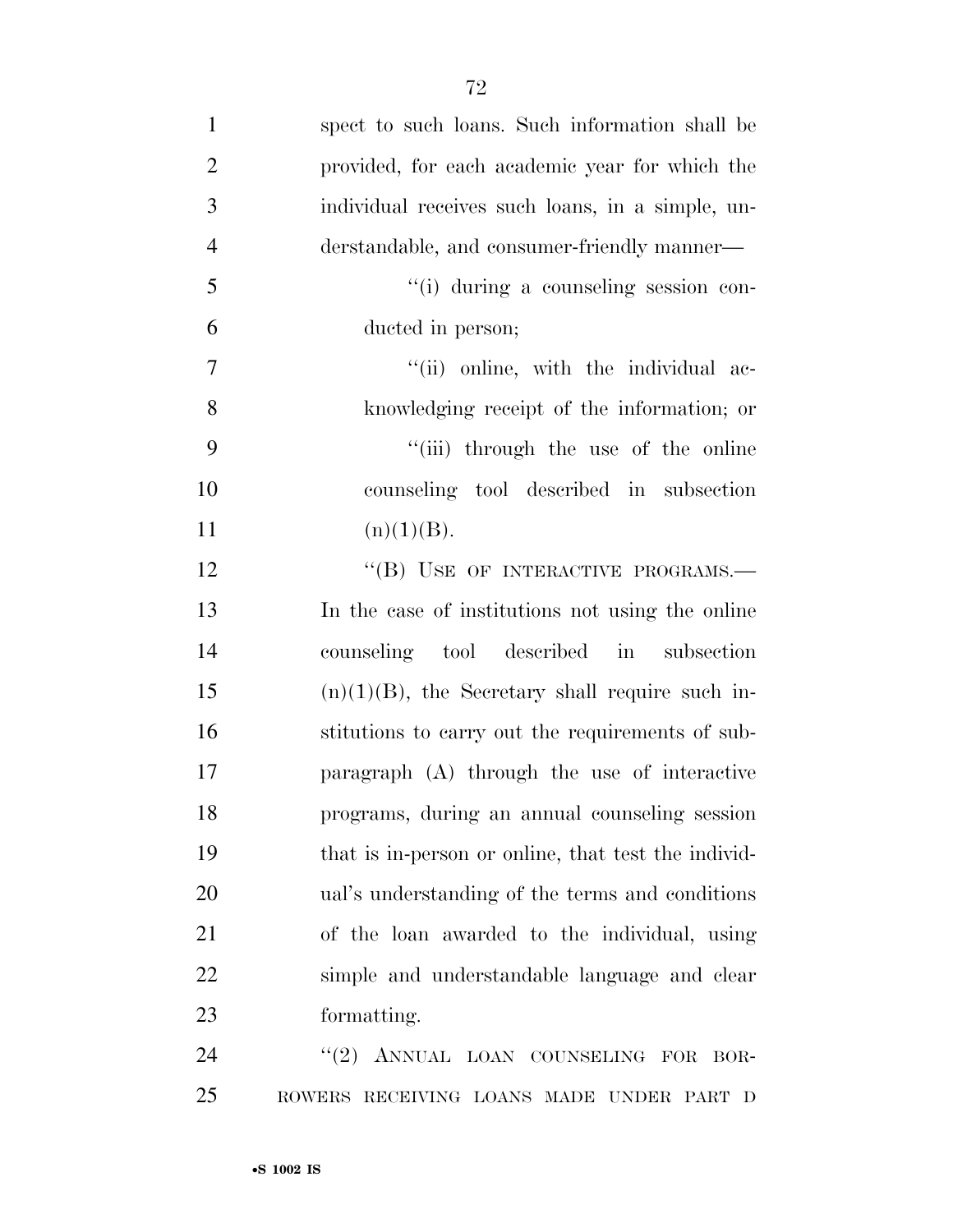spect to such loans. Such information shall be provided, for each academic year for which the individual receives such loans, in a simple, understandable, and consumer-friendly manner—

"(i) during a counseling session conducted in person;

"(ii) online, with the individual acknowledging receipt of the information; or

"(iii) through the use of the online counseling tool described in subsection (n)(1)(B).

"(B) USE OF INTERACTIVE PROGRAMS.—In the case of institutions not using the online counseling tool described in subsection (n)(1)(B), the Secretary shall require such institutions to carry out the requirements of subparagraph (A) through the use of interactive programs, during an annual counseling session that is in-person or online, that test the individual's understanding of the terms and conditions of the loan awarded to the individual, using simple and understandable language and clear formatting.

"(2) ANNUAL LOAN COUNSELING FOR BORROWERS RECEIVING LOANS MADE UNDER PART D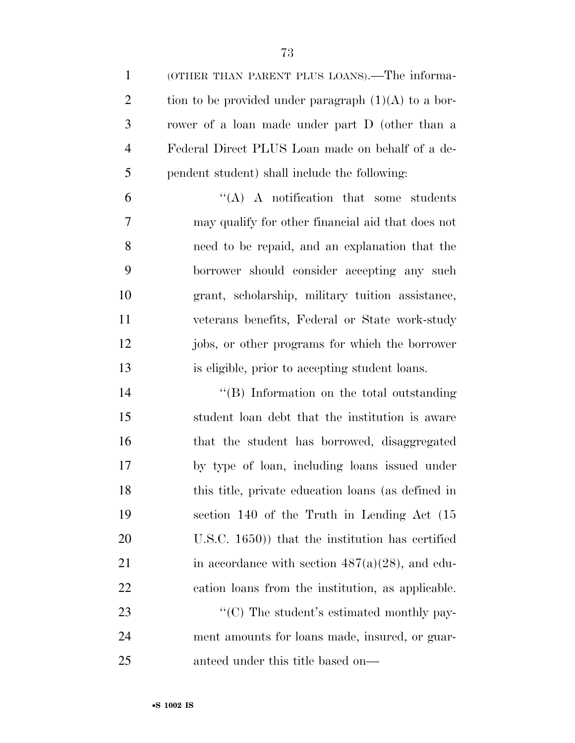(OTHER THAN PARENT PLUS LOANS).—The information to be provided under paragraph (1)(A) to a borrower of a loan made under part D (other than a Federal Direct PLUS Loan made on behalf of a dependent student) shall include the following:

"(A) A notification that some students may qualify for other financial aid that does not need to be repaid, and an explanation that the borrower should consider accepting any such grant, scholarship, military tuition assistance, veterans benefits, Federal or State work-study jobs, or other programs for which the borrower is eligible, prior to accepting student loans.

"(B) Information on the total outstanding student loan debt that the institution is aware that the student has borrowed, disaggregated by type of loan, including loans issued under this title, private education loans (as defined in section 140 of the Truth in Lending Act (15 U.S.C. 1650)) that the institution has certified in accordance with section 487(a)(28), and education loans from the institution, as applicable.

"(C) The student's estimated monthly payment amounts for loans made, insured, or guaranteed under this title based on—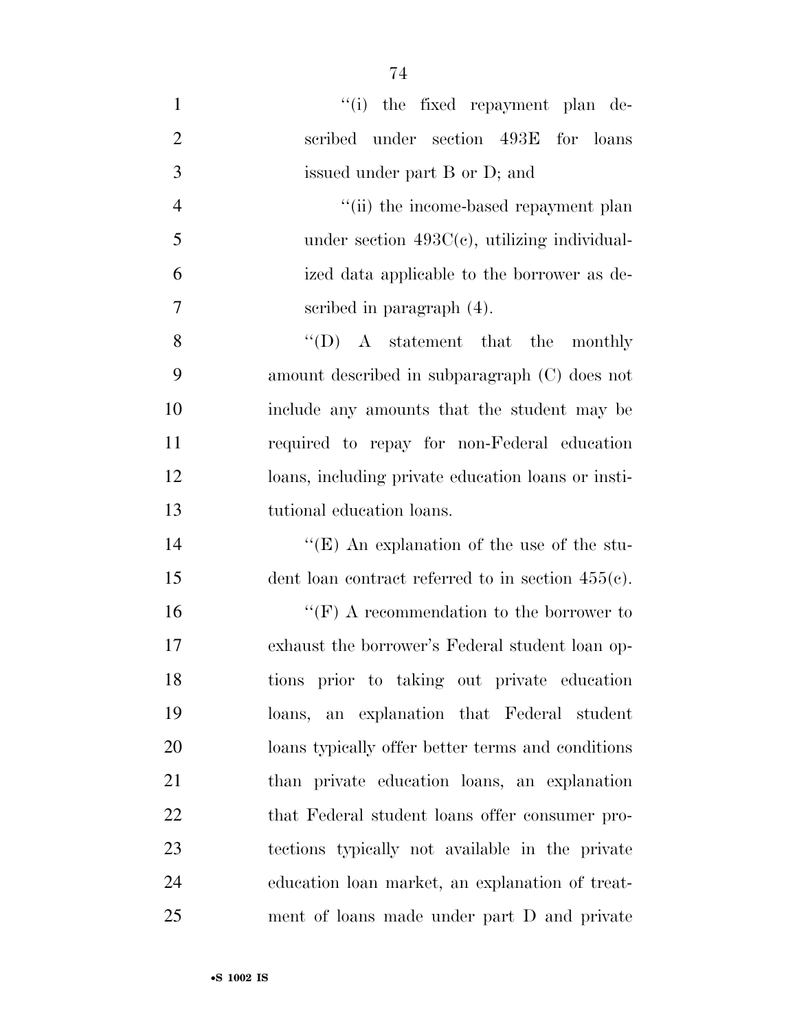"(i) the fixed repayment plan described under section 493E for loans issued under part B or D; and

"(ii) the income-based repayment plan under section 493C(c), utilizing individualized data applicable to the borrower as described in paragraph (4).

"(D) A statement that the monthly amount described in subparagraph (C) does not include any amounts that the student may be required to repay for non-Federal education loans, including private education loans or institutional education loans.

"(E) An explanation of the use of the student loan contract referred to in section 455(c).

"(F) A recommendation to the borrower to exhaust the borrower's Federal student loan options prior to taking out private education loans, an explanation that Federal student loans typically offer better terms and conditions than private education loans, an explanation that Federal student loans offer consumer protections typically not available in the private education loan market, an explanation of treatment of loans made under part D and private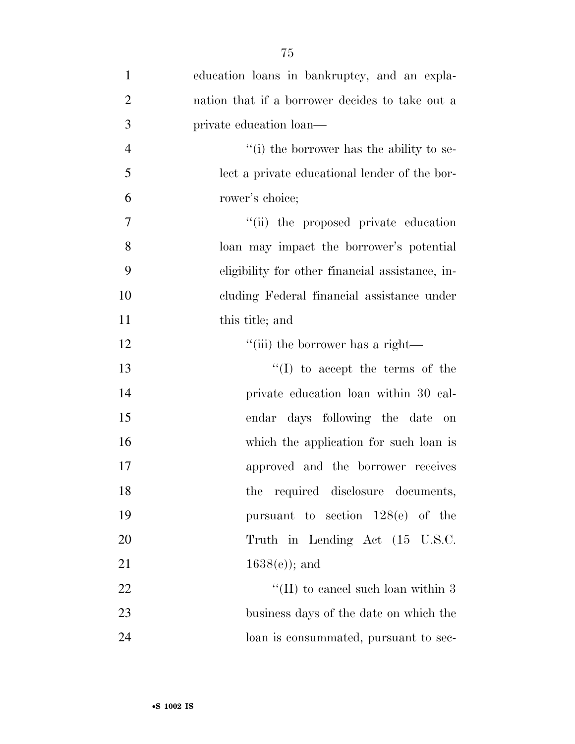education loans in bankruptcy, and an explanation that if a borrower decides to take out a private education loan—

''(i) the borrower has the ability to select a private educational lender of the borrower's choice;

''(ii) the proposed private education loan may impact the borrower's potential eligibility for other financial assistance, including Federal financial assistance under this title; and

''(iii) the borrower has a right—

''(I) to accept the terms of the private education loan within 30 calendar days following the date on which the application for such loan is approved and the borrower receives the required disclosure documents, pursuant to section 128(e) of the Truth in Lending Act (15 U.S.C. 1638(e)); and

''(II) to cancel such loan within 3 business days of the date on which the loan is consummated, pursuant to sec-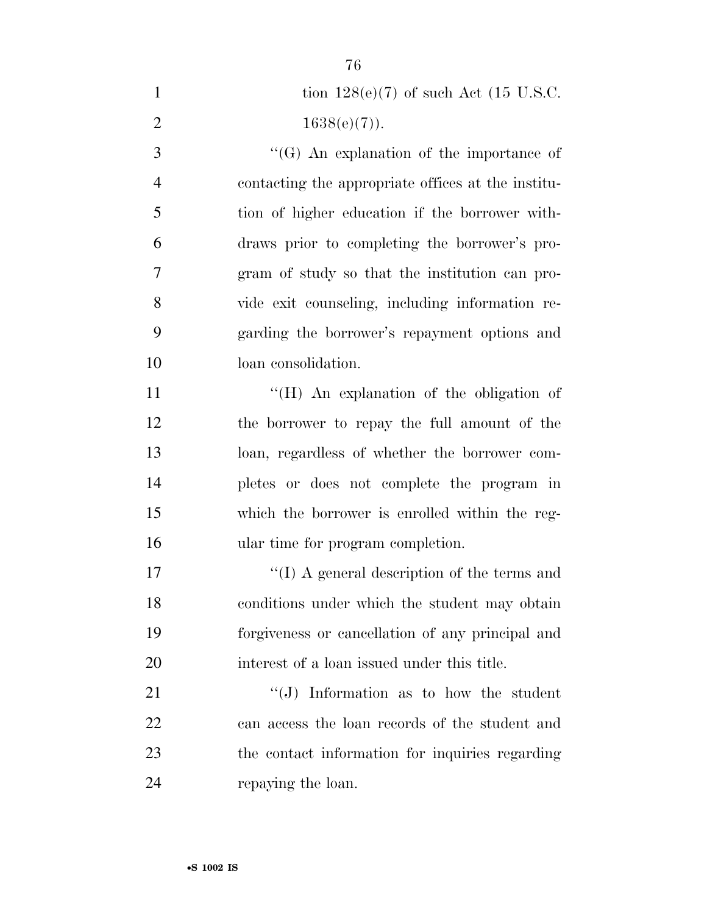tion 128(e)(7) of such Act (15 U.S.C. 1638(e)(7)).

''(G) An explanation of the importance of contacting the appropriate offices at the institution of higher education if the borrower withdraws prior to completing the borrower's program of study so that the institution can provide exit counseling, including information regarding the borrower's repayment options and loan consolidation.

''(H) An explanation of the obligation of the borrower to repay the full amount of the loan, regardless of whether the borrower completes or does not complete the program in which the borrower is enrolled within the regular time for program completion.

''(I) A general description of the terms and conditions under which the student may obtain forgiveness or cancellation of any principal and interest of a loan issued under this title.

''(J) Information as to how the student can access the loan records of the student and the contact information for inquiries regarding repaying the loan.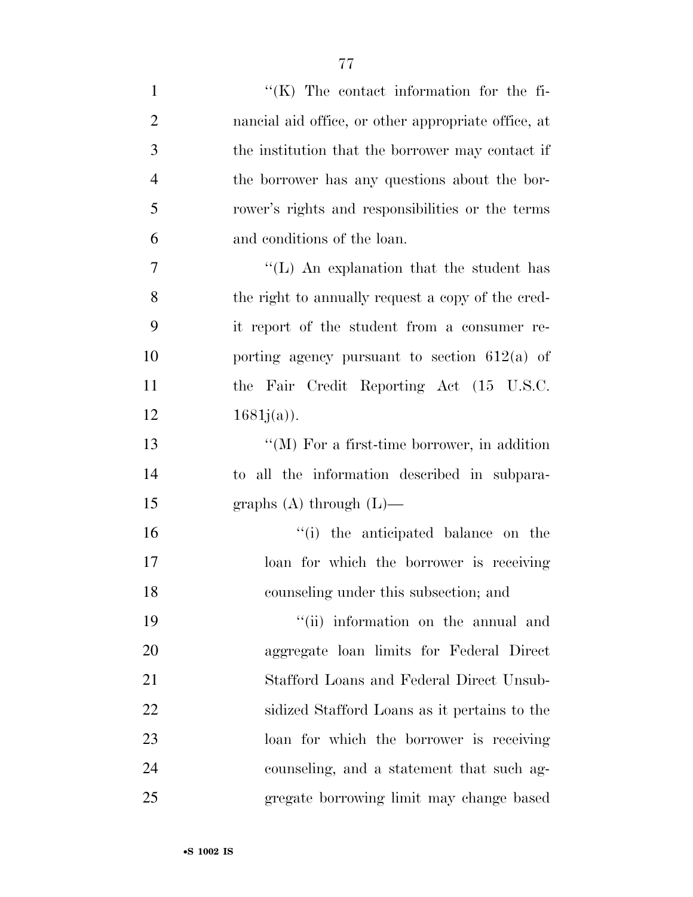''(K) The contact information for the financial aid office, or other appropriate office, at the institution that the borrower may contact if the borrower has any questions about the borrower's rights and responsibilities or the terms and conditions of the loan.

''(L) An explanation that the student has the right to annually request a copy of the credit report of the student from a consumer reporting agency pursuant to section 612(a) of the Fair Credit Reporting Act (15 U.S.C. 1681j(a)).

''(M) For a first-time borrower, in addition to all the information described in subparagraphs (A) through (L)—

''(i) the anticipated balance on the loan for which the borrower is receiving counseling under this subsection; and

''(ii) information on the annual and aggregate loan limits for Federal Direct Stafford Loans and Federal Direct Unsubsidized Stafford Loans as it pertains to the loan for which the borrower is receiving counseling, and a statement that such aggregate borrowing limit may change based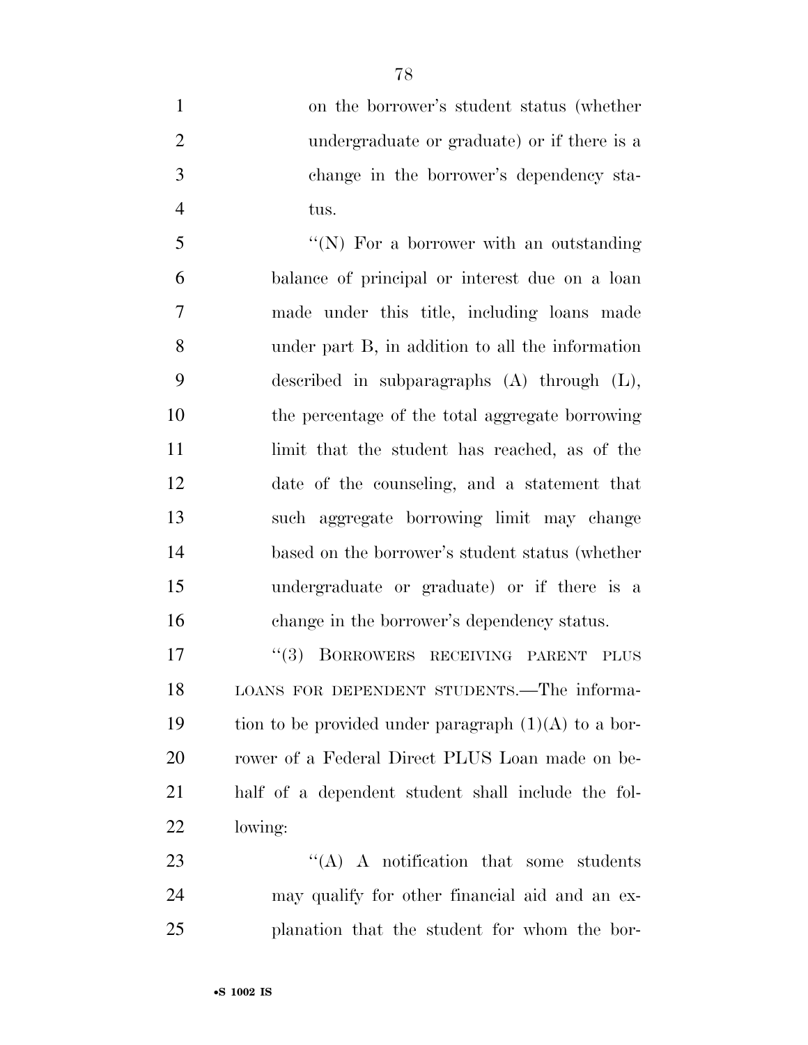on the borrower's student status (whether undergraduate or graduate) or if there is a change in the borrower's dependency status.

"(N) For a borrower with an outstanding balance of principal or interest due on a loan made under this title, including loans made under part B, in addition to all the information described in subparagraphs (A) through (L), the percentage of the total aggregate borrowing limit that the student has reached, as of the date of the counseling, and a statement that such aggregate borrowing limit may change based on the borrower's student status (whether undergraduate or graduate) or if there is a change in the borrower's dependency status.

"(3) BORROWERS RECEIVING PARENT PLUS LOANS FOR DEPENDENT STUDENTS.—The information to be provided under paragraph (1)(A) to a borrower of a Federal Direct PLUS Loan made on behalf of a dependent student shall include the following:

"(A) A notification that some students may qualify for other financial aid and an explanation that the student for whom the bor-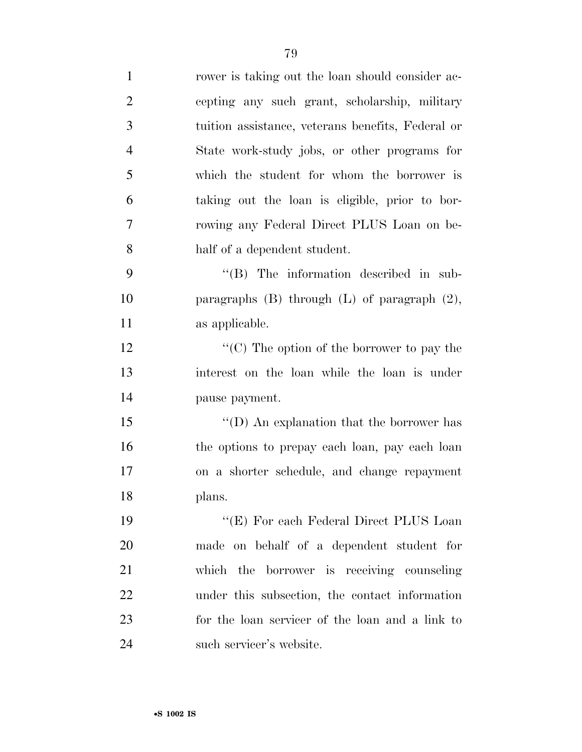rower is taking out the loan should consider accepting any such grant, scholarship, military tuition assistance, veterans benefits, Federal or State work-study jobs, or other programs for which the student for whom the borrower is taking out the loan is eligible, prior to borrowing any Federal Direct PLUS Loan on behalf of a dependent student.

''(B) The information described in subparagraphs (B) through (L) of paragraph (2), as applicable.

''(C) The option of the borrower to pay the interest on the loan while the loan is under pause payment.

''(D) An explanation that the borrower has the options to prepay each loan, pay each loan on a shorter schedule, and change repayment plans.

''(E) For each Federal Direct PLUS Loan made on behalf of a dependent student for which the borrower is receiving counseling under this subsection, the contact information for the loan servicer of the loan and a link to such servicer's website.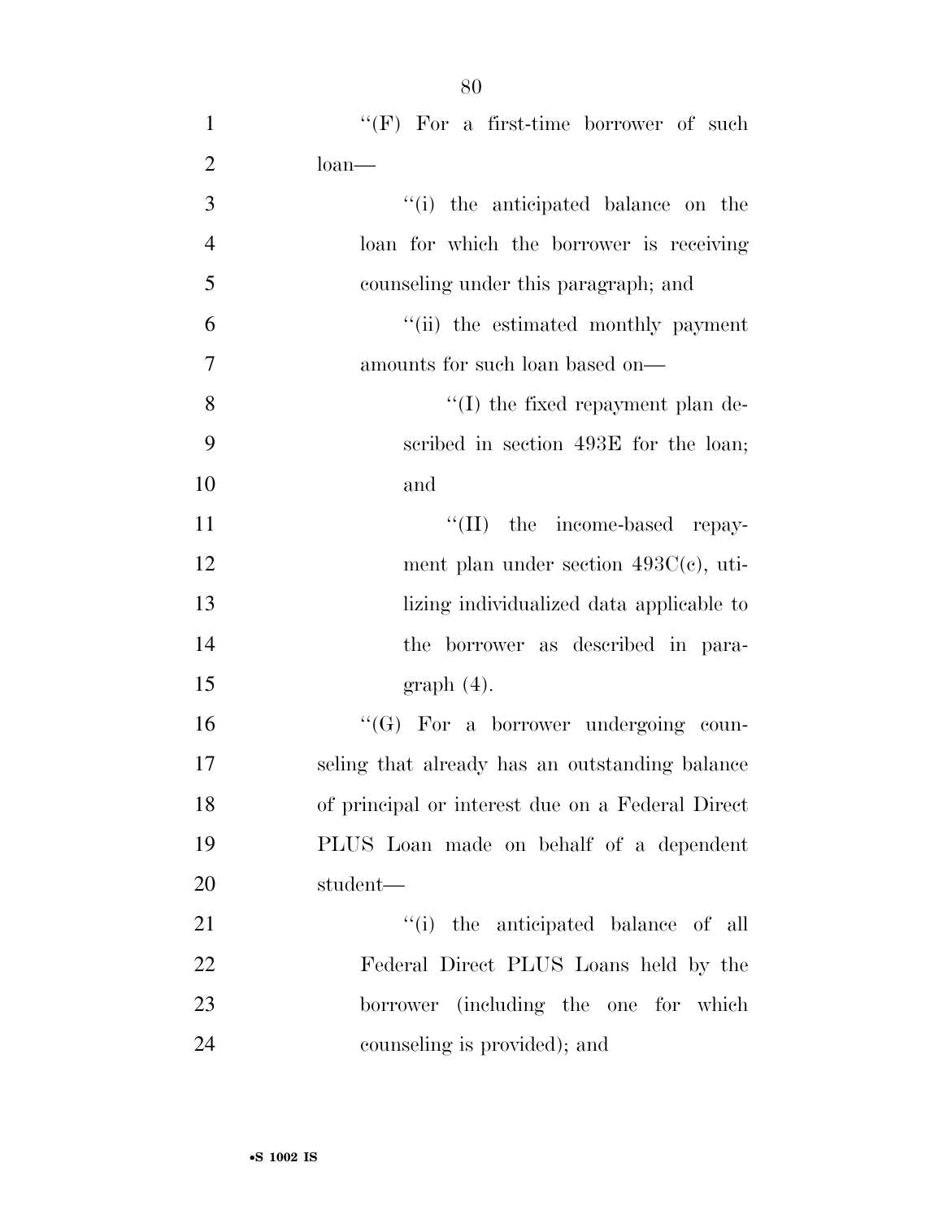''(F) For a first-time borrower of such loan—

''(i) the anticipated balance on the loan for which the borrower is receiving counseling under this paragraph; and

''(ii) the estimated monthly payment amounts for such loan based on—

''(I) the fixed repayment plan described in section 493E for the loan; and

''(II) the income-based repayment plan under section 493C(c), utilizing individualized data applicable to the borrower as described in paragraph (4).

''(G) For a borrower undergoing counseling that already has an outstanding balance of principal or interest due on a Federal Direct PLUS Loan made on behalf of a dependent student—

''(i) the anticipated balance of all Federal Direct PLUS Loans held by the borrower (including the one for which counseling is provided); and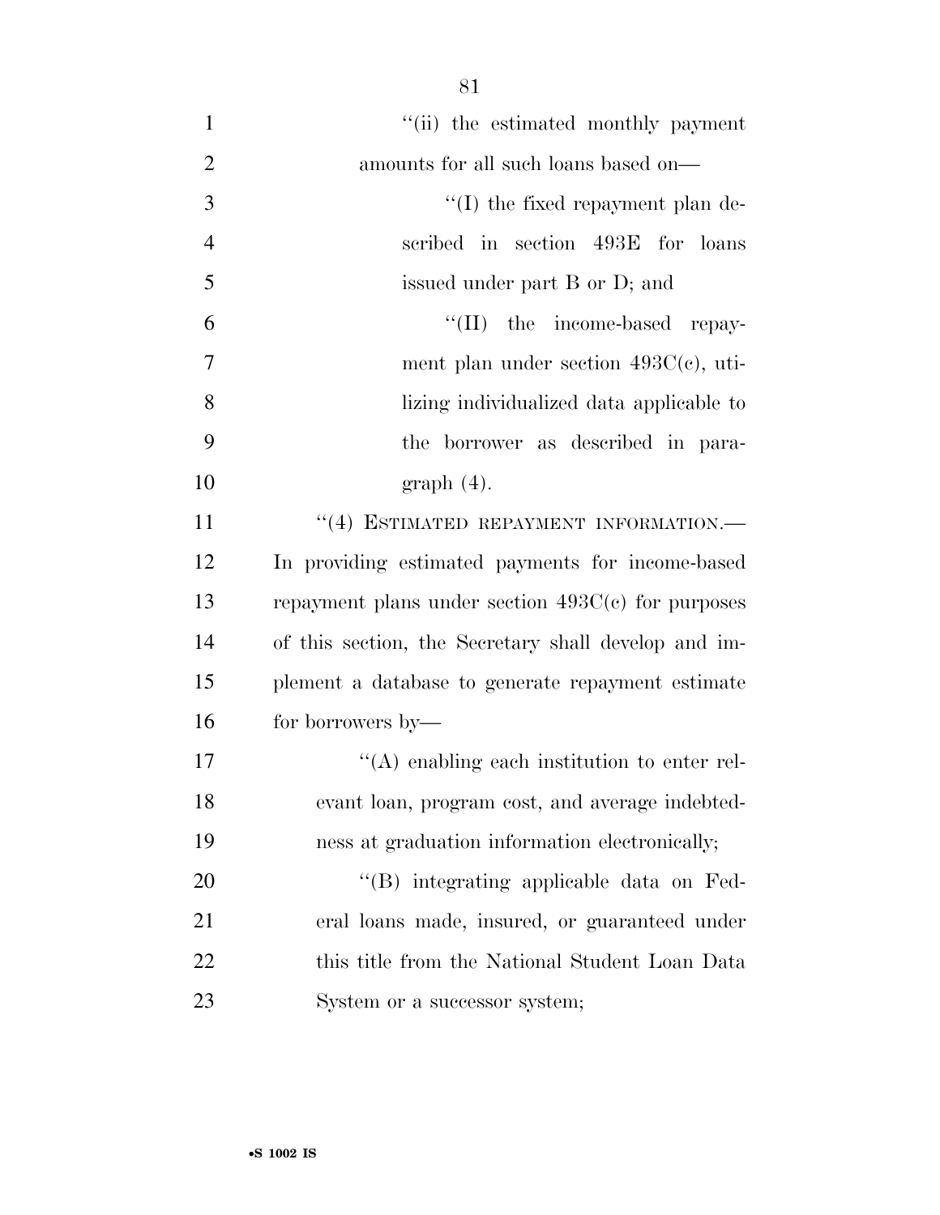"(ii) the estimated monthly payment amounts for all such loans based on—

"(I) the fixed repayment plan described in section 493E for loans issued under part B or D; and

"(II) the income-based repayment plan under section 493C(c), utilizing individualized data applicable to the borrower as described in paragraph (4).

"(4) ESTIMATED REPAYMENT INFORMATION.—In providing estimated payments for income-based repayment plans under section 493C(c) for purposes of this section, the Secretary shall develop and implement a database to generate repayment estimate for borrowers by—

"(A) enabling each institution to enter relevant loan, program cost, and average indebtedness at graduation information electronically;

"(B) integrating applicable data on Federal loans made, insured, or guaranteed under this title from the National Student Loan Data System or a successor system;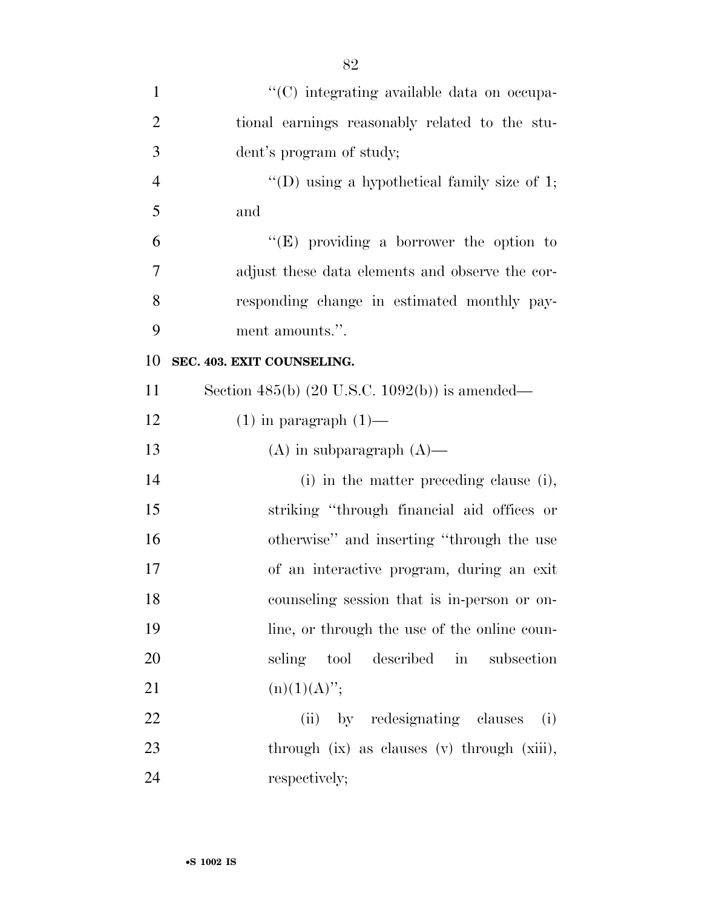''(C) integrating available data on occupational earnings reasonably related to the student's program of study;

''(D) using a hypothetical family size of 1; and

''(E) providing a borrower the option to adjust these data elements and observe the corresponding change in estimated monthly payment amounts.''.

**SEC. 403. EXIT COUNSELING.**

Section 485(b) (20 U.S.C. 1092(b)) is amended—

(1) in paragraph (1)—

(A) in subparagraph (A)—

(i) in the matter preceding clause (i), striking ''through financial aid offices or otherwise'' and inserting ''through the use of an interactive program, during an exit counseling session that is in-person or online, or through the use of the online counseling tool described in subsection (n)(1)(A)'';

(ii) by redesignating clauses (i) through (ix) as clauses (v) through (xiii), respectively;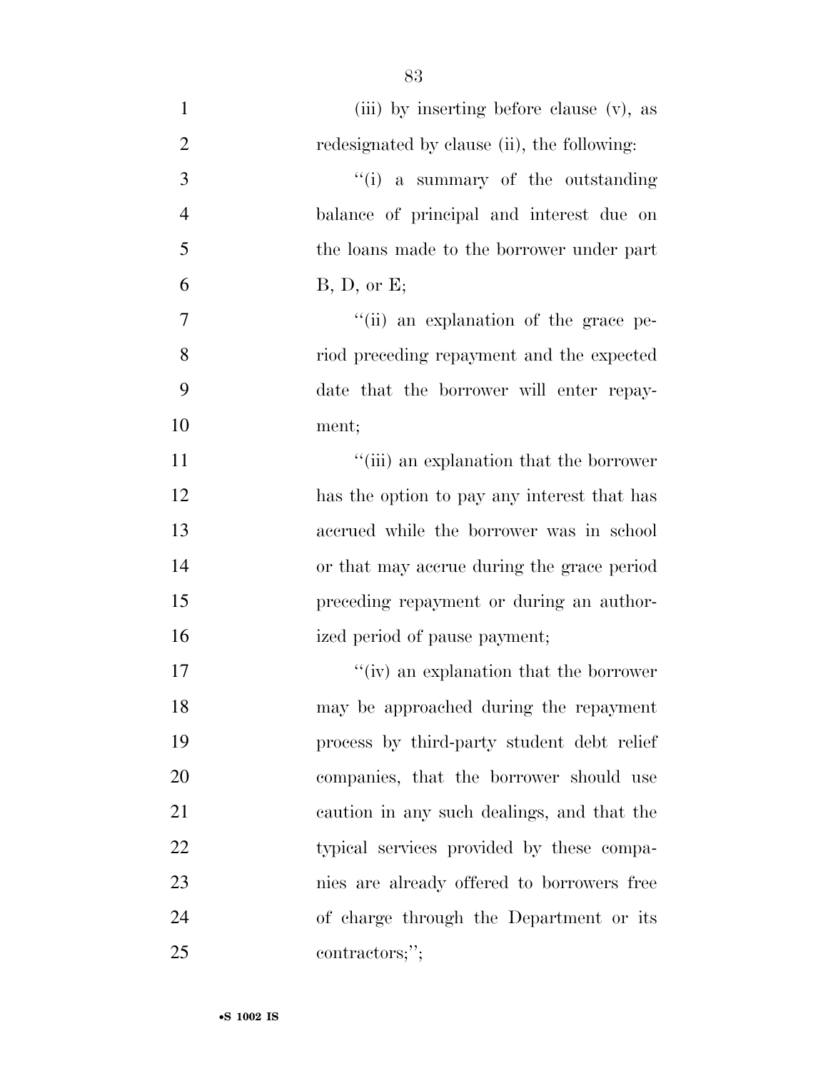(iii) by inserting before clause (v), as redesignated by clause (ii), the following:

''(i) a summary of the outstanding balance of principal and interest due on the loans made to the borrower under part B, D, or E;

''(ii) an explanation of the grace period preceding repayment and the expected date that the borrower will enter repayment;

''(iii) an explanation that the borrower has the option to pay any interest that has accrued while the borrower was in school or that may accrue during the grace period preceding repayment or during an authorized period of pause payment;

''(iv) an explanation that the borrower may be approached during the repayment process by third-party student debt relief companies, that the borrower should use caution in any such dealings, and that the typical services provided by these companies are already offered to borrowers free of charge through the Department or its contractors;'';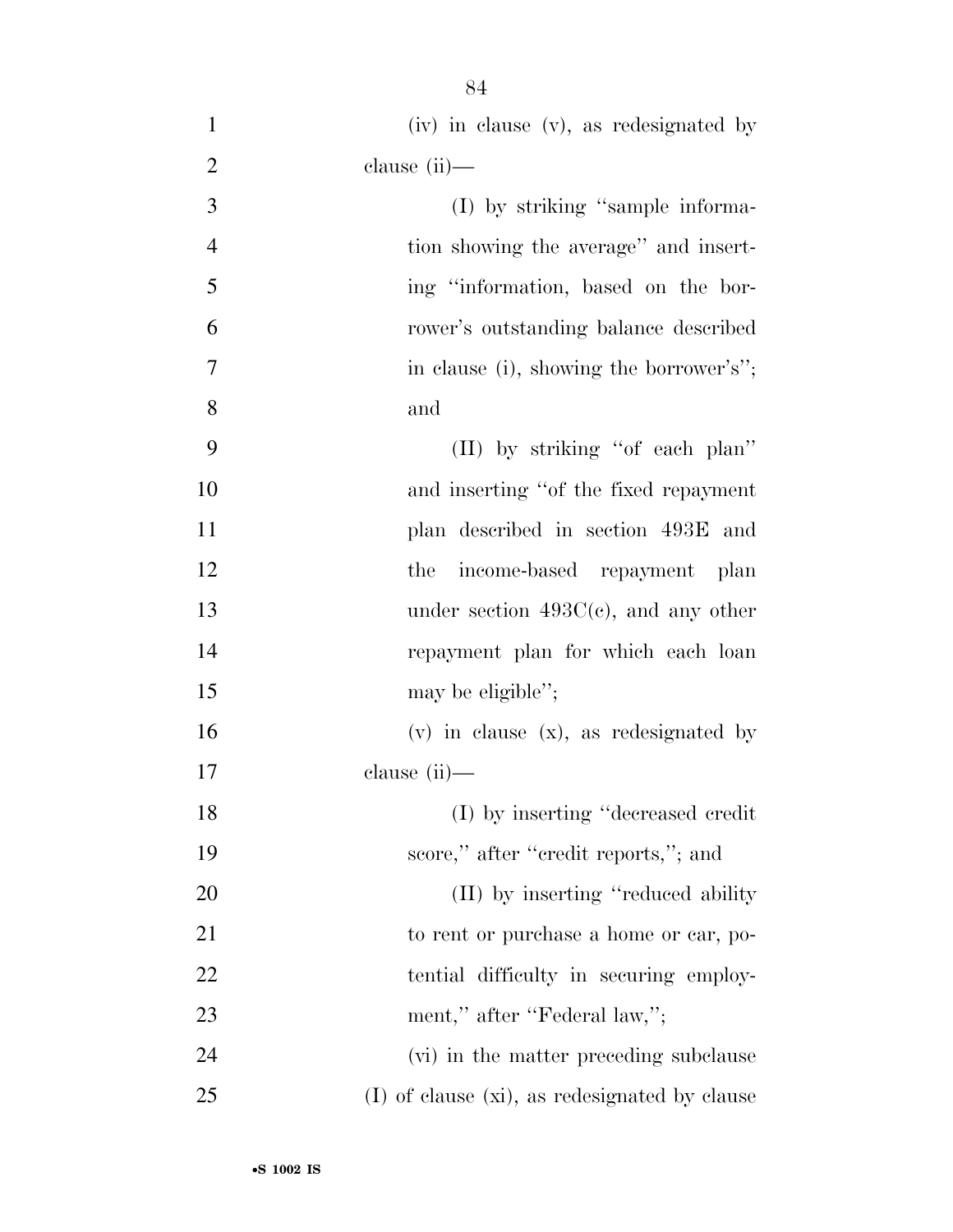(iv) in clause (v), as redesignated by clause (ii)—

(I) by striking "sample information showing the average" and inserting "information, based on the borrower's outstanding balance described in clause (i), showing the borrower's"; and

(II) by striking "of each plan" and inserting "of the fixed repayment plan described in section 493E and the income-based repayment plan under section 493C(c), and any other repayment plan for which each loan may be eligible";

(v) in clause (x), as redesignated by clause (ii)—

(I) by inserting "decreased credit score," after "credit reports,"; and

(II) by inserting "reduced ability to rent or purchase a home or car, potential difficulty in securing employment," after "Federal law,";

(vi) in the matter preceding subclause (I) of clause (xi), as redesignated by clause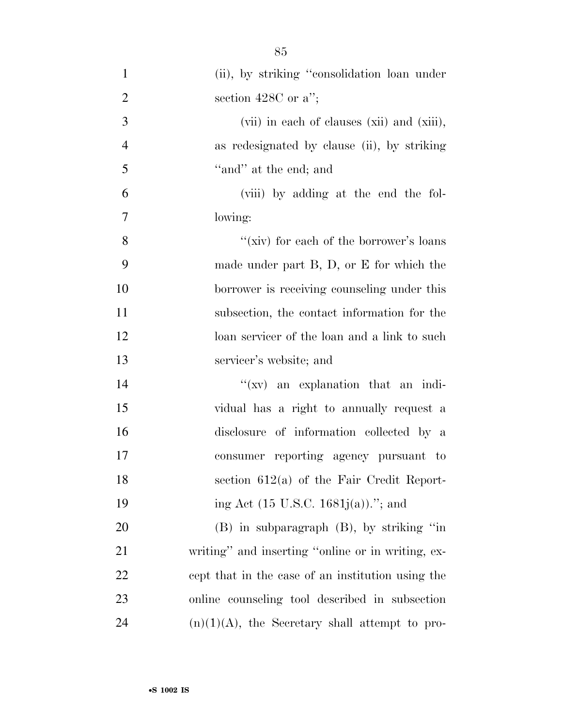(ii), by striking "consolidation loan under section 428C or a";

(vii) in each of clauses (xii) and (xiii), as redesignated by clause (ii), by striking "and" at the end; and

(viii) by adding at the end the following:

"(xiv) for each of the borrower's loans made under part B, D, or E for which the borrower is receiving counseling under this subsection, the contact information for the loan servicer of the loan and a link to such servicer's website; and

"(xv) an explanation that an individual has a right to annually request a disclosure of information collected by a consumer reporting agency pursuant to section 612(a) of the Fair Credit Reporting Act (15 U.S.C. 1681j(a))."; and

(B) in subparagraph (B), by striking "in writing" and inserting "online or in writing, except that in the case of an institution using the online counseling tool described in subsection (n)(1)(A), the Secretary shall attempt to pro-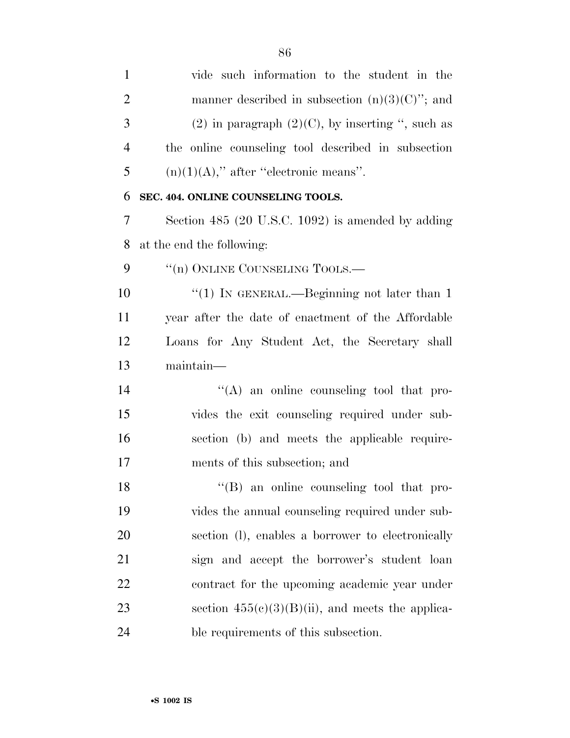vide such information to the student in the manner described in subsection (n)(3)(C)''; and

(2) in paragraph (2)(C), by inserting '', such as the online counseling tool described in subsection (n)(1)(A),'' after ''electronic means''.

**SEC. 404. ONLINE COUNSELING TOOLS.**

Section 485 (20 U.S.C. 1092) is amended by adding at the end the following:

''(n) ONLINE COUNSELING TOOLS.—

''(1) IN GENERAL.—Beginning not later than 1 year after the date of enactment of the Affordable Loans for Any Student Act, the Secretary shall maintain—

''(A) an online counseling tool that provides the exit counseling required under subsection (b) and meets the applicable requirements of this subsection; and

''(B) an online counseling tool that provides the annual counseling required under subsection (l), enables a borrower to electronically sign and accept the borrower's student loan contract for the upcoming academic year under section 455(c)(3)(B)(ii), and meets the applicable requirements of this subsection.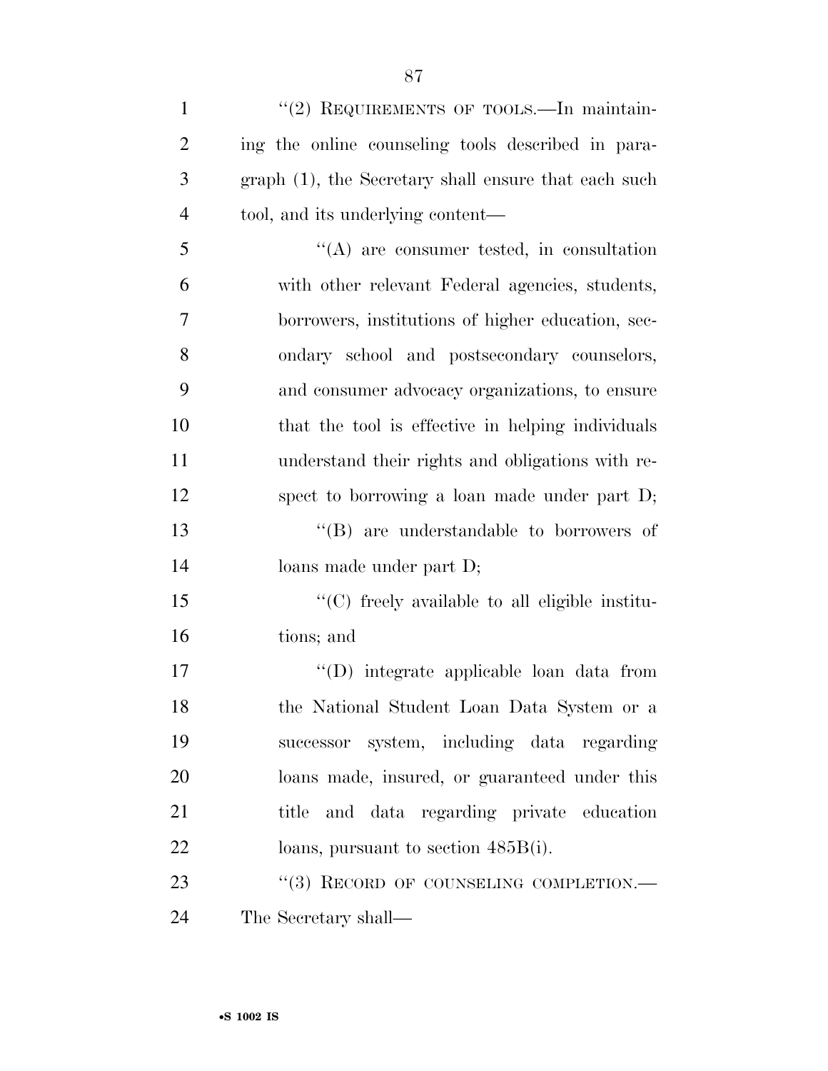"(2) REQUIREMENTS OF TOOLS.—In maintaining the online counseling tools described in paragraph (1), the Secretary shall ensure that each such tool, and its underlying content—

"(A) are consumer tested, in consultation with other relevant Federal agencies, students, borrowers, institutions of higher education, secondary school and postsecondary counselors, and consumer advocacy organizations, to ensure that the tool is effective in helping individuals understand their rights and obligations with respect to borrowing a loan made under part D;

"(B) are understandable to borrowers of loans made under part D;

"(C) freely available to all eligible institutions; and

"(D) integrate applicable loan data from the National Student Loan Data System or a successor system, including data regarding loans made, insured, or guaranteed under this title and data regarding private education loans, pursuant to section 485B(i).

"(3) RECORD OF COUNSELING COMPLETION.—The Secretary shall—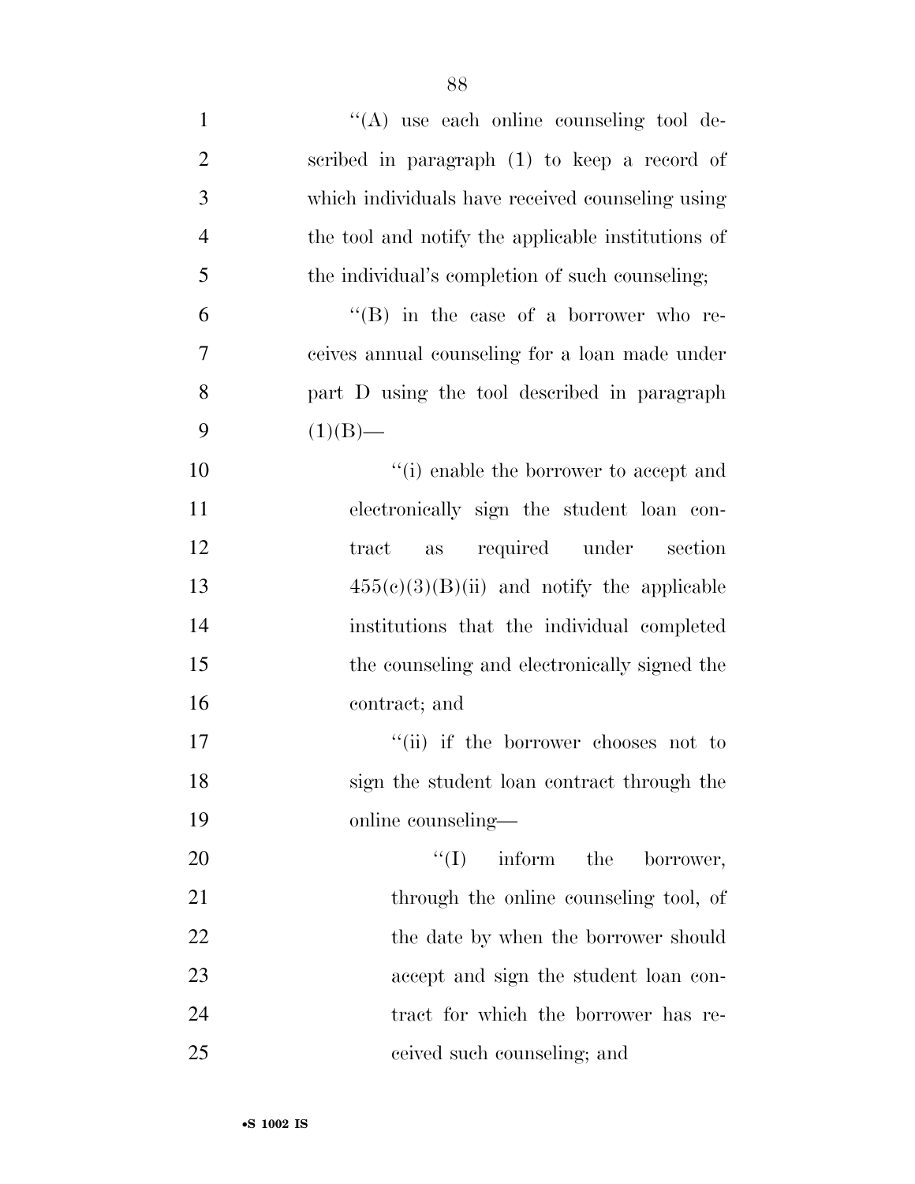''(A) use each online counseling tool described in paragraph (1) to keep a record of which individuals have received counseling using the tool and notify the applicable institutions of the individual's completion of such counseling;

''(B) in the case of a borrower who receives annual counseling for a loan made under part D using the tool described in paragraph (1)(B)—

''(i) enable the borrower to accept and electronically sign the student loan contract as required under section 455(c)(3)(B)(ii) and notify the applicable institutions that the individual completed the counseling and electronically signed the contract; and

''(ii) if the borrower chooses not to sign the student loan contract through the online counseling—

''(I) inform the borrower, through the online counseling tool, of the date by when the borrower should accept and sign the student loan contract for which the borrower has received such counseling; and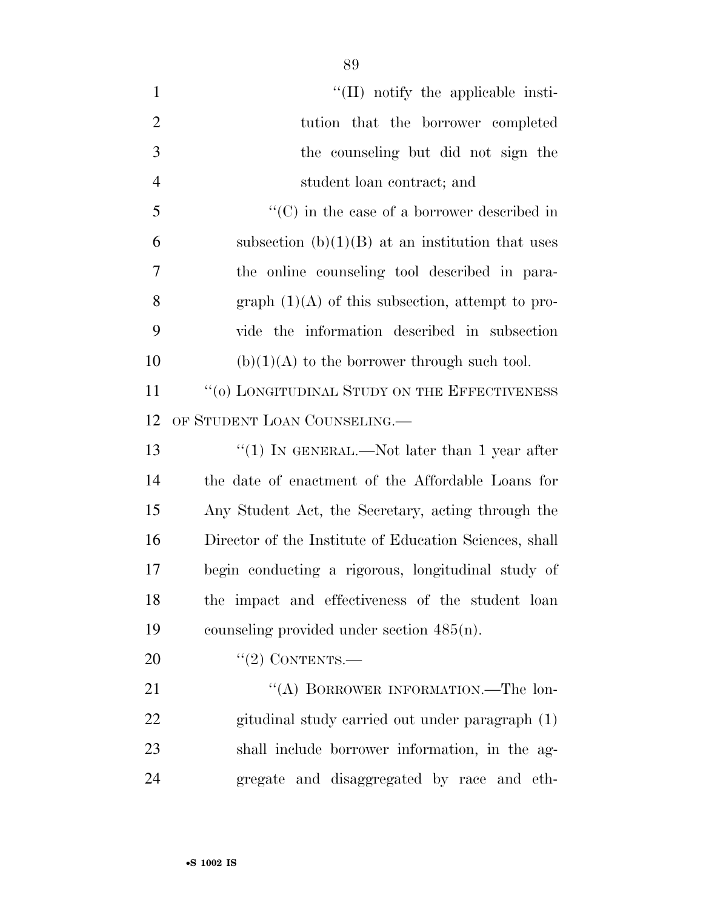"(II) notify the applicable institution that the borrower completed the counseling but did not sign the student loan contract; and

"(C) in the case of a borrower described in subsection (b)(1)(B) at an institution that uses the online counseling tool described in paragraph (1)(A) of this subsection, attempt to provide the information described in subsection (b)(1)(A) to the borrower through such tool.

"(o) LONGITUDINAL STUDY ON THE EFFECTIVENESS OF STUDENT LOAN COUNSELING.—

"(1) IN GENERAL.—Not later than 1 year after the date of enactment of the Affordable Loans for Any Student Act, the Secretary, acting through the Director of the Institute of Education Sciences, shall begin conducting a rigorous, longitudinal study of the impact and effectiveness of the student loan counseling provided under section 485(n).

"(2) CONTENTS.—

"(A) BORROWER INFORMATION.—The longitudinal study carried out under paragraph (1) shall include borrower information, in the aggregate and disaggregated by race and eth-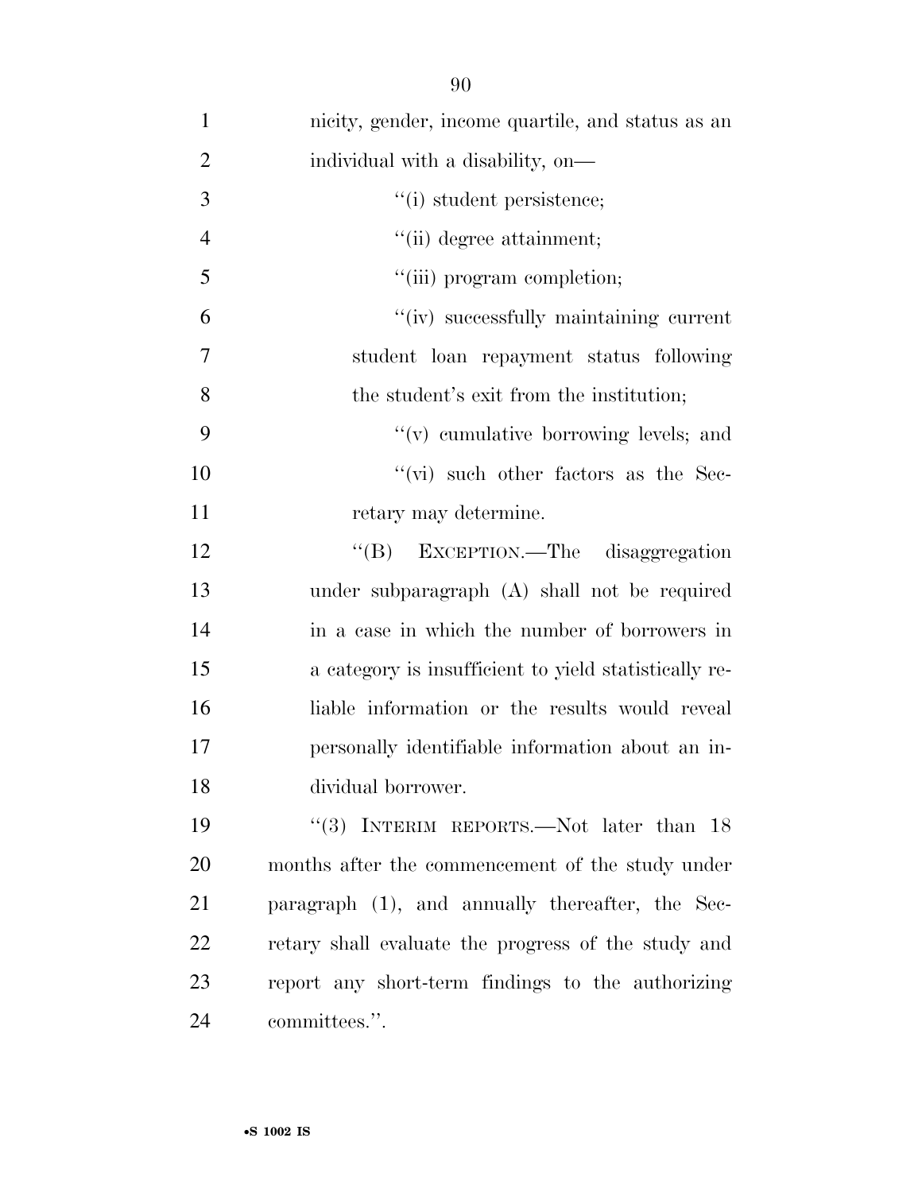nicity, gender, income quartile, and status as an individual with a disability, on—

"(i) student persistence;

"(ii) degree attainment;

"(iii) program completion;

"(iv) successfully maintaining current student loan repayment status following the student's exit from the institution;

"(v) cumulative borrowing levels; and

"(vi) such other factors as the Secretary may determine.

"(B) EXCEPTION.—The disaggregation under subparagraph (A) shall not be required in a case in which the number of borrowers in a category is insufficient to yield statistically reliable information or the results would reveal personally identifiable information about an individual borrower.

"(3) INTERIM REPORTS.—Not later than 18 months after the commencement of the study under paragraph (1), and annually thereafter, the Secretary shall evaluate the progress of the study and report any short-term findings to the authorizing committees.".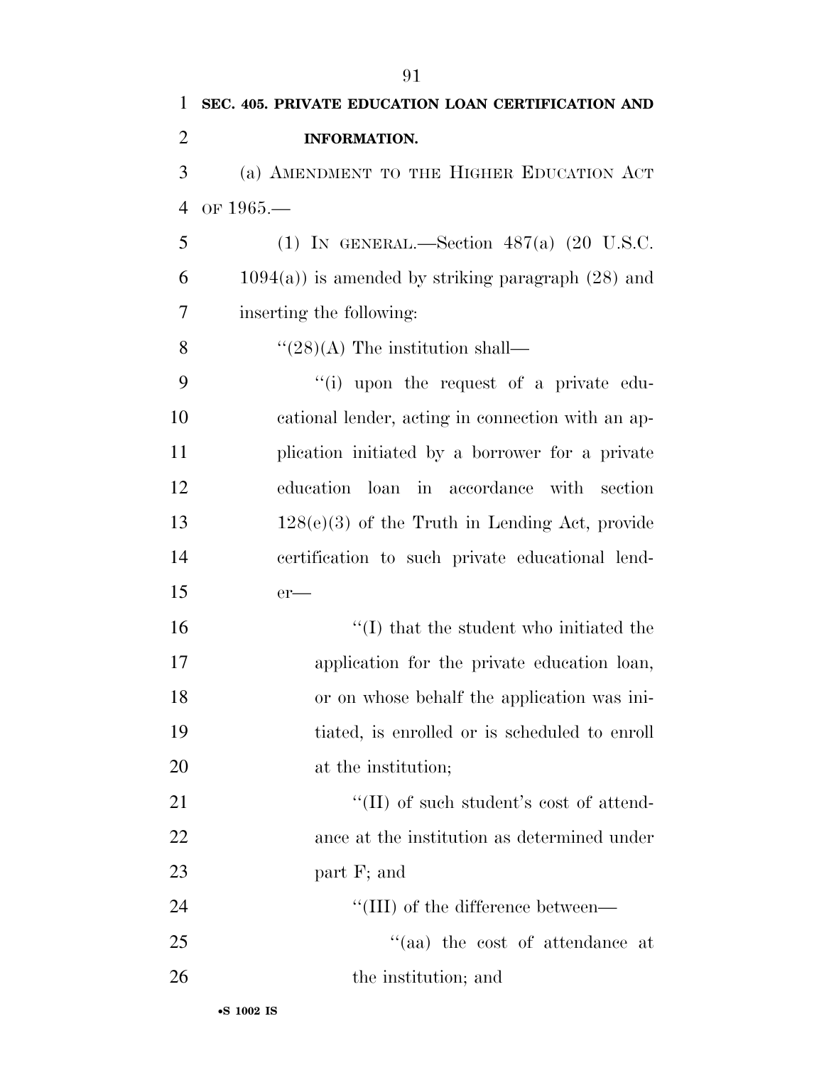**SEC. 405. PRIVATE EDUCATION LOAN CERTIFICATION AND INFORMATION.**

(a) AMENDMENT TO THE HIGHER EDUCATION ACT OF 1965.—

(1) IN GENERAL.—Section 487(a) (20 U.S.C. 1094(a)) is amended by striking paragraph (28) and inserting the following:

"(28)(A) The institution shall—

"(i) upon the request of a private educational lender, acting in connection with an application initiated by a borrower for a private education loan in accordance with section 128(e)(3) of the Truth in Lending Act, provide certification to such private educational lender—

"(I) that the student who initiated the application for the private education loan, or on whose behalf the application was initiated, is enrolled or is scheduled to enroll at the institution;

"(II) of such student's cost of attendance at the institution as determined under part F; and

"(III) of the difference between—

"(aa) the cost of attendance at the institution; and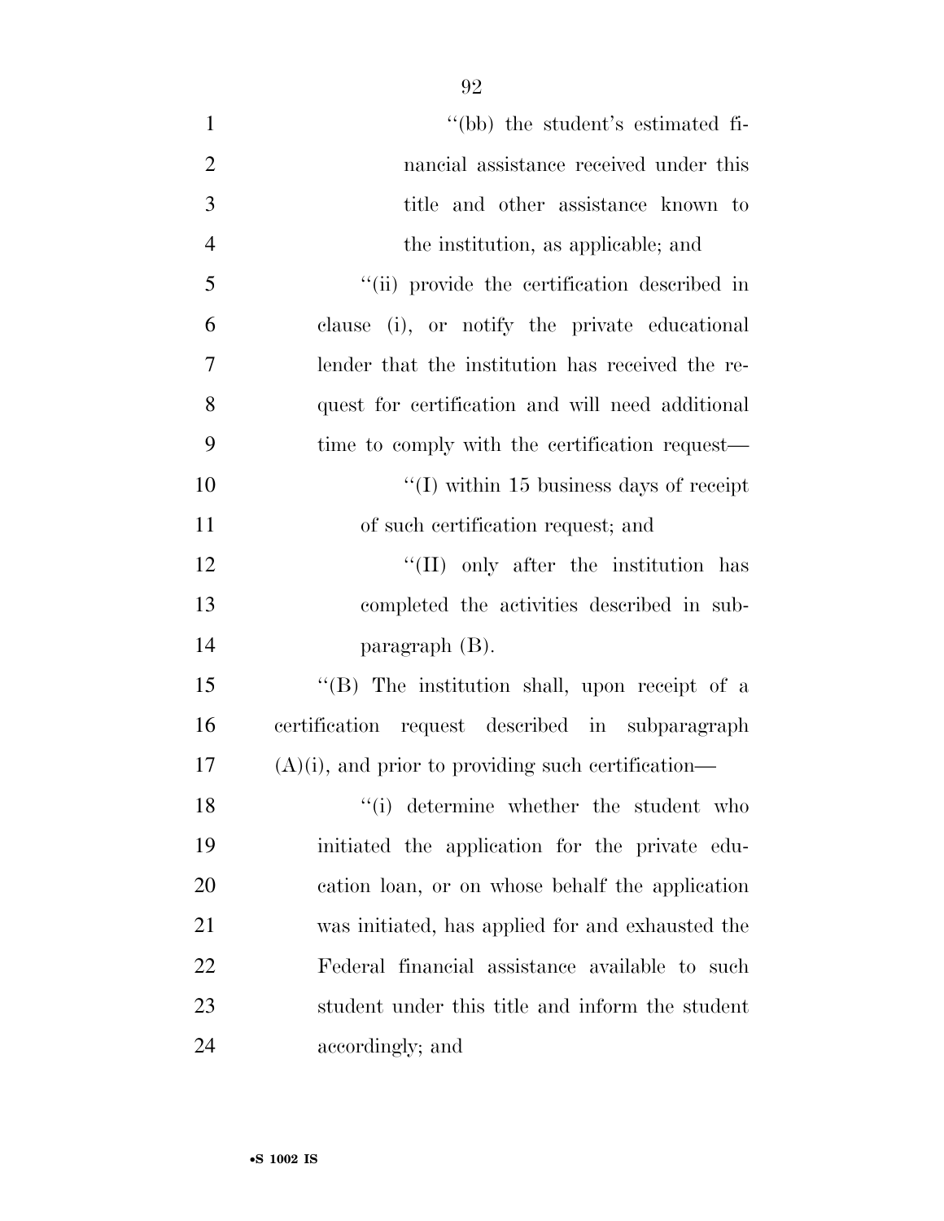''(bb) the student's estimated financial assistance received under this title and other assistance known to the institution, as applicable; and

''(ii) provide the certification described in clause (i), or notify the private educational lender that the institution has received the request for certification and will need additional time to comply with the certification request—

''(I) within 15 business days of receipt of such certification request; and

''(II) only after the institution has completed the activities described in subparagraph (B).

''(B) The institution shall, upon receipt of a certification request described in subparagraph (A)(i), and prior to providing such certification—

''(i) determine whether the student who initiated the application for the private education loan, or on whose behalf the application was initiated, has applied for and exhausted the Federal financial assistance available to such student under this title and inform the student accordingly; and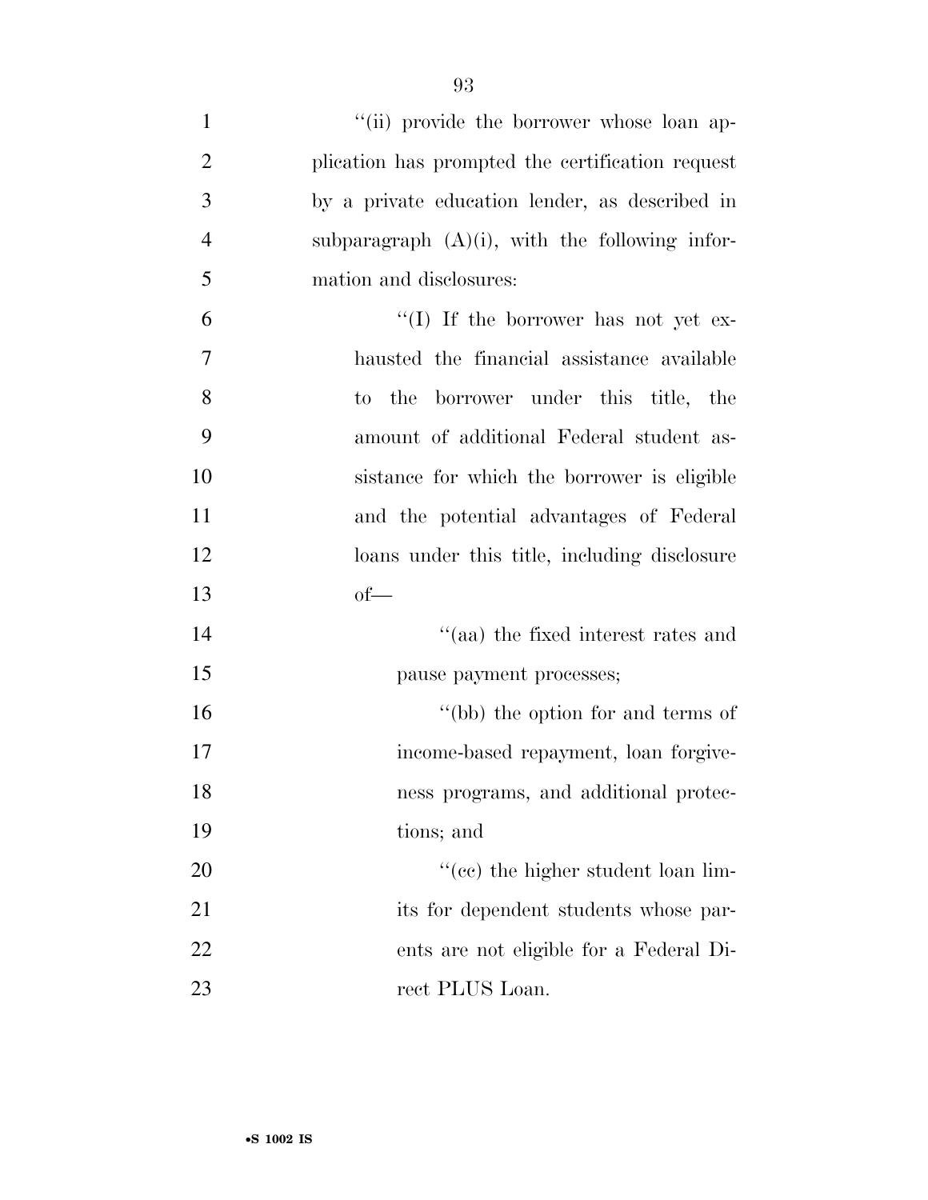''(ii) provide the borrower whose loan application has prompted the certification request by a private education lender, as described in subparagraph (A)(i), with the following information and disclosures:

''(I) If the borrower has not yet exhausted the financial assistance available to the borrower under this title, the amount of additional Federal student assistance for which the borrower is eligible and the potential advantages of Federal loans under this title, including disclosure of—

''(aa) the fixed interest rates and pause payment processes;

''(bb) the option for and terms of income-based repayment, loan forgiveness programs, and additional protections; and

''(cc) the higher student loan limits for dependent students whose parents are not eligible for a Federal Direct PLUS Loan.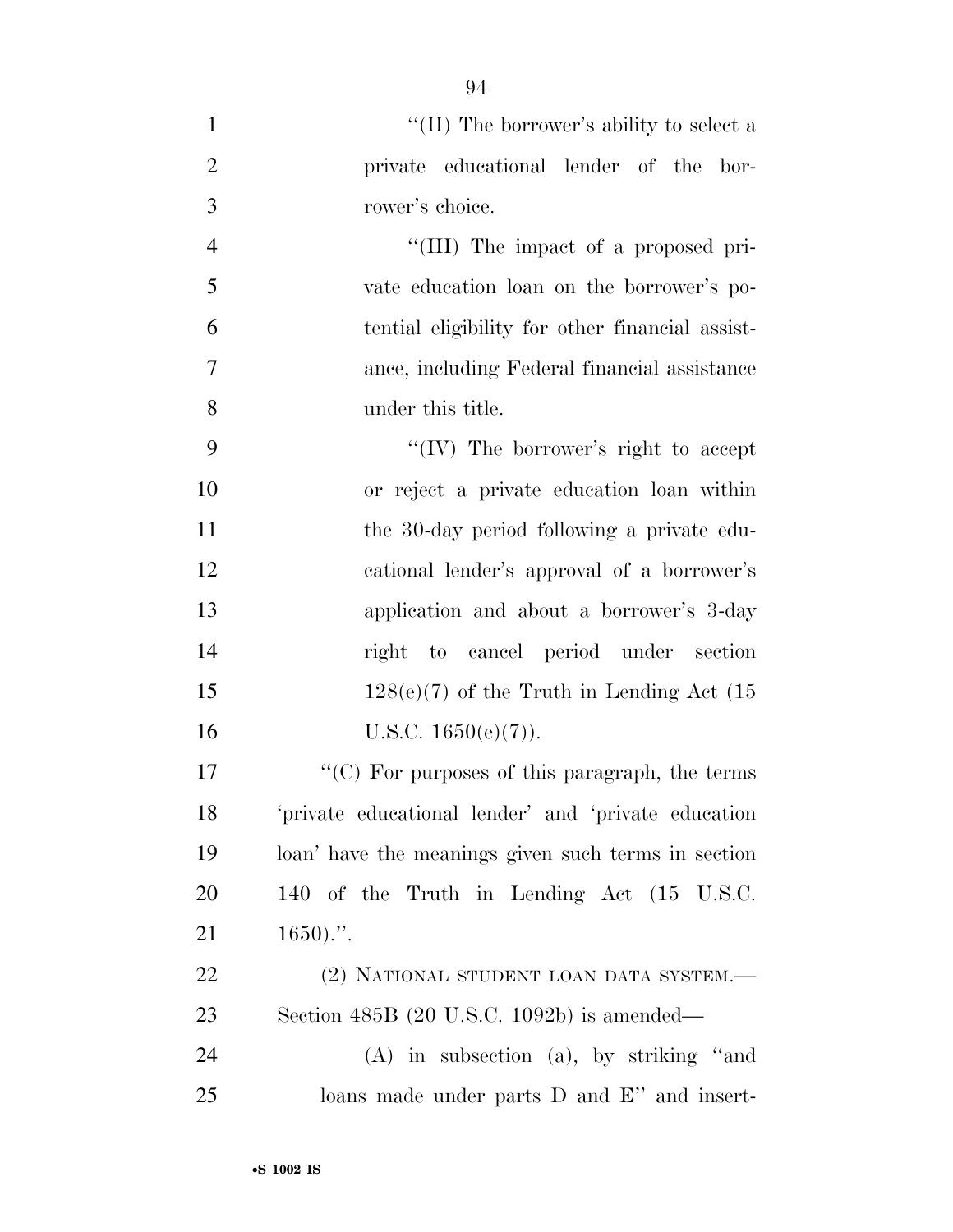"(II) The borrower's ability to select a private educational lender of the borrower's choice.

"(III) The impact of a proposed private education loan on the borrower's potential eligibility for other financial assistance, including Federal financial assistance under this title.

"(IV) The borrower's right to accept or reject a private education loan within the 30-day period following a private educational lender's approval of a borrower's application and about a borrower's 3-day right to cancel period under section 128(e)(7) of the Truth in Lending Act (15 U.S.C. 1650(e)(7)).

"(C) For purposes of this paragraph, the terms 'private educational lender' and 'private education loan' have the meanings given such terms in section 140 of the Truth in Lending Act (15 U.S.C. 1650).".

(2) NATIONAL STUDENT LOAN DATA SYSTEM.—Section 485B (20 U.S.C. 1092b) is amended—

(A) in subsection (a), by striking "and loans made under parts D and E" and insert-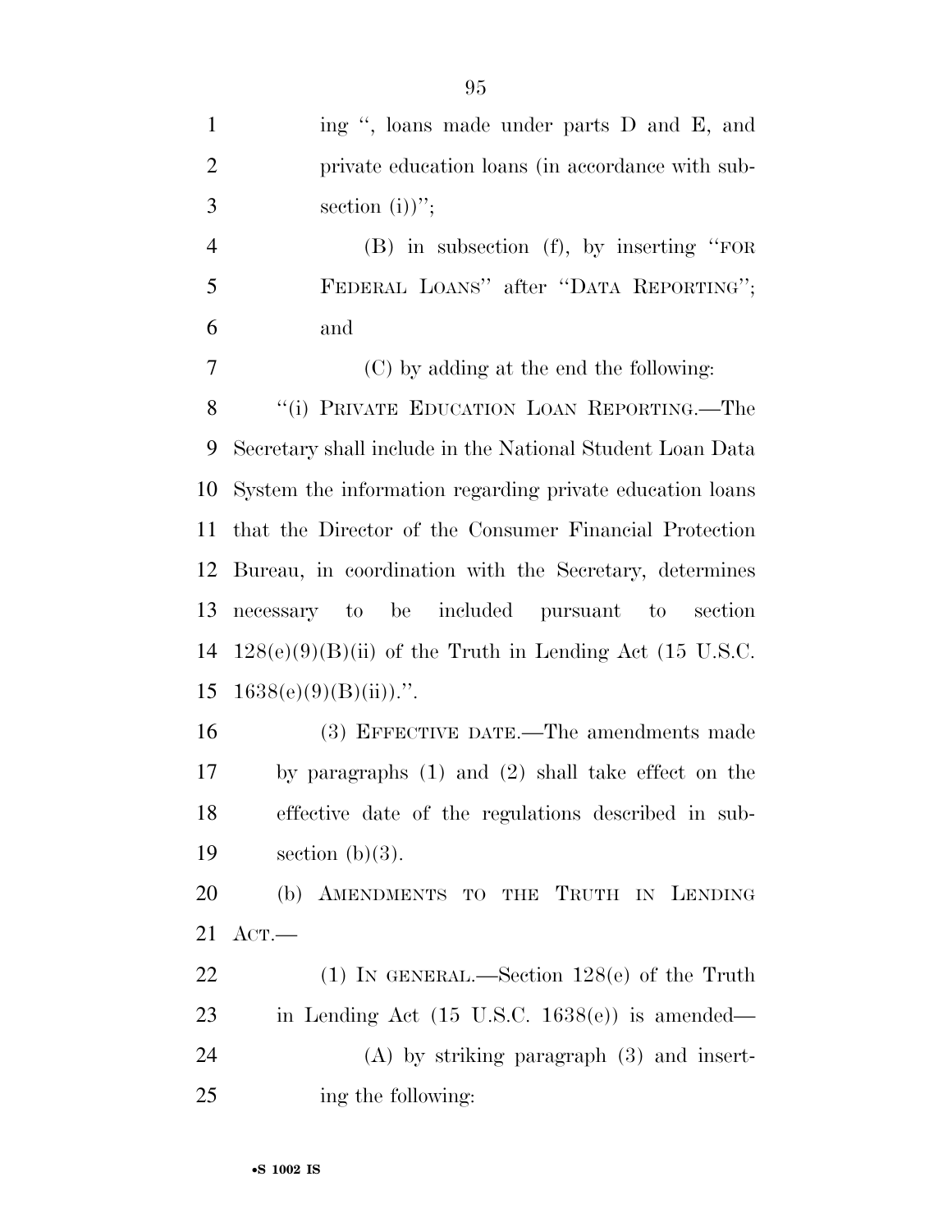ing ", loans made under parts D and E, and private education loans (in accordance with subsection (i))";

(B) in subsection (f), by inserting "FOR FEDERAL LOANS" after "DATA REPORTING"; and

(C) by adding at the end the following:

"(i) PRIVATE EDUCATION LOAN REPORTING.—The Secretary shall include in the National Student Loan Data System the information regarding private education loans that the Director of the Consumer Financial Protection Bureau, in coordination with the Secretary, determines necessary to be included pursuant to section 128(e)(9)(B)(ii) of the Truth in Lending Act (15 U.S.C. 1638(e)(9)(B)(ii)).".

(3) EFFECTIVE DATE.—The amendments made by paragraphs (1) and (2) shall take effect on the effective date of the regulations described in subsection (b)(3).

(b) AMENDMENTS TO THE TRUTH IN LENDING ACT.—

(1) IN GENERAL.—Section 128(e) of the Truth in Lending Act (15 U.S.C. 1638(e)) is amended—

(A) by striking paragraph (3) and inserting the following: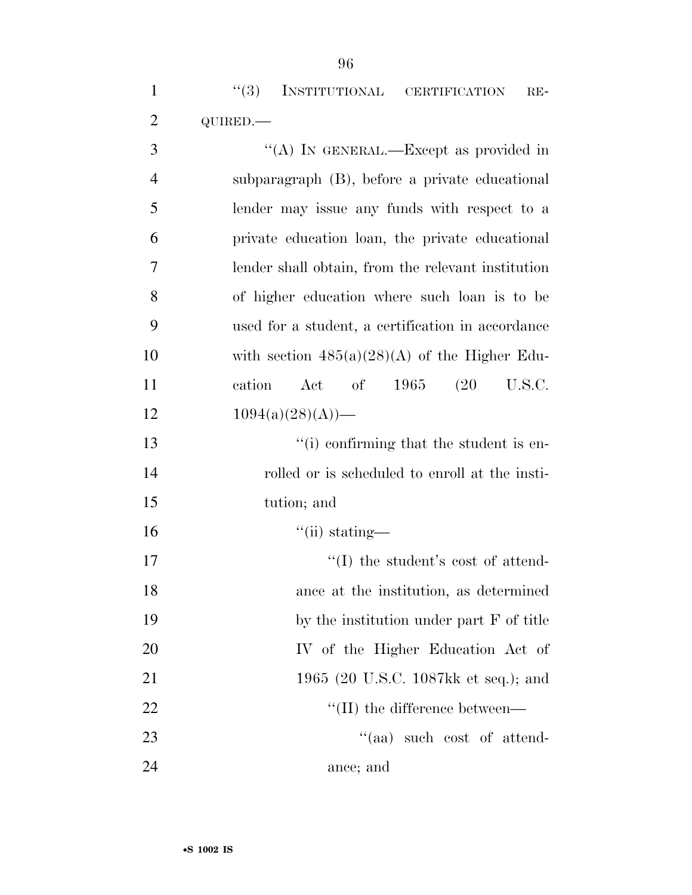"(3) INSTITUTIONAL CERTIFICATION REQUIRED.—

"(A) IN GENERAL.—Except as provided in subparagraph (B), before a private educational lender may issue any funds with respect to a private education loan, the private educational lender shall obtain, from the relevant institution of higher education where such loan is to be used for a student, a certification in accordance with section 485(a)(28)(A) of the Higher Education Act of 1965 (20 U.S.C. 1094(a)(28)(A))—

"(i) confirming that the student is enrolled or is scheduled to enroll at the institution; and

"(ii) stating—

"(I) the student's cost of attendance at the institution, as determined by the institution under part F of title IV of the Higher Education Act of 1965 (20 U.S.C. 1087kk et seq.); and

"(II) the difference between—

"(aa) such cost of attendance; and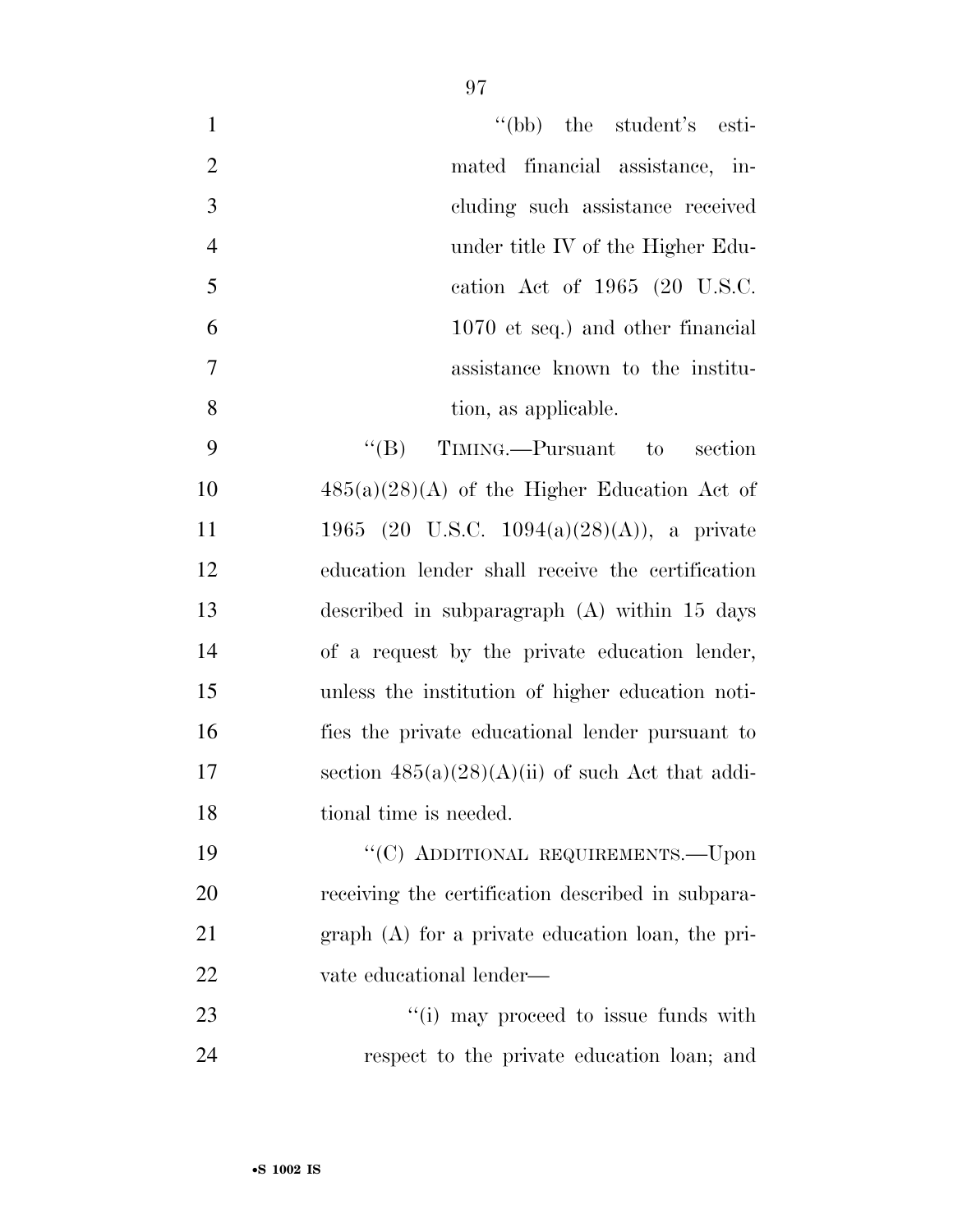"(bb) the student's estimated financial assistance, including such assistance received under title IV of the Higher Education Act of 1965 (20 U.S.C. 1070 et seq.) and other financial assistance known to the institution, as applicable.

"(B) TIMING.—Pursuant to section 485(a)(28)(A) of the Higher Education Act of 1965 (20 U.S.C. 1094(a)(28)(A)), a private education lender shall receive the certification described in subparagraph (A) within 15 days of a request by the private education lender, unless the institution of higher education notifies the private educational lender pursuant to section 485(a)(28)(A)(ii) of such Act that additional time is needed.

"(C) ADDITIONAL REQUIREMENTS.—Upon receiving the certification described in subparagraph (A) for a private education loan, the private educational lender—

"(i) may proceed to issue funds with respect to the private education loan; and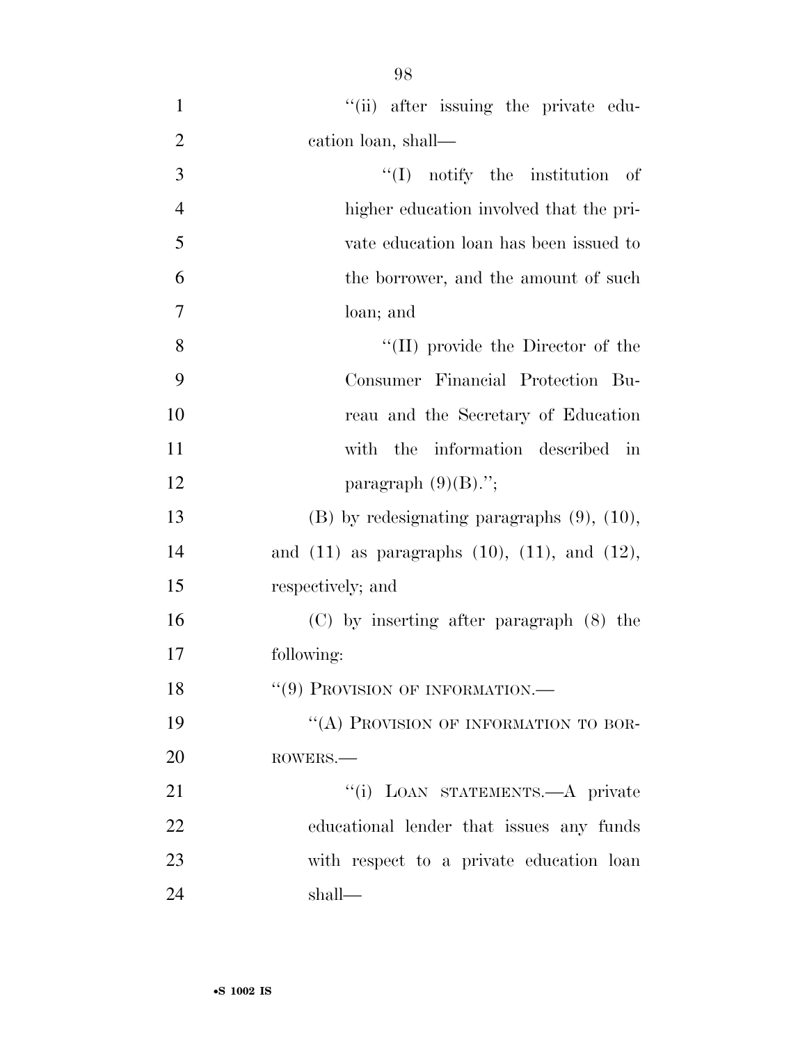''(ii) after issuing the private education loan, shall—

''(I) notify the institution of higher education involved that the private education loan has been issued to the borrower, and the amount of such loan; and

''(II) provide the Director of the Consumer Financial Protection Bureau and the Secretary of Education with the information described in paragraph (9)(B).'';

(B) by redesignating paragraphs (9), (10), and (11) as paragraphs (10), (11), and (12), respectively; and

(C) by inserting after paragraph (8) the following:

''(9) PROVISION OF INFORMATION.—

''(A) PROVISION OF INFORMATION TO BORROWERS.—

''(i) LOAN STATEMENTS.—A private educational lender that issues any funds with respect to a private education loan shall—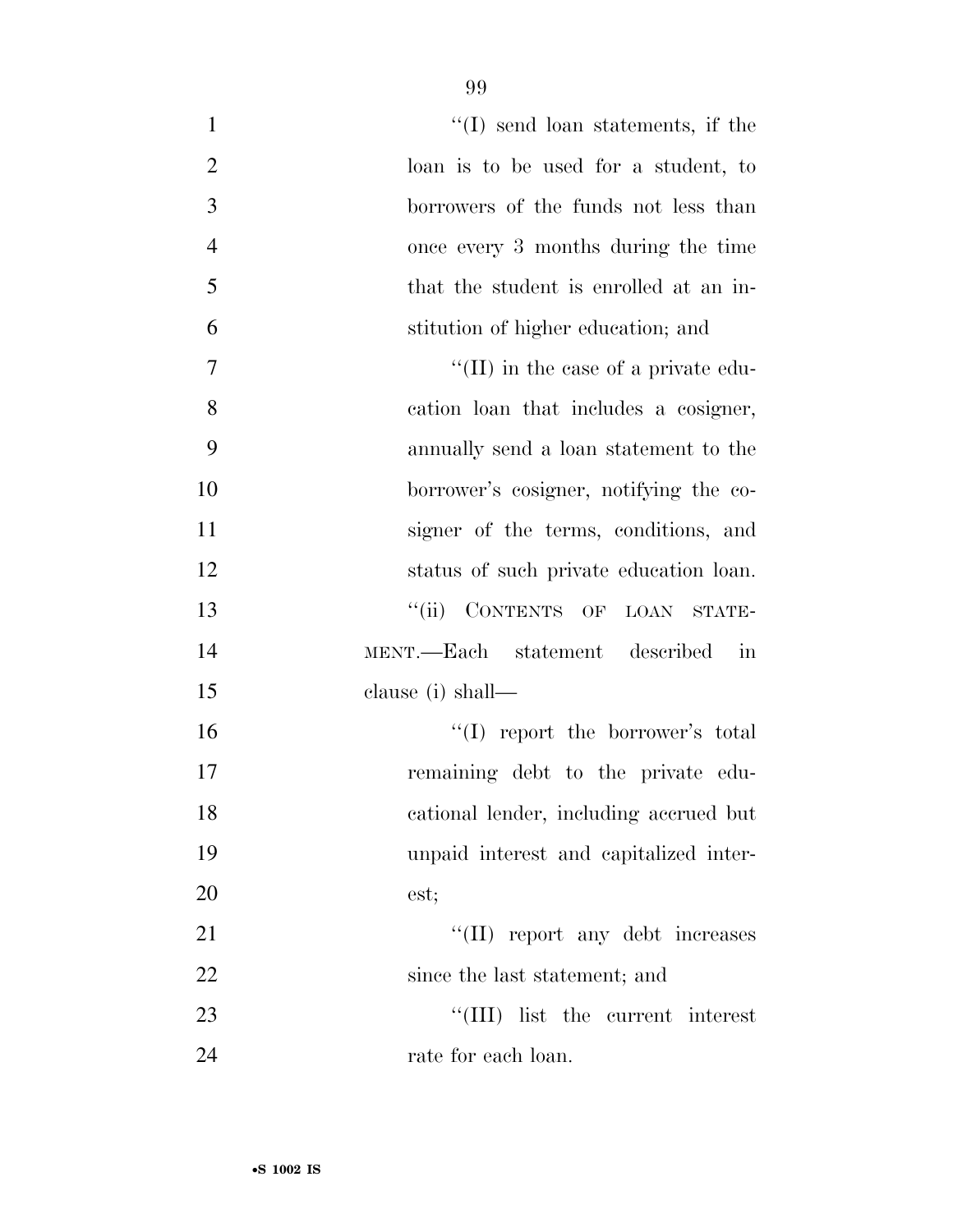''(I) send loan statements, if the loan is to be used for a student, to borrowers of the funds not less than once every 3 months during the time that the student is enrolled at an institution of higher education; and

''(II) in the case of a private education loan that includes a cosigner, annually send a loan statement to the borrower's cosigner, notifying the cosigner of the terms, conditions, and status of such private education loan.

''(ii) CONTENTS OF LOAN STATEMENT.—Each statement described in clause (i) shall—

''(I) report the borrower's total remaining debt to the private educational lender, including accrued but unpaid interest and capitalized interest;

''(II) report any debt increases since the last statement; and

''(III) list the current interest rate for each loan.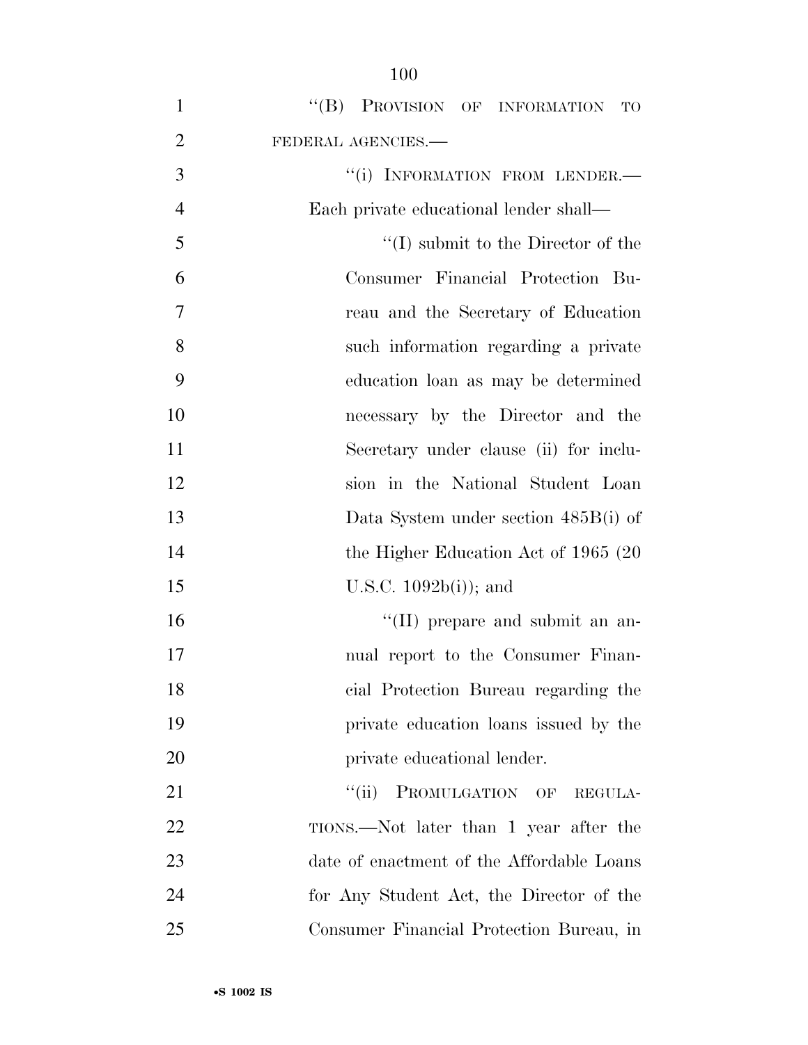''(B) PROVISION OF INFORMATION TO FEDERAL AGENCIES.—

''(i) INFORMATION FROM LENDER.— Each private educational lender shall—

''(I) submit to the Director of the Consumer Financial Protection Bureau and the Secretary of Education such information regarding a private education loan as may be determined necessary by the Director and the Secretary under clause (ii) for inclusion in the National Student Loan Data System under section 485B(i) of the Higher Education Act of 1965 (20 U.S.C. 1092b(i)); and

''(II) prepare and submit an annual report to the Consumer Financial Protection Bureau regarding the private education loans issued by the private educational lender.

''(ii) PROMULGATION OF REGULATIONS.—Not later than 1 year after the date of enactment of the Affordable Loans for Any Student Act, the Director of the Consumer Financial Protection Bureau, in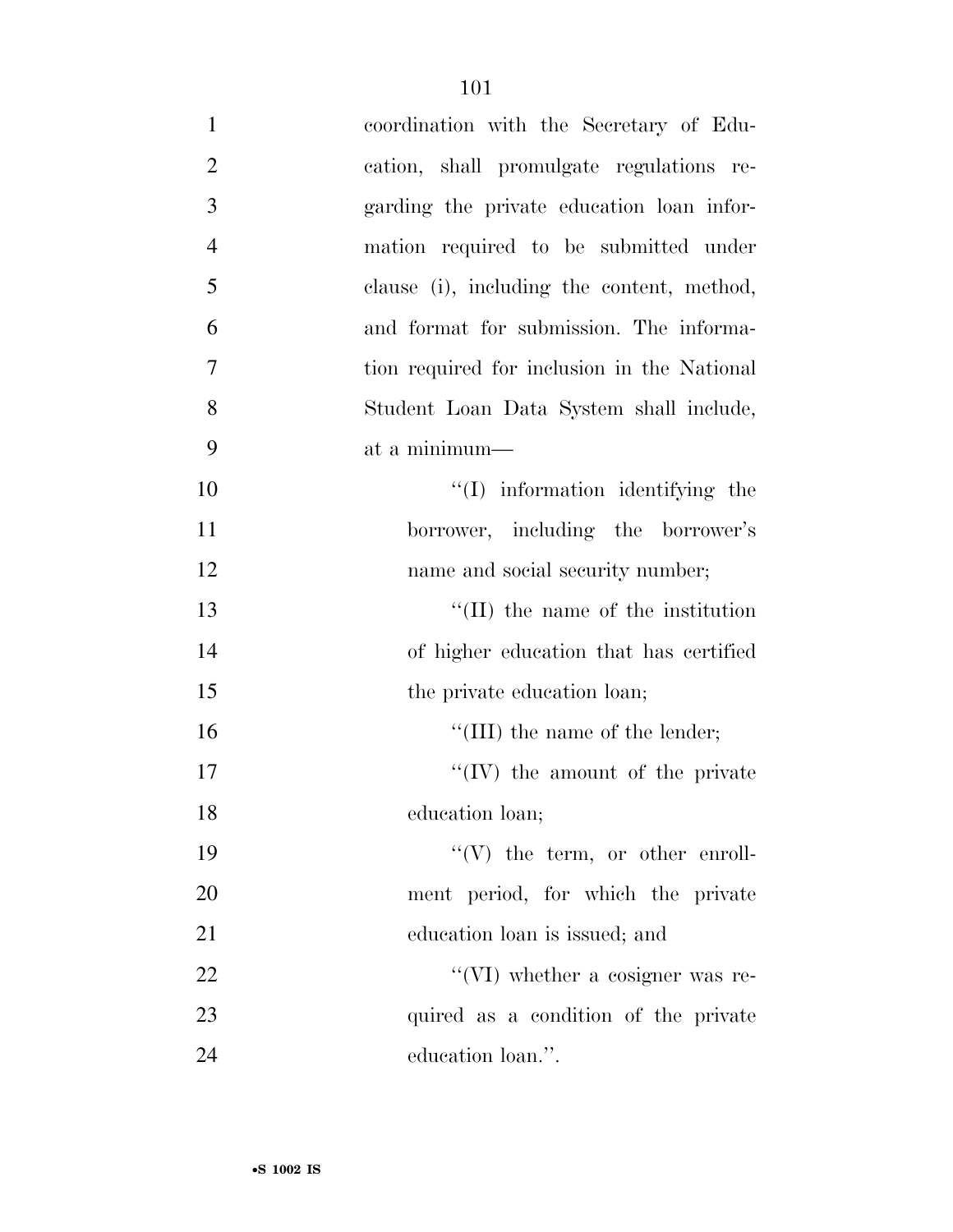coordination with the Secretary of Education, shall promulgate regulations regarding the private education loan information required to be submitted under clause (i), including the content, method, and format for submission. The information required for inclusion in the National Student Loan Data System shall include, at a minimum—

"(I) information identifying the borrower, including the borrower's name and social security number;

"(II) the name of the institution of higher education that has certified the private education loan;

"(III) the name of the lender;

"(IV) the amount of the private education loan;

"(V) the term, or other enrollment period, for which the private education loan is issued; and

"(VI) whether a cosigner was required as a condition of the private education loan.".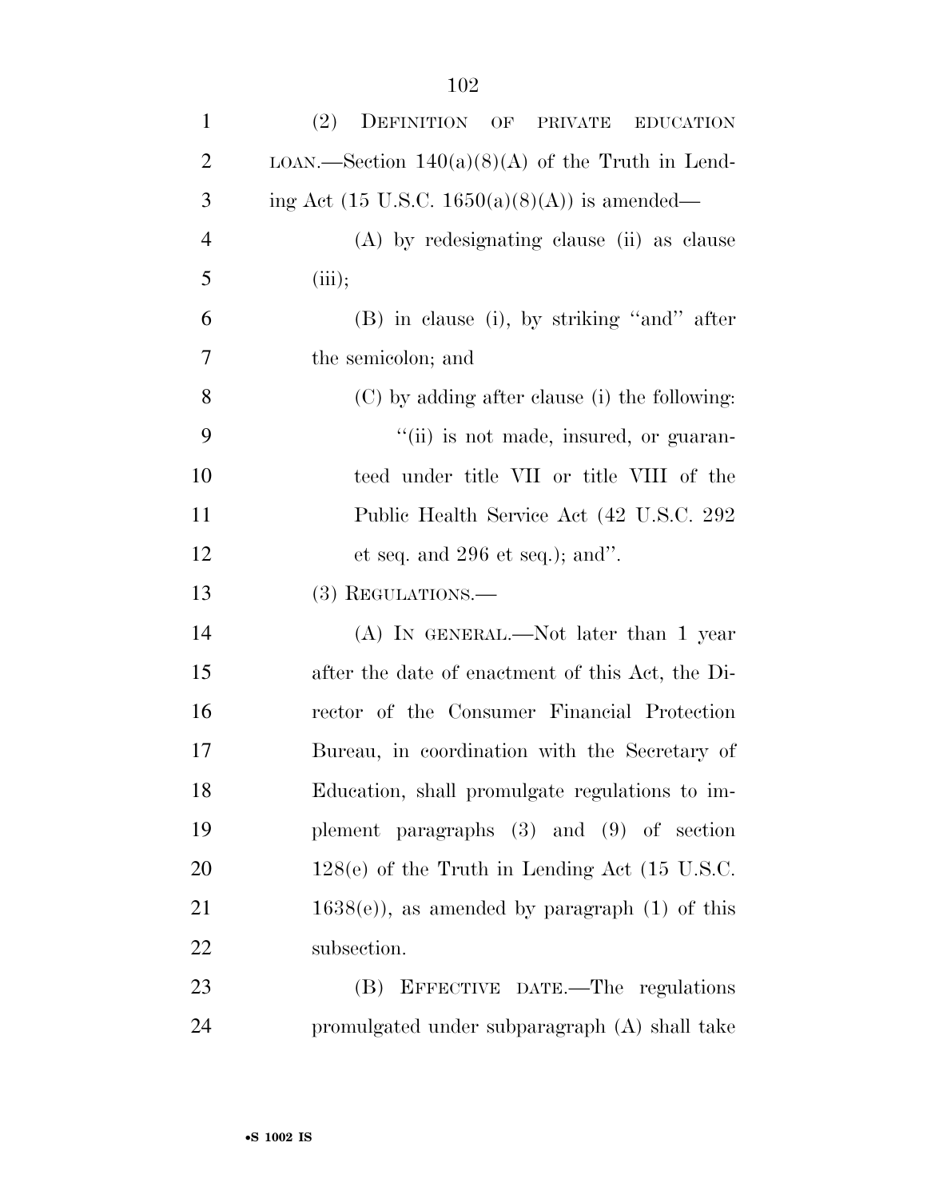(2) DEFINITION OF PRIVATE EDUCATION LOAN.—Section 140(a)(8)(A) of the Truth in Lending Act (15 U.S.C. 1650(a)(8)(A)) is amended—

(A) by redesignating clause (ii) as clause (iii);

(B) in clause (i), by striking "and" after the semicolon; and

(C) by adding after clause (i) the following:

"(ii) is not made, insured, or guaranteed under title VII or title VIII of the Public Health Service Act (42 U.S.C. 292 et seq. and 296 et seq.); and".

(3) REGULATIONS.—

(A) IN GENERAL.—Not later than 1 year after the date of enactment of this Act, the Director of the Consumer Financial Protection Bureau, in coordination with the Secretary of Education, shall promulgate regulations to implement paragraphs (3) and (9) of section 128(e) of the Truth in Lending Act (15 U.S.C. 1638(e)), as amended by paragraph (1) of this subsection.

(B) EFFECTIVE DATE.—The regulations promulgated under subparagraph (A) shall take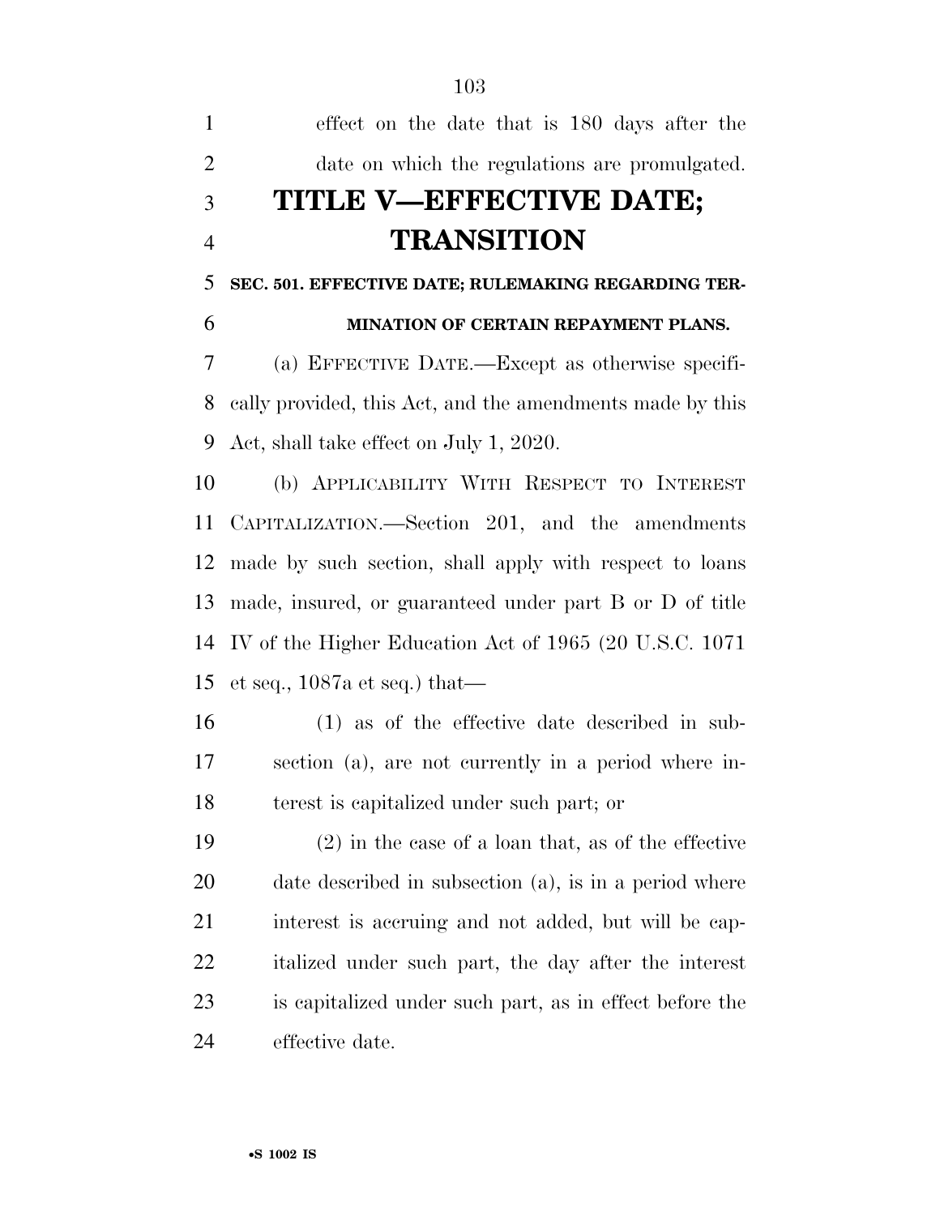effect on the date that is 180 days after the date on which the regulations are promulgated.

# TITLE V—EFFECTIVE DATE; TRANSITION

### SEC. 501. EFFECTIVE DATE; RULEMAKING REGARDING TERMINATION OF CERTAIN REPAYMENT PLANS.

(a) EFFECTIVE DATE.—Except as otherwise specifically provided, this Act, and the amendments made by this Act, shall take effect on July 1, 2020.

(b) APPLICABILITY WITH RESPECT TO INTEREST CAPITALIZATION.—Section 201, and the amendments made by such section, shall apply with respect to loans made, insured, or guaranteed under part B or D of title IV of the Higher Education Act of 1965 (20 U.S.C. 1071 et seq., 1087a et seq.) that—

(1) as of the effective date described in subsection (a), are not currently in a period where interest is capitalized under such part; or

(2) in the case of a loan that, as of the effective date described in subsection (a), is in a period where interest is accruing and not added, but will be capitalized under such part, the day after the interest is capitalized under such part, as in effect before the effective date.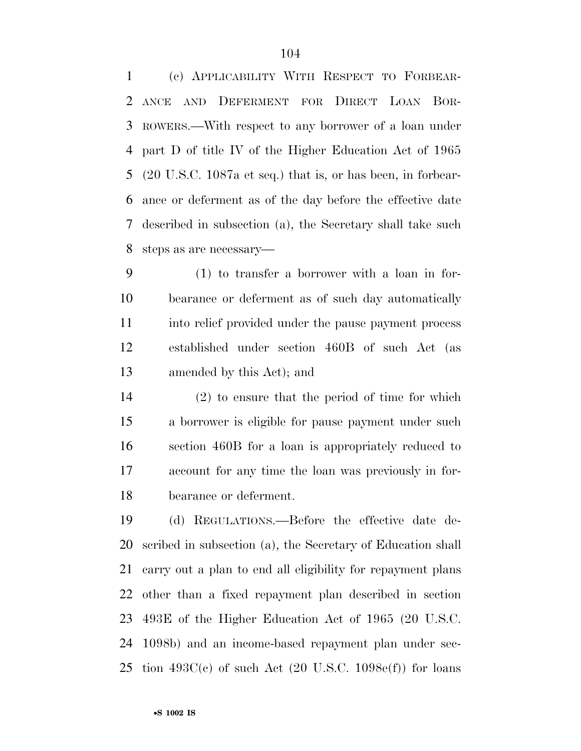(c) APPLICABILITY WITH RESPECT TO FORBEARANCE AND DEFERMENT FOR DIRECT LOAN BORROWERS.—With respect to any borrower of a loan under part D of title IV of the Higher Education Act of 1965 (20 U.S.C. 1087a et seq.) that is, or has been, in forbearance or deferment as of the day before the effective date described in subsection (a), the Secretary shall take such steps as are necessary—

(1) to transfer a borrower with a loan in forbearance or deferment as of such day automatically into relief provided under the pause payment process established under section 460B of such Act (as amended by this Act); and

(2) to ensure that the period of time for which a borrower is eligible for pause payment under such section 460B for a loan is appropriately reduced to account for any time the loan was previously in forbearance or deferment.

(d) REGULATIONS.—Before the effective date described in subsection (a), the Secretary of Education shall carry out a plan to end all eligibility for repayment plans other than a fixed repayment plan described in section 493E of the Higher Education Act of 1965 (20 U.S.C. 1098b) and an income-based repayment plan under section 493C(c) of such Act (20 U.S.C. 1098e(f)) for loans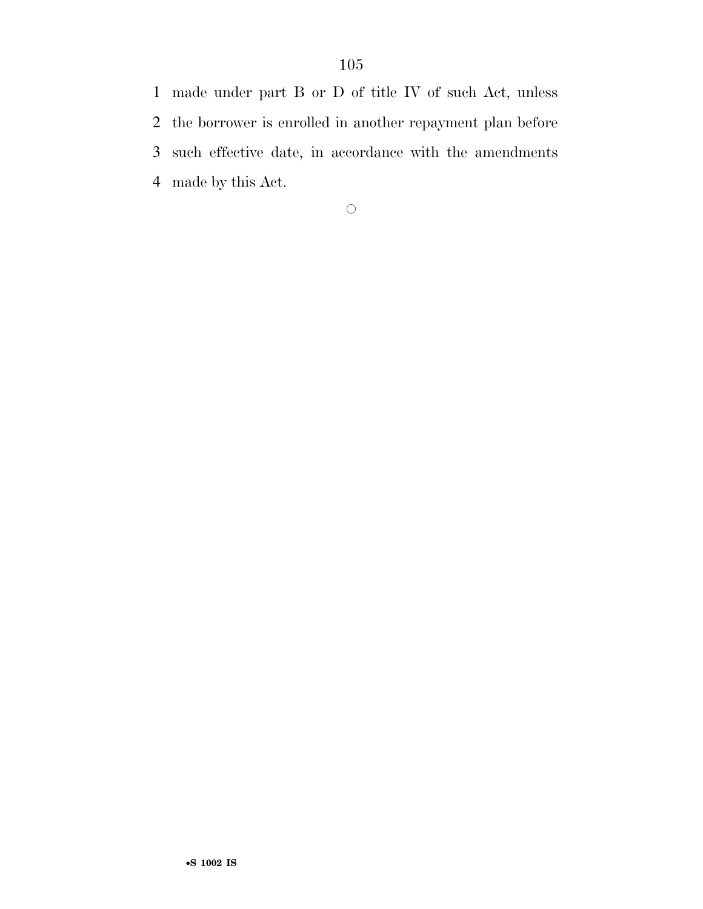made under part B or D of title IV of such Act, unless the borrower is enrolled in another repayment plan before such effective date, in accordance with the amendments made by this Act.

○